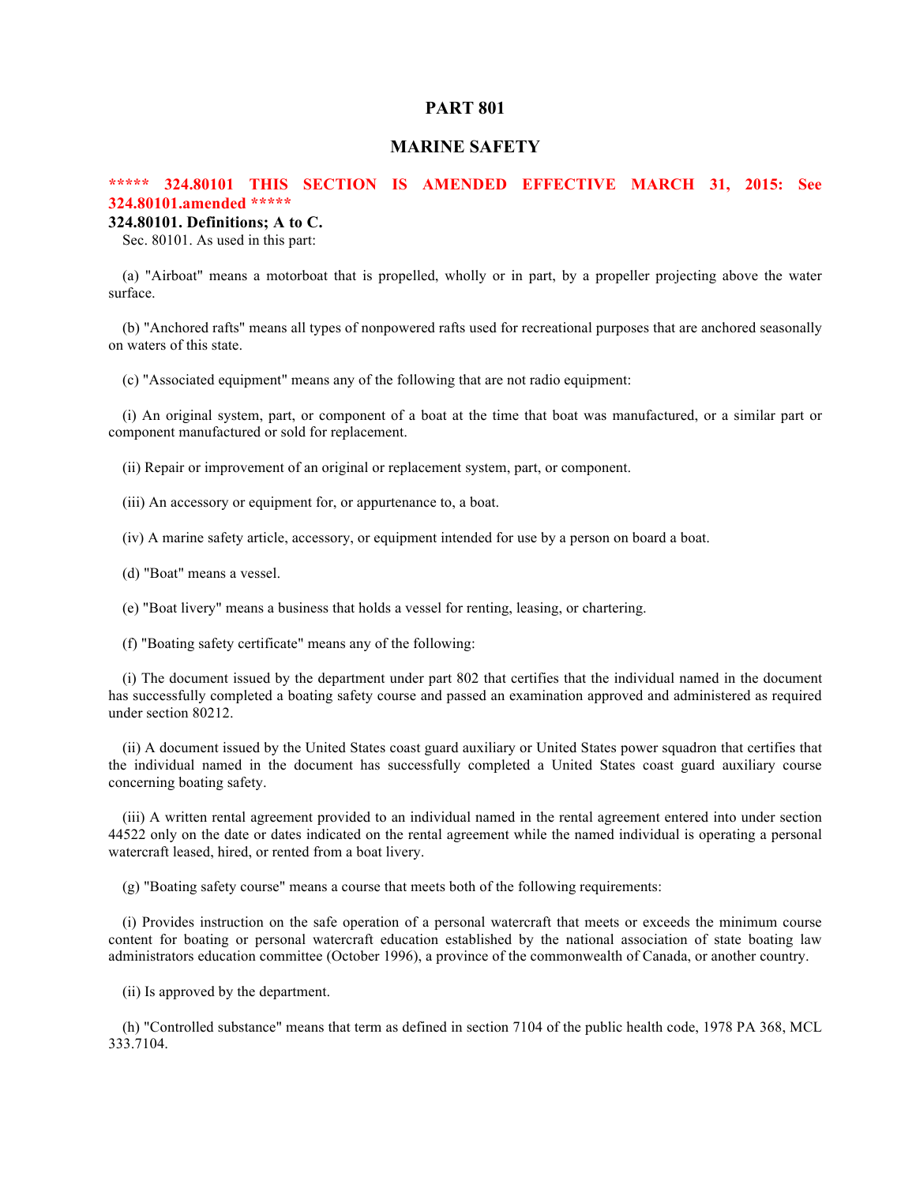# PART 801

## MARINE SAFETY

**\*\*\*\*\* 324.80101 THIS SECTION IS AMENDED EFFECTIVE MARCH 31, 2015: See 324.80101.amended \*\*\*\*\***

**324.80101. Definitions; A to C.**

Sec. 80101. As used in this part:

(a) "Airboat" means a motorboat that is propelled, wholly or in part, by a propeller projecting above the water surface.

(b) "Anchored rafts" means all types of nonpowered rafts used for recreational purposes that are anchored seasonally on waters of this state.

(c) "Associated equipment" means any of the following that are not radio equipment:

(i) An original system, part, or component of a boat at the time that boat was manufactured, or a similar part or component manufactured or sold for replacement.

(ii) Repair or improvement of an original or replacement system, part, or component.

(iii) An accessory or equipment for, or appurtenance to, a boat.

(iv) A marine safety article, accessory, or equipment intended for use by a person on board a boat.

(d) "Boat" means a vessel.

(e) "Boat livery" means a business that holds a vessel for renting, leasing, or chartering.

(f) "Boating safety certificate" means any of the following:

(i) The document issued by the department under part 802 that certifies that the individual named in the document has successfully completed a boating safety course and passed an examination approved and administered as required under section 80212.

(ii) A document issued by the United States coast guard auxiliary or United States power squadron that certifies that the individual named in the document has successfully completed a United States coast guard auxiliary course concerning boating safety.

(iii) A written rental agreement provided to an individual named in the rental agreement entered into under section 44522 only on the date or dates indicated on the rental agreement while the named individual is operating a personal watercraft leased, hired, or rented from a boat livery.

(g) "Boating safety course" means a course that meets both of the following requirements:

(i) Provides instruction on the safe operation of a personal watercraft that meets or exceeds the minimum course content for boating or personal watercraft education established by the national association of state boating law administrators education committee (October 1996), a province of the commonwealth of Canada, or another country.

(ii) Is approved by the department.

(h) "Controlled substance" means that term as defined in section 7104 of the public health code, 1978 PA 368, MCL 333.7104.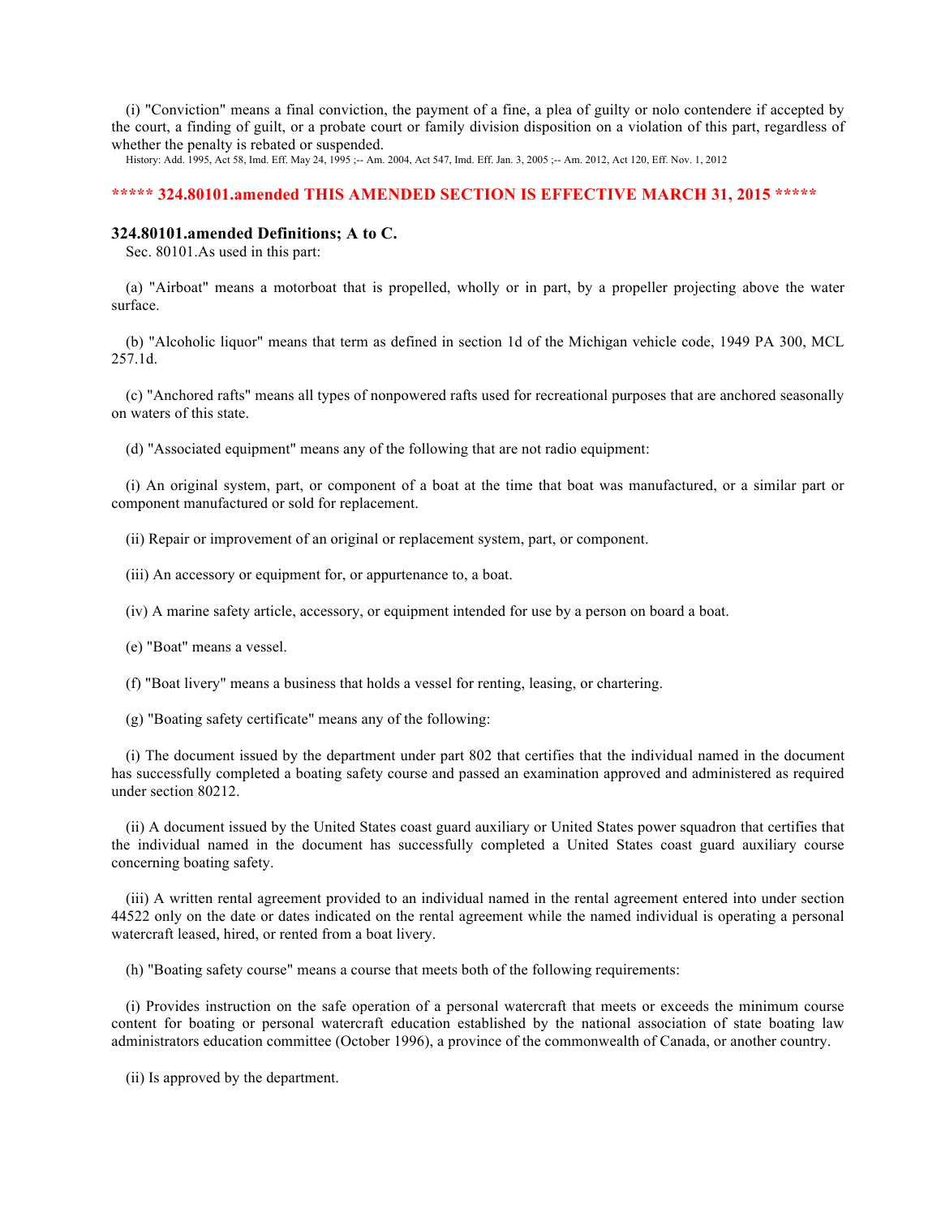(i) "Conviction" means a final conviction, the payment of a fine, a plea of guilty or nolo contendere if accepted by the court, a finding of guilt, or a probate court or family division disposition on a violation of this part, regardless of whether the penalty is rebated or suspended.

History: Add. 1995, Act 58, Imd. Eff. May 24, 1995 ;-- Am. 2004, Act 547, Imd. Eff. Jan. 3, 2005 ;-- Am. 2012, Act 120, Eff. Nov. 1, 2012

**\*\*\*\*\* 324.80101.amended THIS AMENDED SECTION IS EFFECTIVE MARCH 31, 2015 \*\*\*\*\***

### 324.80101.amended Definitions; A to C.

Sec. 80101.As used in this part:

(a) "Airboat" means a motorboat that is propelled, wholly or in part, by a propeller projecting above the water surface.

(b) "Alcoholic liquor" means that term as defined in section 1d of the Michigan vehicle code, 1949 PA 300, MCL 257.1d.

(c) "Anchored rafts" means all types of nonpowered rafts used for recreational purposes that are anchored seasonally on waters of this state.

(d) "Associated equipment" means any of the following that are not radio equipment:

(i) An original system, part, or component of a boat at the time that boat was manufactured, or a similar part or component manufactured or sold for replacement.

(ii) Repair or improvement of an original or replacement system, part, or component.

(iii) An accessory or equipment for, or appurtenance to, a boat.

(iv) A marine safety article, accessory, or equipment intended for use by a person on board a boat.

(e) "Boat" means a vessel.

(f) "Boat livery" means a business that holds a vessel for renting, leasing, or chartering.

(g) "Boating safety certificate" means any of the following:

(i) The document issued by the department under part 802 that certifies that the individual named in the document has successfully completed a boating safety course and passed an examination approved and administered as required under section 80212.

(ii) A document issued by the United States coast guard auxiliary or United States power squadron that certifies that the individual named in the document has successfully completed a United States coast guard auxiliary course concerning boating safety.

(iii) A written rental agreement provided to an individual named in the rental agreement entered into under section 44522 only on the date or dates indicated on the rental agreement while the named individual is operating a personal watercraft leased, hired, or rented from a boat livery.

(h) "Boating safety course" means a course that meets both of the following requirements:

(i) Provides instruction on the safe operation of a personal watercraft that meets or exceeds the minimum course content for boating or personal watercraft education established by the national association of state boating law administrators education committee (October 1996), a province of the commonwealth of Canada, or another country.

(ii) Is approved by the department.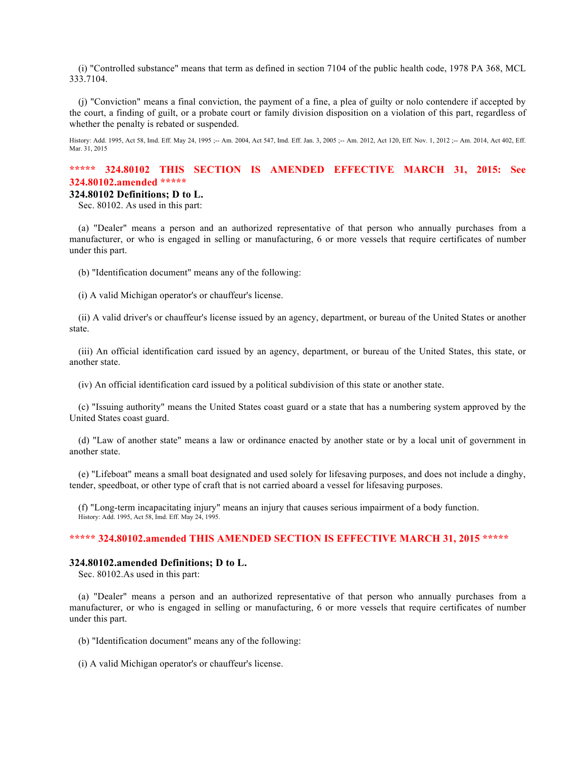(i) "Controlled substance" means that term as defined in section 7104 of the public health code, 1978 PA 368, MCL 333.7104.

(j) "Conviction" means a final conviction, the payment of a fine, a plea of guilty or nolo contendere if accepted by the court, a finding of guilt, or a probate court or family division disposition on a violation of this part, regardless of whether the penalty is rebated or suspended.

History: Add. 1995, Act 58, Imd. Eff. May 24, 1995 ;-- Am. 2004, Act 547, Imd. Eff. Jan. 3, 2005 ;-- Am. 2012, Act 120, Eff. Nov. 1, 2012 ;-- Am. 2014, Act 402, Eff. Mar. 31, 2015

**\*\*\*\*\* 324.80102 THIS SECTION IS AMENDED EFFECTIVE MARCH 31, 2015: See 324.80102.amended \*\*\*\*\***

**324.80102 Definitions; D to L.**

Sec. 80102. As used in this part:

(a) "Dealer" means a person and an authorized representative of that person who annually purchases from a manufacturer, or who is engaged in selling or manufacturing, 6 or more vessels that require certificates of number under this part.

(b) "Identification document" means any of the following:

(i) A valid Michigan operator's or chauffeur's license.

(ii) A valid driver's or chauffeur's license issued by an agency, department, or bureau of the United States or another state.

(iii) An official identification card issued by an agency, department, or bureau of the United States, this state, or another state.

(iv) An official identification card issued by a political subdivision of this state or another state.

(c) "Issuing authority" means the United States coast guard or a state that has a numbering system approved by the United States coast guard.

(d) "Law of another state" means a law or ordinance enacted by another state or by a local unit of government in another state.

(e) "Lifeboat" means a small boat designated and used solely for lifesaving purposes, and does not include a dinghy, tender, speedboat, or other type of craft that is not carried aboard a vessel for lifesaving purposes.

(f) "Long-term incapacitating injury" means an injury that causes serious impairment of a body function.

History: Add. 1995, Act 58, Imd. Eff. May 24, 1995.

**\*\*\*\*\* 324.80102.amended THIS AMENDED SECTION IS EFFECTIVE MARCH 31, 2015 \*\*\*\*\***

**324.80102.amended Definitions; D to L.**

Sec. 80102.As used in this part:

(a) "Dealer" means a person and an authorized representative of that person who annually purchases from a manufacturer, or who is engaged in selling or manufacturing, 6 or more vessels that require certificates of number under this part.

(b) "Identification document" means any of the following:

(i) A valid Michigan operator's or chauffeur's license.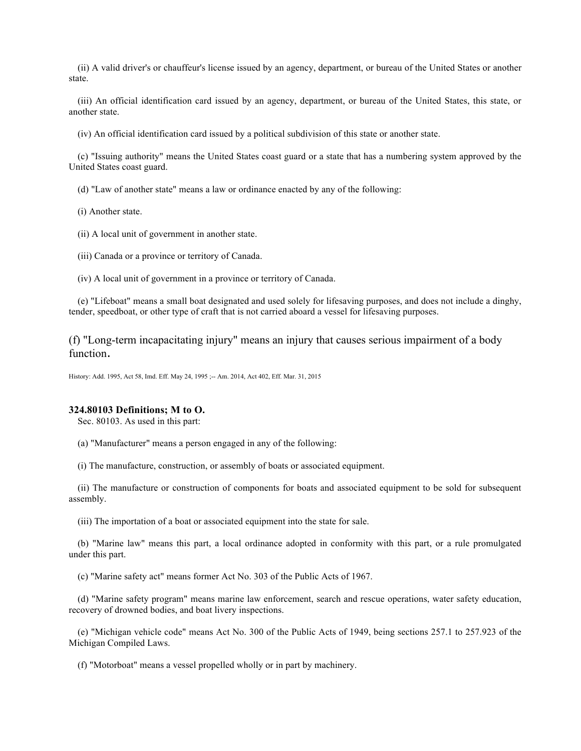(ii) A valid driver's or chauffeur's license issued by an agency, department, or bureau of the United States or another state.

(iii) An official identification card issued by an agency, department, or bureau of the United States, this state, or another state.

(iv) An official identification card issued by a political subdivision of this state or another state.

(c) "Issuing authority" means the United States coast guard or a state that has a numbering system approved by the United States coast guard.

(d) "Law of another state" means a law or ordinance enacted by any of the following:

(i) Another state.

(ii) A local unit of government in another state.

(iii) Canada or a province or territory of Canada.

(iv) A local unit of government in a province or territory of Canada.

(e) "Lifeboat" means a small boat designated and used solely for lifesaving purposes, and does not include a dinghy, tender, speedboat, or other type of craft that is not carried aboard a vessel for lifesaving purposes.

(f) "Long-term incapacitating injury" means an injury that causes serious impairment of a body function.

History: Add. 1995, Act 58, Imd. Eff. May 24, 1995 ;-- Am. 2014, Act 402, Eff. Mar. 31, 2015

**324.80103 Definitions; M to O.**

Sec. 80103. As used in this part:

(a) "Manufacturer" means a person engaged in any of the following:

(i) The manufacture, construction, or assembly of boats or associated equipment.

(ii) The manufacture or construction of components for boats and associated equipment to be sold for subsequent assembly.

(iii) The importation of a boat or associated equipment into the state for sale.

(b) "Marine law" means this part, a local ordinance adopted in conformity with this part, or a rule promulgated under this part.

(c) "Marine safety act" means former Act No. 303 of the Public Acts of 1967.

(d) "Marine safety program" means marine law enforcement, search and rescue operations, water safety education, recovery of drowned bodies, and boat livery inspections.

(e) "Michigan vehicle code" means Act No. 300 of the Public Acts of 1949, being sections 257.1 to 257.923 of the Michigan Compiled Laws.

(f) "Motorboat" means a vessel propelled wholly or in part by machinery.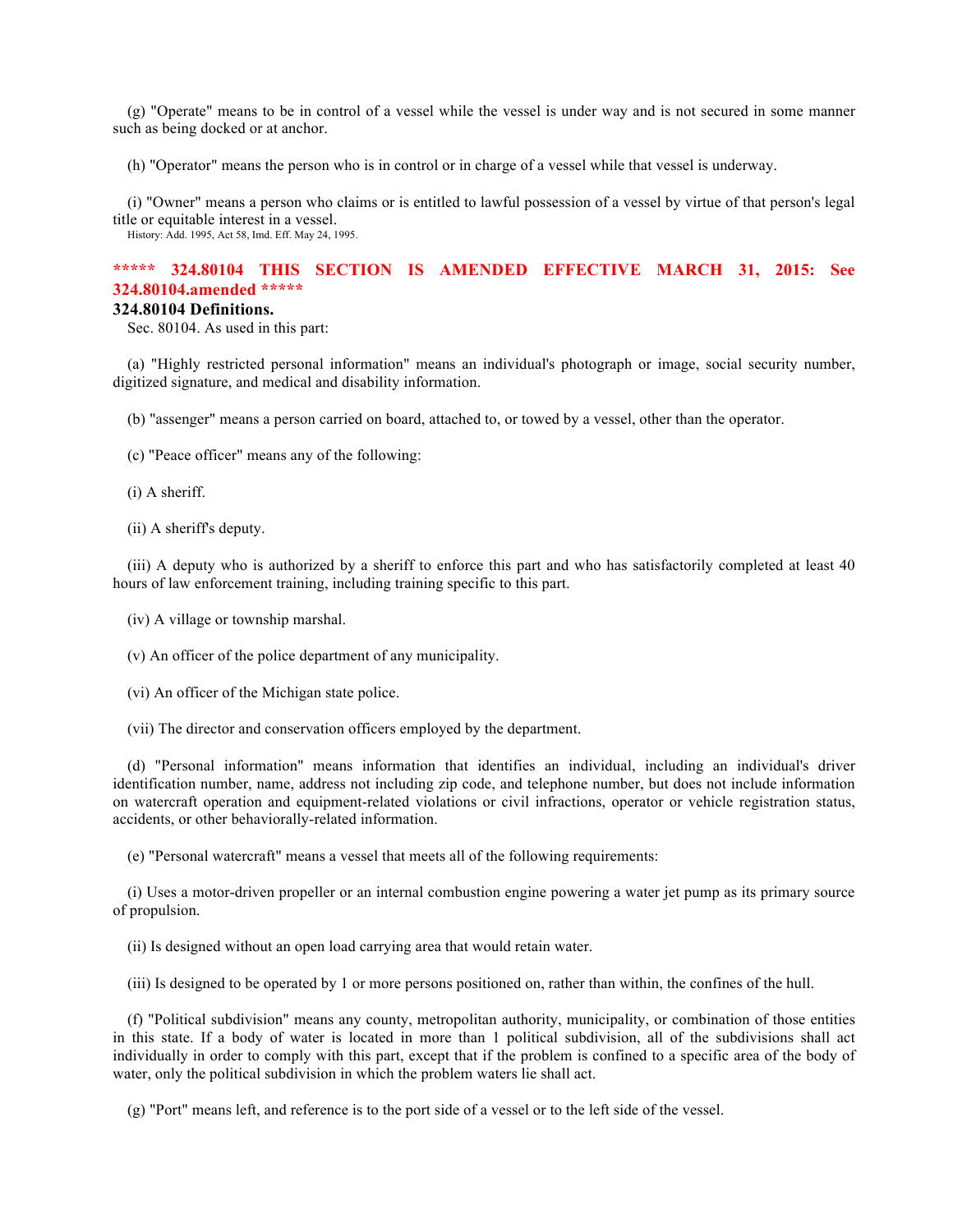(g) "Operate" means to be in control of a vessel while the vessel is under way and is not secured in some manner such as being docked or at anchor.

(h) "Operator" means the person who is in control or in charge of a vessel while that vessel is underway.

(i) "Owner" means a person who claims or is entitled to lawful possession of a vessel by virtue of that person's legal title or equitable interest in a vessel.

History: Add. 1995, Act 58, Imd. Eff. May 24, 1995.

**\*\*\*\*\* 324.80104 THIS SECTION IS AMENDED EFFECTIVE MARCH 31, 2015: See 324.80104.amended \*\*\*\*\***

### 324.80104 Definitions.

Sec. 80104. As used in this part:

(a) "Highly restricted personal information" means an individual's photograph or image, social security number, digitized signature, and medical and disability information.

(b) "assenger" means a person carried on board, attached to, or towed by a vessel, other than the operator.

(c) "Peace officer" means any of the following:

(i) A sheriff.

(ii) A sheriff's deputy.

(iii) A deputy who is authorized by a sheriff to enforce this part and who has satisfactorily completed at least 40 hours of law enforcement training, including training specific to this part.

(iv) A village or township marshal.

(v) An officer of the police department of any municipality.

(vi) An officer of the Michigan state police.

(vii) The director and conservation officers employed by the department.

(d) "Personal information" means information that identifies an individual, including an individual's driver identification number, name, address not including zip code, and telephone number, but does not include information on watercraft operation and equipment-related violations or civil infractions, operator or vehicle registration status, accidents, or other behaviorally-related information.

(e) "Personal watercraft" means a vessel that meets all of the following requirements:

(i) Uses a motor-driven propeller or an internal combustion engine powering a water jet pump as its primary source of propulsion.

(ii) Is designed without an open load carrying area that would retain water.

(iii) Is designed to be operated by 1 or more persons positioned on, rather than within, the confines of the hull.

(f) "Political subdivision" means any county, metropolitan authority, municipality, or combination of those entities in this state. If a body of water is located in more than 1 political subdivision, all of the subdivisions shall act individually in order to comply with this part, except that if the problem is confined to a specific area of the body of water, only the political subdivision in which the problem waters lie shall act.

(g) "Port" means left, and reference is to the port side of a vessel or to the left side of the vessel.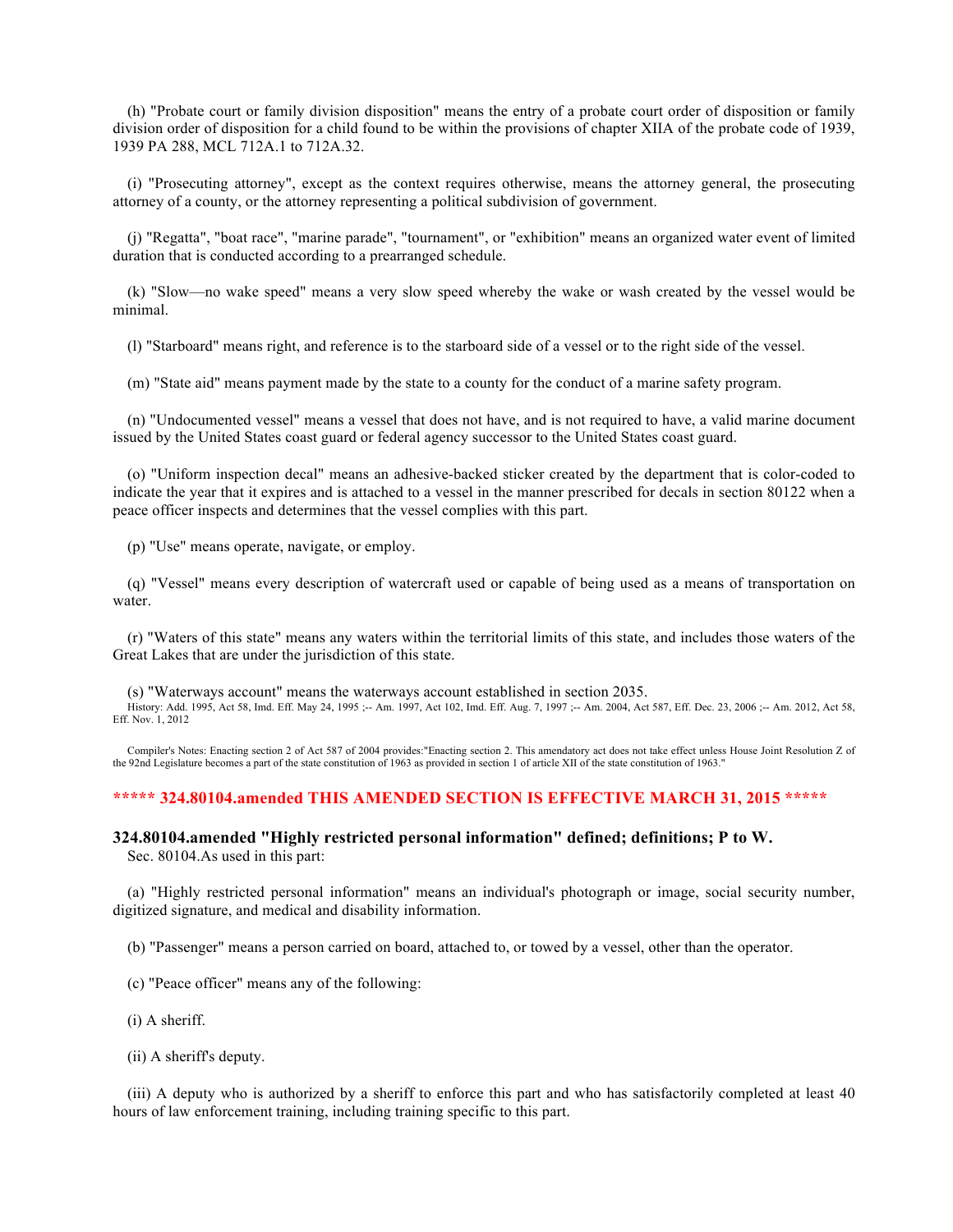(h) "Probate court or family division disposition" means the entry of a probate court order of disposition or family division order of disposition for a child found to be within the provisions of chapter XIIA of the probate code of 1939, 1939 PA 288, MCL 712A.1 to 712A.32.

(i) "Prosecuting attorney", except as the context requires otherwise, means the attorney general, the prosecuting attorney of a county, or the attorney representing a political subdivision of government.

(j) "Regatta", "boat race", "marine parade", "tournament", or "exhibition" means an organized water event of limited duration that is conducted according to a prearranged schedule.

(k) "Slow—no wake speed" means a very slow speed whereby the wake or wash created by the vessel would be minimal.

(l) "Starboard" means right, and reference is to the starboard side of a vessel or to the right side of the vessel.

(m) "State aid" means payment made by the state to a county for the conduct of a marine safety program.

(n) "Undocumented vessel" means a vessel that does not have, and is not required to have, a valid marine document issued by the United States coast guard or federal agency successor to the United States coast guard.

(o) "Uniform inspection decal" means an adhesive-backed sticker created by the department that is color-coded to indicate the year that it expires and is attached to a vessel in the manner prescribed for decals in section 80122 when a peace officer inspects and determines that the vessel complies with this part.

(p) "Use" means operate, navigate, or employ.

(q) "Vessel" means every description of watercraft used or capable of being used as a means of transportation on water.

(r) "Waters of this state" means any waters within the territorial limits of this state, and includes those waters of the Great Lakes that are under the jurisdiction of this state.

(s) "Waterways account" means the waterways account established in section 2035.

History: Add. 1995, Act 58, Imd. Eff. May 24, 1995 ;-- Am. 1997, Act 102, Imd. Eff. Aug. 7, 1997 ;-- Am. 2004, Act 587, Eff. Dec. 23, 2006 ;-- Am. 2012, Act 58, Eff. Nov. 1, 2012

Compiler's Notes: Enacting section 2 of Act 587 of 2004 provides:"Enacting section 2. This amendatory act does not take effect unless House Joint Resolution Z of the 92nd Legislature becomes a part of the state constitution of 1963 as provided in section 1 of article XII of the state constitution of 1963."

**\*\*\*\*\* 324.80104.amended THIS AMENDED SECTION IS EFFECTIVE MARCH 31, 2015 \*\*\*\*\***

### 324.80104.amended "Highly restricted personal information" defined; definitions; P to W.

Sec. 80104.As used in this part:

(a) "Highly restricted personal information" means an individual's photograph or image, social security number, digitized signature, and medical and disability information.

(b) "Passenger" means a person carried on board, attached to, or towed by a vessel, other than the operator.

(c) "Peace officer" means any of the following:

(i) A sheriff.

(ii) A sheriff's deputy.

(iii) A deputy who is authorized by a sheriff to enforce this part and who has satisfactorily completed at least 40 hours of law enforcement training, including training specific to this part.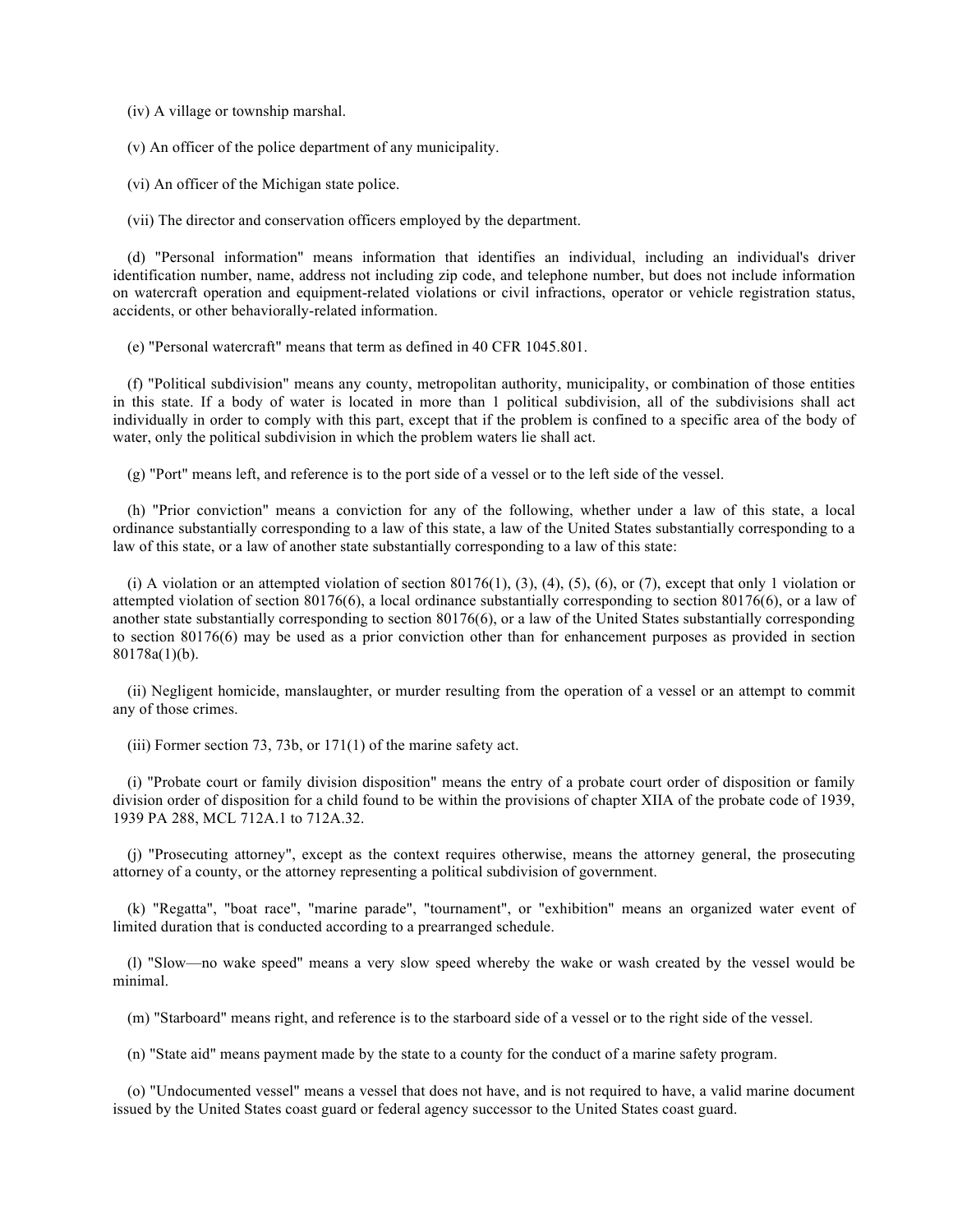(iv) A village or township marshal.

(v) An officer of the police department of any municipality.

(vi) An officer of the Michigan state police.

(vii) The director and conservation officers employed by the department.

(d) "Personal information" means information that identifies an individual, including an individual's driver identification number, name, address not including zip code, and telephone number, but does not include information on watercraft operation and equipment-related violations or civil infractions, operator or vehicle registration status, accidents, or other behaviorally-related information.

(e) "Personal watercraft" means that term as defined in 40 CFR 1045.801.

(f) "Political subdivision" means any county, metropolitan authority, municipality, or combination of those entities in this state. If a body of water is located in more than 1 political subdivision, all of the subdivisions shall act individually in order to comply with this part, except that if the problem is confined to a specific area of the body of water, only the political subdivision in which the problem waters lie shall act.

(g) "Port" means left, and reference is to the port side of a vessel or to the left side of the vessel.

(h) "Prior conviction" means a conviction for any of the following, whether under a law of this state, a local ordinance substantially corresponding to a law of this state, a law of the United States substantially corresponding to a law of this state, or a law of another state substantially corresponding to a law of this state:

(i) A violation or an attempted violation of section 80176(1), (3), (4), (5), (6), or (7), except that only 1 violation or attempted violation of section 80176(6), a local ordinance substantially corresponding to section 80176(6), or a law of another state substantially corresponding to section 80176(6), or a law of the United States substantially corresponding to section 80176(6) may be used as a prior conviction other than for enhancement purposes as provided in section 80178a(1)(b).

(ii) Negligent homicide, manslaughter, or murder resulting from the operation of a vessel or an attempt to commit any of those crimes.

(iii) Former section 73, 73b, or 171(1) of the marine safety act.

(i) "Probate court or family division disposition" means the entry of a probate court order of disposition or family division order of disposition for a child found to be within the provisions of chapter XIIA of the probate code of 1939, 1939 PA 288, MCL 712A.1 to 712A.32.

(j) "Prosecuting attorney", except as the context requires otherwise, means the attorney general, the prosecuting attorney of a county, or the attorney representing a political subdivision of government.

(k) "Regatta", "boat race", "marine parade", "tournament", or "exhibition" means an organized water event of limited duration that is conducted according to a prearranged schedule.

(l) "Slow—no wake speed" means a very slow speed whereby the wake or wash created by the vessel would be minimal.

(m) "Starboard" means right, and reference is to the starboard side of a vessel or to the right side of the vessel.

(n) "State aid" means payment made by the state to a county for the conduct of a marine safety program.

(o) "Undocumented vessel" means a vessel that does not have, and is not required to have, a valid marine document issued by the United States coast guard or federal agency successor to the United States coast guard.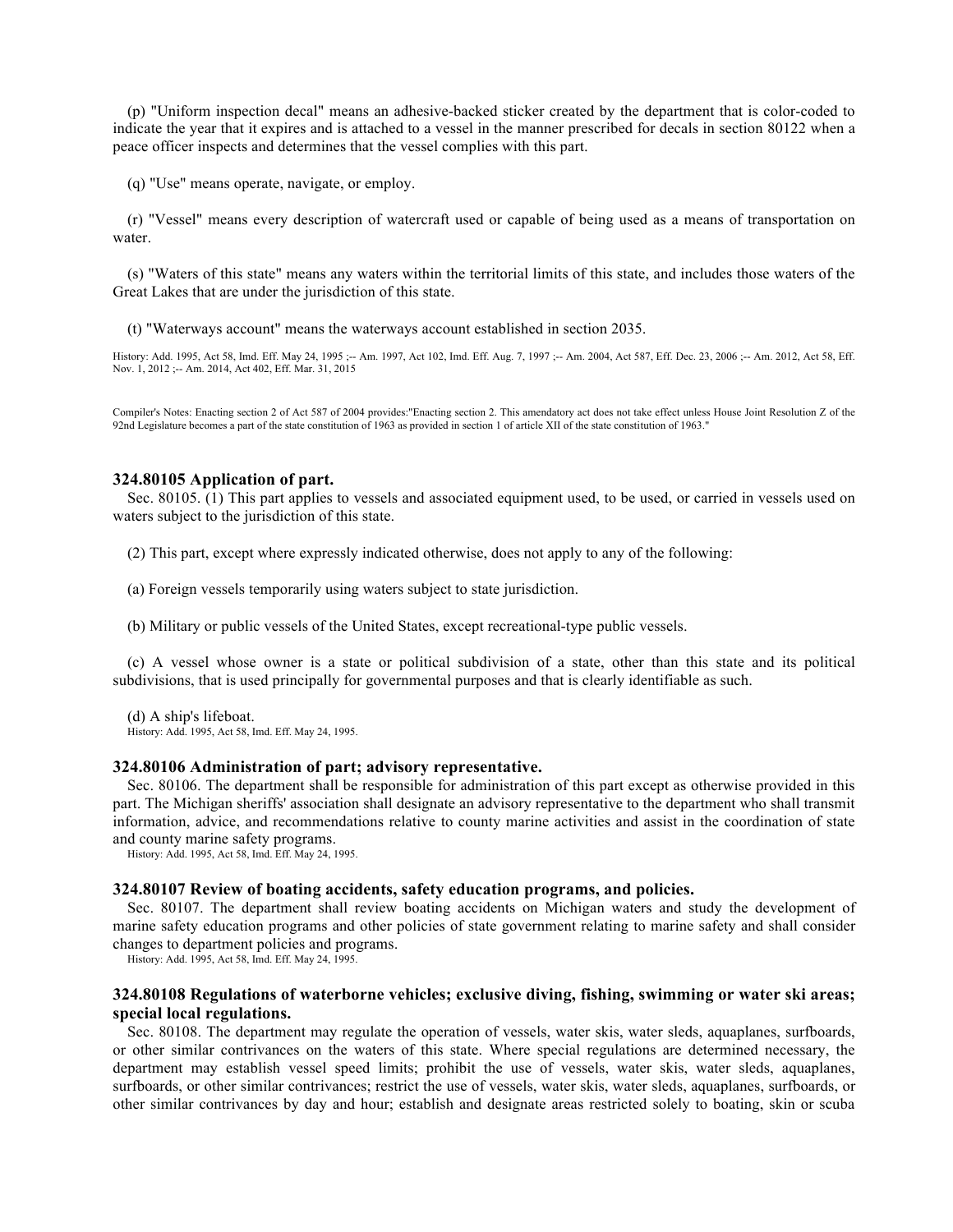(p) "Uniform inspection decal" means an adhesive-backed sticker created by the department that is color-coded to indicate the year that it expires and is attached to a vessel in the manner prescribed for decals in section 80122 when a peace officer inspects and determines that the vessel complies with this part.

(q) "Use" means operate, navigate, or employ.

(r) "Vessel" means every description of watercraft used or capable of being used as a means of transportation on water.

(s) "Waters of this state" means any waters within the territorial limits of this state, and includes those waters of the Great Lakes that are under the jurisdiction of this state.

(t) "Waterways account" means the waterways account established in section 2035.

History: Add. 1995, Act 58, Imd. Eff. May 24, 1995 ;-- Am. 1997, Act 102, Imd. Eff. Aug. 7, 1997 ;-- Am. 2004, Act 587, Eff. Dec. 23, 2006 ;-- Am. 2012, Act 58, Eff. Nov. 1, 2012 ;-- Am. 2014, Act 402, Eff. Mar. 31, 2015

Compiler's Notes: Enacting section 2 of Act 587 of 2004 provides:"Enacting section 2. This amendatory act does not take effect unless House Joint Resolution Z of the 92nd Legislature becomes a part of the state constitution of 1963 as provided in section 1 of article XII of the state constitution of 1963."

### 324.80105 Application of part.

Sec. 80105. (1) This part applies to vessels and associated equipment used, to be used, or carried in vessels used on waters subject to the jurisdiction of this state.

(2) This part, except where expressly indicated otherwise, does not apply to any of the following:

(a) Foreign vessels temporarily using waters subject to state jurisdiction.

(b) Military or public vessels of the United States, except recreational-type public vessels.

(c) A vessel whose owner is a state or political subdivision of a state, other than this state and its political subdivisions, that is used principally for governmental purposes and that is clearly identifiable as such.

(d) A ship's lifeboat.

History: Add. 1995, Act 58, Imd. Eff. May 24, 1995.

### 324.80106 Administration of part; advisory representative.

Sec. 80106. The department shall be responsible for administration of this part except as otherwise provided in this part. The Michigan sheriffs' association shall designate an advisory representative to the department who shall transmit information, advice, and recommendations relative to county marine activities and assist in the coordination of state and county marine safety programs.

History: Add. 1995, Act 58, Imd. Eff. May 24, 1995.

### 324.80107 Review of boating accidents, safety education programs, and policies.

Sec. 80107. The department shall review boating accidents on Michigan waters and study the development of marine safety education programs and other policies of state government relating to marine safety and shall consider changes to department policies and programs.

History: Add. 1995, Act 58, Imd. Eff. May 24, 1995.

### 324.80108 Regulations of waterborne vehicles; exclusive diving, fishing, swimming or water ski areas; special local regulations.

Sec. 80108. The department may regulate the operation of vessels, water skis, water sleds, aquaplanes, surfboards, or other similar contrivances on the waters of this state. Where special regulations are determined necessary, the department may establish vessel speed limits; prohibit the use of vessels, water skis, water sleds, aquaplanes, surfboards, or other similar contrivances; restrict the use of vessels, water skis, water sleds, aquaplanes, surfboards, or other similar contrivances by day and hour; establish and designate areas restricted solely to boating, skin or scuba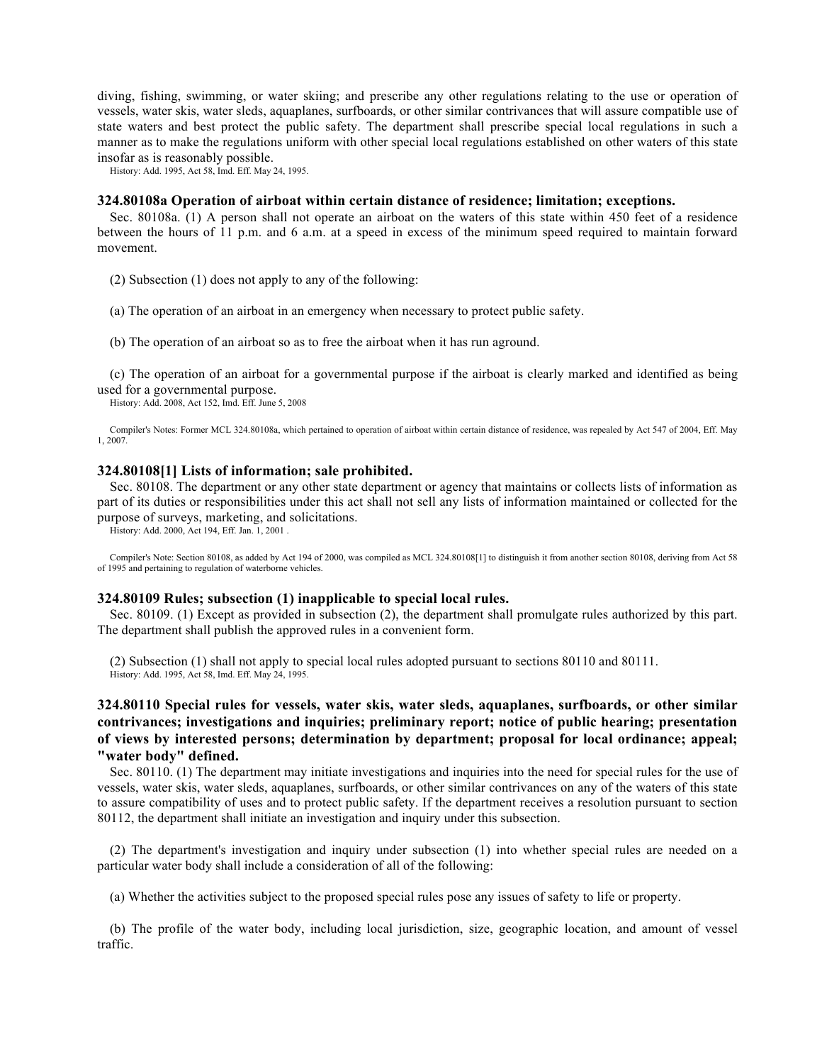diving, fishing, swimming, or water skiing; and prescribe any other regulations relating to the use or operation of vessels, water skis, water sleds, aquaplanes, surfboards, or other similar contrivances that will assure compatible use of state waters and best protect the public safety. The department shall prescribe special local regulations in such a manner as to make the regulations uniform with other special local regulations established on other waters of this state insofar as is reasonably possible.

History: Add. 1995, Act 58, Imd. Eff. May 24, 1995.

### 324.80108a Operation of airboat within certain distance of residence; limitation; exceptions.

Sec. 80108a. (1) A person shall not operate an airboat on the waters of this state within 450 feet of a residence between the hours of 11 p.m. and 6 a.m. at a speed in excess of the minimum speed required to maintain forward movement.

(2) Subsection (1) does not apply to any of the following:

(a) The operation of an airboat in an emergency when necessary to protect public safety.

(b) The operation of an airboat so as to free the airboat when it has run aground.

(c) The operation of an airboat for a governmental purpose if the airboat is clearly marked and identified as being used for a governmental purpose.

History: Add. 2008, Act 152, Imd. Eff. June 5, 2008

Compiler's Notes: Former MCL 324.80108a, which pertained to operation of airboat within certain distance of residence, was repealed by Act 547 of 2004, Eff. May 1, 2007.

### 324.80108[1] Lists of information; sale prohibited.

Sec. 80108. The department or any other state department or agency that maintains or collects lists of information as part of its duties or responsibilities under this act shall not sell any lists of information maintained or collected for the purpose of surveys, marketing, and solicitations.

History: Add. 2000, Act 194, Eff. Jan. 1, 2001 .

Compiler's Note: Section 80108, as added by Act 194 of 2000, was compiled as MCL 324.80108[1] to distinguish it from another section 80108, deriving from Act 58 of 1995 and pertaining to regulation of waterborne vehicles.

### 324.80109 Rules; subsection (1) inapplicable to special local rules.

Sec. 80109. (1) Except as provided in subsection (2), the department shall promulgate rules authorized by this part. The department shall publish the approved rules in a convenient form.

(2) Subsection (1) shall not apply to special local rules adopted pursuant to sections 80110 and 80111.

History: Add. 1995, Act 58, Imd. Eff. May 24, 1995.

### 324.80110 Special rules for vessels, water skis, water sleds, aquaplanes, surfboards, or other similar contrivances; investigations and inquiries; preliminary report; notice of public hearing; presentation of views by interested persons; determination by department; proposal for local ordinance; appeal; "water body" defined.

Sec. 80110. (1) The department may initiate investigations and inquiries into the need for special rules for the use of vessels, water skis, water sleds, aquaplanes, surfboards, or other similar contrivances on any of the waters of this state to assure compatibility of uses and to protect public safety. If the department receives a resolution pursuant to section 80112, the department shall initiate an investigation and inquiry under this subsection.

(2) The department's investigation and inquiry under subsection (1) into whether special rules are needed on a particular water body shall include a consideration of all of the following:

(a) Whether the activities subject to the proposed special rules pose any issues of safety to life or property.

(b) The profile of the water body, including local jurisdiction, size, geographic location, and amount of vessel traffic.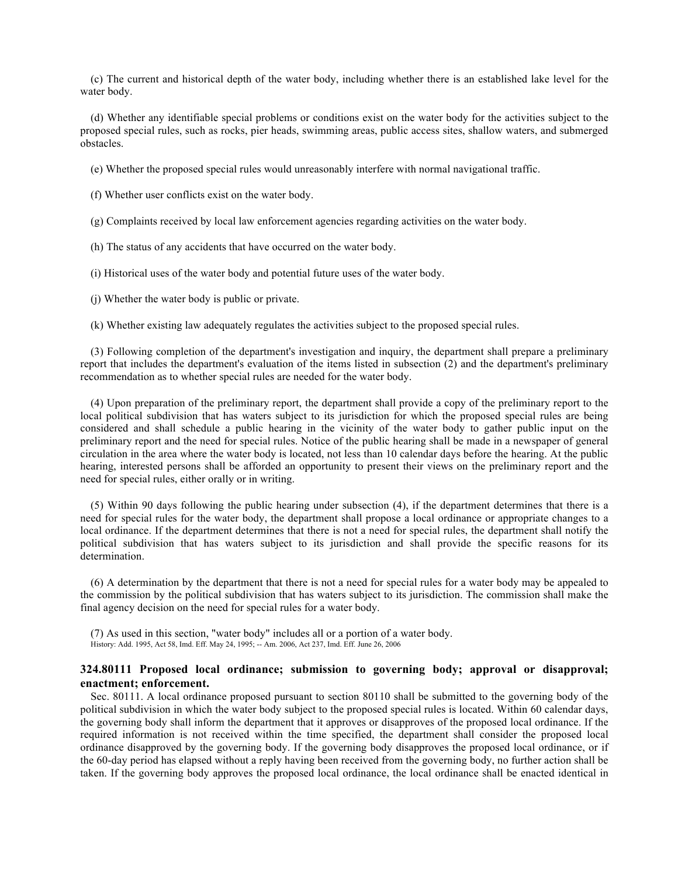(c) The current and historical depth of the water body, including whether there is an established lake level for the water body.

(d) Whether any identifiable special problems or conditions exist on the water body for the activities subject to the proposed special rules, such as rocks, pier heads, swimming areas, public access sites, shallow waters, and submerged obstacles.

(e) Whether the proposed special rules would unreasonably interfere with normal navigational traffic.

(f) Whether user conflicts exist on the water body.

(g) Complaints received by local law enforcement agencies regarding activities on the water body.

(h) The status of any accidents that have occurred on the water body.

(i) Historical uses of the water body and potential future uses of the water body.

(j) Whether the water body is public or private.

(k) Whether existing law adequately regulates the activities subject to the proposed special rules.

(3) Following completion of the department's investigation and inquiry, the department shall prepare a preliminary report that includes the department's evaluation of the items listed in subsection (2) and the department's preliminary recommendation as to whether special rules are needed for the water body.

(4) Upon preparation of the preliminary report, the department shall provide a copy of the preliminary report to the local political subdivision that has waters subject to its jurisdiction for which the proposed special rules are being considered and shall schedule a public hearing in the vicinity of the water body to gather public input on the preliminary report and the need for special rules. Notice of the public hearing shall be made in a newspaper of general circulation in the area where the water body is located, not less than 10 calendar days before the hearing. At the public hearing, interested persons shall be afforded an opportunity to present their views on the preliminary report and the need for special rules, either orally or in writing.

(5) Within 90 days following the public hearing under subsection (4), if the department determines that there is a need for special rules for the water body, the department shall propose a local ordinance or appropriate changes to a local ordinance. If the department determines that there is not a need for special rules, the department shall notify the political subdivision that has waters subject to its jurisdiction and shall provide the specific reasons for its determination.

(6) A determination by the department that there is not a need for special rules for a water body may be appealed to the commission by the political subdivision that has waters subject to its jurisdiction. The commission shall make the final agency decision on the need for special rules for a water body.

(7) As used in this section, "water body" includes all or a portion of a water body.

History: Add. 1995, Act 58, Imd. Eff. May 24, 1995; -- Am. 2006, Act 237, Imd. Eff. June 26, 2006

### 324.80111 Proposed local ordinance; submission to governing body; approval or disapproval; enactment; enforcement.

Sec. 80111. A local ordinance proposed pursuant to section 80110 shall be submitted to the governing body of the political subdivision in which the water body subject to the proposed special rules is located. Within 60 calendar days, the governing body shall inform the department that it approves or disapproves of the proposed local ordinance. If the required information is not received within the time specified, the department shall consider the proposed local ordinance disapproved by the governing body. If the governing body disapproves the proposed local ordinance, or if the 60-day period has elapsed without a reply having been received from the governing body, no further action shall be taken. If the governing body approves the proposed local ordinance, the local ordinance shall be enacted identical in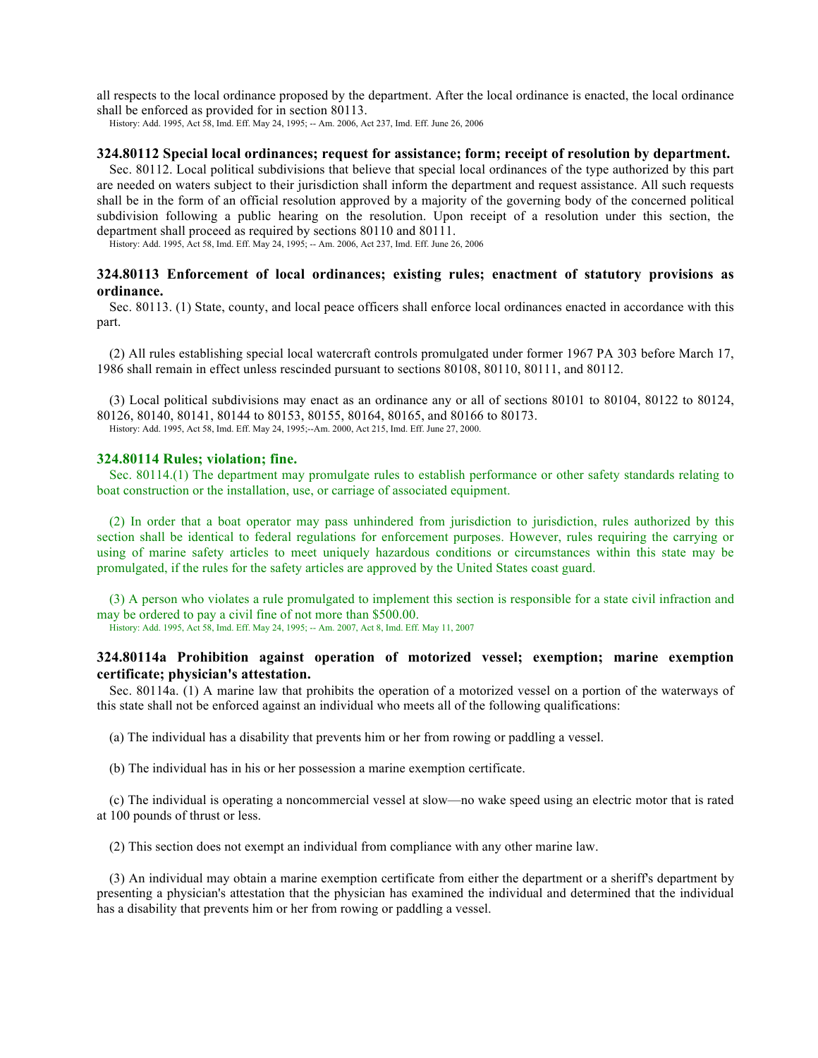all respects to the local ordinance proposed by the department. After the local ordinance is enacted, the local ordinance shall be enforced as provided for in section 80113.

History: Add. 1995, Act 58, Imd. Eff. May 24, 1995; -- Am. 2006, Act 237, Imd. Eff. June 26, 2006

### 324.80112 Special local ordinances; request for assistance; form; receipt of resolution by department.

Sec. 80112. Local political subdivisions that believe that special local ordinances of the type authorized by this part are needed on waters subject to their jurisdiction shall inform the department and request assistance. All such requests shall be in the form of an official resolution approved by a majority of the governing body of the concerned political subdivision following a public hearing on the resolution. Upon receipt of a resolution under this section, the department shall proceed as required by sections 80110 and 80111.

History: Add. 1995, Act 58, Imd. Eff. May 24, 1995; -- Am. 2006, Act 237, Imd. Eff. June 26, 2006

### 324.80113 Enforcement of local ordinances; existing rules; enactment of statutory provisions as ordinance.

Sec. 80113. (1) State, county, and local peace officers shall enforce local ordinances enacted in accordance with this part.

(2) All rules establishing special local watercraft controls promulgated under former 1967 PA 303 before March 17, 1986 shall remain in effect unless rescinded pursuant to sections 80108, 80110, 80111, and 80112.

(3) Local political subdivisions may enact as an ordinance any or all of sections 80101 to 80104, 80122 to 80124, 80126, 80140, 80141, 80144 to 80153, 80155, 80164, 80165, and 80166 to 80173.

History: Add. 1995, Act 58, Imd. Eff. May 24, 1995;--Am. 2000, Act 215, Imd. Eff. June 27, 2000.

### 324.80114 Rules; violation; fine.

Sec. 80114.(1) The department may promulgate rules to establish performance or other safety standards relating to boat construction or the installation, use, or carriage of associated equipment.

(2) In order that a boat operator may pass unhindered from jurisdiction to jurisdiction, rules authorized by this section shall be identical to federal regulations for enforcement purposes. However, rules requiring the carrying or using of marine safety articles to meet uniquely hazardous conditions or circumstances within this state may be promulgated, if the rules for the safety articles are approved by the United States coast guard.

(3) A person who violates a rule promulgated to implement this section is responsible for a state civil infraction and may be ordered to pay a civil fine of not more than $500.00.

History: Add. 1995, Act 58, Imd. Eff. May 24, 1995; -- Am. 2007, Act 8, Imd. Eff. May 11, 2007

### 324.80114a Prohibition against operation of motorized vessel; exemption; marine exemption certificate; physician's attestation.

Sec. 80114a. (1) A marine law that prohibits the operation of a motorized vessel on a portion of the waterways of this state shall not be enforced against an individual who meets all of the following qualifications:

(a) The individual has a disability that prevents him or her from rowing or paddling a vessel.

(b) The individual has in his or her possession a marine exemption certificate.

(c) The individual is operating a noncommercial vessel at slow—no wake speed using an electric motor that is rated at 100 pounds of thrust or less.

(2) This section does not exempt an individual from compliance with any other marine law.

(3) An individual may obtain a marine exemption certificate from either the department or a sheriff's department by presenting a physician's attestation that the physician has examined the individual and determined that the individual has a disability that prevents him or her from rowing or paddling a vessel.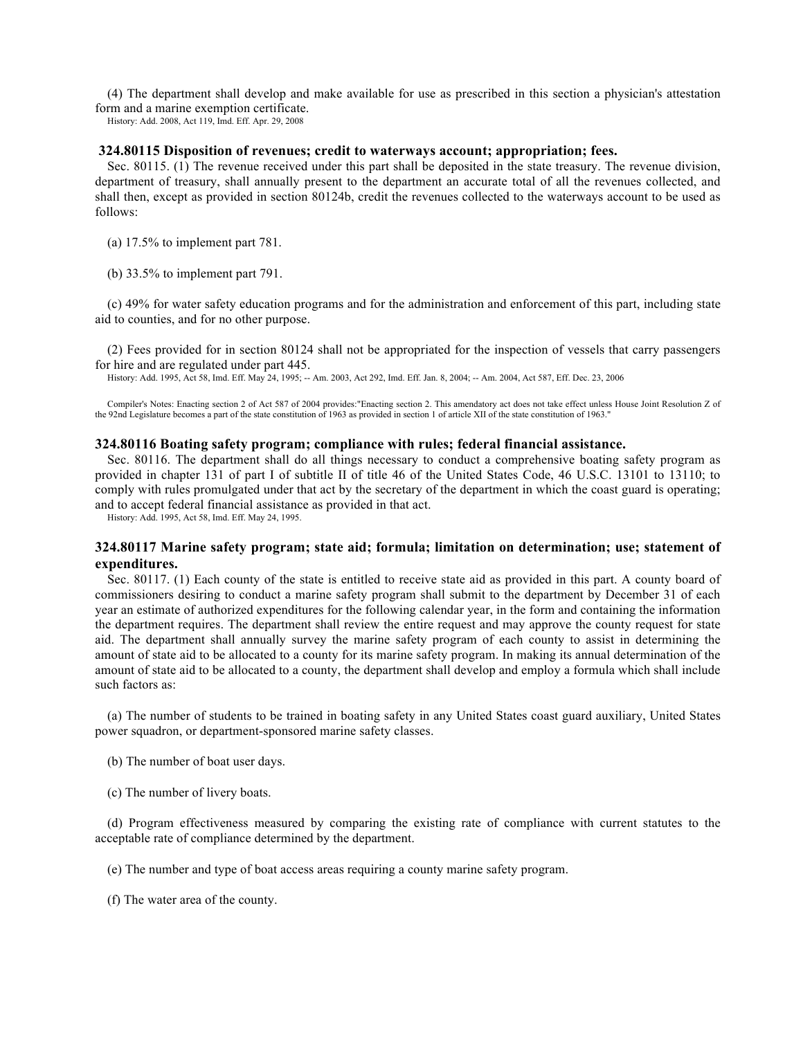(4) The department shall develop and make available for use as prescribed in this section a physician's attestation form and a marine exemption certificate.

History: Add. 2008, Act 119, Imd. Eff. Apr. 29, 2008

### 324.80115 Disposition of revenues; credit to waterways account; appropriation; fees.

Sec. 80115. (1) The revenue received under this part shall be deposited in the state treasury. The revenue division, department of treasury, shall annually present to the department an accurate total of all the revenues collected, and shall then, except as provided in section 80124b, credit the revenues collected to the waterways account to be used as follows:

(a) 17.5% to implement part 781.

(b) 33.5% to implement part 791.

(c) 49% for water safety education programs and for the administration and enforcement of this part, including state aid to counties, and for no other purpose.

(2) Fees provided for in section 80124 shall not be appropriated for the inspection of vessels that carry passengers for hire and are regulated under part 445.

History: Add. 1995, Act 58, Imd. Eff. May 24, 1995; -- Am. 2003, Act 292, Imd. Eff. Jan. 8, 2004; -- Am. 2004, Act 587, Eff. Dec. 23, 2006

Compiler's Notes: Enacting section 2 of Act 587 of 2004 provides:"Enacting section 2. This amendatory act does not take effect unless House Joint Resolution Z of the 92nd Legislature becomes a part of the state constitution of 1963 as provided in section 1 of article XII of the state constitution of 1963."

### 324.80116 Boating safety program; compliance with rules; federal financial assistance.

Sec. 80116. The department shall do all things necessary to conduct a comprehensive boating safety program as provided in chapter 131 of part I of subtitle II of title 46 of the United States Code, 46 U.S.C. 13101 to 13110; to comply with rules promulgated under that act by the secretary of the department in which the coast guard is operating; and to accept federal financial assistance as provided in that act.

History: Add. 1995, Act 58, Imd. Eff. May 24, 1995.

### 324.80117 Marine safety program; state aid; formula; limitation on determination; use; statement of expenditures.

Sec. 80117. (1) Each county of the state is entitled to receive state aid as provided in this part. A county board of commissioners desiring to conduct a marine safety program shall submit to the department by December 31 of each year an estimate of authorized expenditures for the following calendar year, in the form and containing the information the department requires. The department shall review the entire request and may approve the county request for state aid. The department shall annually survey the marine safety program of each county to assist in determining the amount of state aid to be allocated to a county for its marine safety program. In making its annual determination of the amount of state aid to be allocated to a county, the department shall develop and employ a formula which shall include such factors as:

(a) The number of students to be trained in boating safety in any United States coast guard auxiliary, United States power squadron, or department-sponsored marine safety classes.

(b) The number of boat user days.

(c) The number of livery boats.

(d) Program effectiveness measured by comparing the existing rate of compliance with current statutes to the acceptable rate of compliance determined by the department.

(e) The number and type of boat access areas requiring a county marine safety program.

(f) The water area of the county.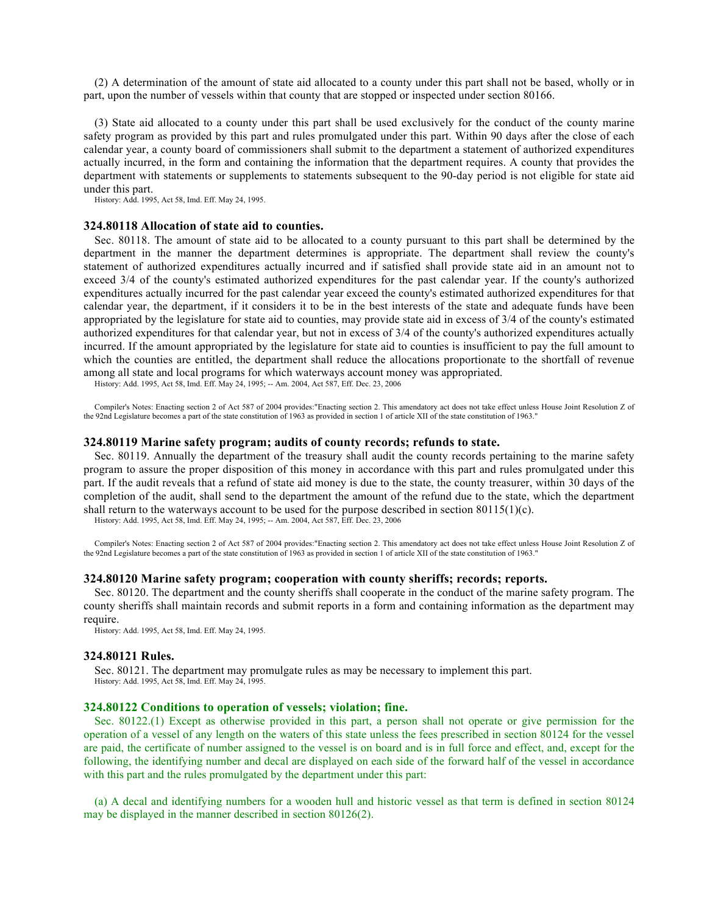(2) A determination of the amount of state aid allocated to a county under this part shall not be based, wholly or in part, upon the number of vessels within that county that are stopped or inspected under section 80166.

(3) State aid allocated to a county under this part shall be used exclusively for the conduct of the county marine safety program as provided by this part and rules promulgated under this part. Within 90 days after the close of each calendar year, a county board of commissioners shall submit to the department a statement of authorized expenditures actually incurred, in the form and containing the information that the department requires. A county that provides the department with statements or supplements to statements subsequent to the 90-day period is not eligible for state aid under this part.

History: Add. 1995, Act 58, Imd. Eff. May 24, 1995.

### 324.80118 Allocation of state aid to counties.

Sec. 80118. The amount of state aid to be allocated to a county pursuant to this part shall be determined by the department in the manner the department determines is appropriate. The department shall review the county's statement of authorized expenditures actually incurred and if satisfied shall provide state aid in an amount not to exceed 3/4 of the county's estimated authorized expenditures for the past calendar year. If the county's authorized expenditures actually incurred for the past calendar year exceed the county's estimated authorized expenditures for that calendar year, the department, if it considers it to be in the best interests of the state and adequate funds have been appropriated by the legislature for state aid to counties, may provide state aid in excess of 3/4 of the county's estimated authorized expenditures for that calendar year, but not in excess of 3/4 of the county's authorized expenditures actually incurred. If the amount appropriated by the legislature for state aid to counties is insufficient to pay the full amount to which the counties are entitled, the department shall reduce the allocations proportionate to the shortfall of revenue among all state and local programs for which waterways account money was appropriated.

History: Add. 1995, Act 58, Imd. Eff. May 24, 1995; -- Am. 2004, Act 587, Eff. Dec. 23, 2006

Compiler's Notes: Enacting section 2 of Act 587 of 2004 provides:"Enacting section 2. This amendatory act does not take effect unless House Joint Resolution Z of the 92nd Legislature becomes a part of the state constitution of 1963 as provided in section 1 of article XII of the state constitution of 1963."

### 324.80119 Marine safety program; audits of county records; refunds to state.

Sec. 80119. Annually the department of the treasury shall audit the county records pertaining to the marine safety program to assure the proper disposition of this money in accordance with this part and rules promulgated under this part. If the audit reveals that a refund of state aid money is due to the state, the county treasurer, within 30 days of the completion of the audit, shall send to the department the amount of the refund due to the state, which the department shall return to the waterways account to be used for the purpose described in section 80115(1)(c).

History: Add. 1995, Act 58, Imd. Eff. May 24, 1995; -- Am. 2004, Act 587, Eff. Dec. 23, 2006

Compiler's Notes: Enacting section 2 of Act 587 of 2004 provides:"Enacting section 2. This amendatory act does not take effect unless House Joint Resolution Z of the 92nd Legislature becomes a part of the state constitution of 1963 as provided in section 1 of article XII of the state constitution of 1963."

### 324.80120 Marine safety program; cooperation with county sheriffs; records; reports.

Sec. 80120. The department and the county sheriffs shall cooperate in the conduct of the marine safety program. The county sheriffs shall maintain records and submit reports in a form and containing information as the department may require.

History: Add. 1995, Act 58, Imd. Eff. May 24, 1995.

### 324.80121 Rules.

Sec. 80121. The department may promulgate rules as may be necessary to implement this part.

History: Add. 1995, Act 58, Imd. Eff. May 24, 1995.

### 324.80122 Conditions to operation of vessels; violation; fine.

Sec. 80122.(1) Except as otherwise provided in this part, a person shall not operate or give permission for the operation of a vessel of any length on the waters of this state unless the fees prescribed in section 80124 for the vessel are paid, the certificate of number assigned to the vessel is on board and is in full force and effect, and, except for the following, the identifying number and decal are displayed on each side of the forward half of the vessel in accordance with this part and the rules promulgated by the department under this part:

(a) A decal and identifying numbers for a wooden hull and historic vessel as that term is defined in section 80124 may be displayed in the manner described in section 80126(2).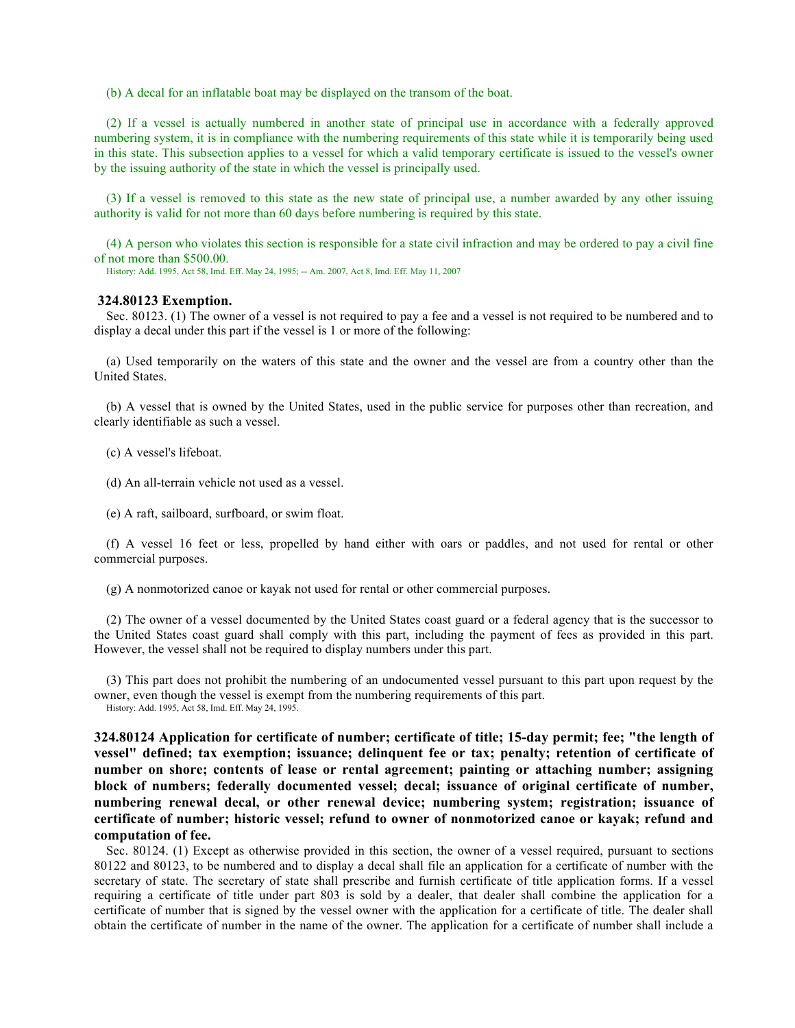(b) A decal for an inflatable boat may be displayed on the transom of the boat.

(2) If a vessel is actually numbered in another state of principal use in accordance with a federally approved numbering system, it is in compliance with the numbering requirements of this state while it is temporarily being used in this state. This subsection applies to a vessel for which a valid temporary certificate is issued to the vessel's owner by the issuing authority of the state in which the vessel is principally used.

(3) If a vessel is removed to this state as the new state of principal use, a number awarded by any other issuing authority is valid for not more than 60 days before numbering is required by this state.

(4) A person who violates this section is responsible for a state civil infraction and may be ordered to pay a civil fine of not more than $500.00.

History: Add. 1995, Act 58, Imd. Eff. May 24, 1995; -- Am. 2007, Act 8, Imd. Eff. May 11, 2007

**324.80123 Exemption.**

Sec. 80123. (1) The owner of a vessel is not required to pay a fee and a vessel is not required to be numbered and to display a decal under this part if the vessel is 1 or more of the following:

(a) Used temporarily on the waters of this state and the owner and the vessel are from a country other than the United States.

(b) A vessel that is owned by the United States, used in the public service for purposes other than recreation, and clearly identifiable as such a vessel.

(c) A vessel's lifeboat.

(d) An all-terrain vehicle not used as a vessel.

(e) A raft, sailboard, surfboard, or swim float.

(f) A vessel 16 feet or less, propelled by hand either with oars or paddles, and not used for rental or other commercial purposes.

(g) A nonmotorized canoe or kayak not used for rental or other commercial purposes.

(2) The owner of a vessel documented by the United States coast guard or a federal agency that is the successor to the United States coast guard shall comply with this part, including the payment of fees as provided in this part. However, the vessel shall not be required to display numbers under this part.

(3) This part does not prohibit the numbering of an undocumented vessel pursuant to this part upon request by the owner, even though the vessel is exempt from the numbering requirements of this part.

History: Add. 1995, Act 58, Imd. Eff. May 24, 1995.

**324.80124 Application for certificate of number; certificate of title; 15-day permit; fee; "the length of vessel" defined; tax exemption; issuance; delinquent fee or tax; penalty; retention of certificate of number on shore; contents of lease or rental agreement; painting or attaching number; assigning block of numbers; federally documented vessel; decal; issuance of original certificate of number, numbering renewal decal, or other renewal device; numbering system; registration; issuance of certificate of number; historic vessel; refund to owner of nonmotorized canoe or kayak; refund and computation of fee.**

Sec. 80124. (1) Except as otherwise provided in this section, the owner of a vessel required, pursuant to sections 80122 and 80123, to be numbered and to display a decal shall file an application for a certificate of number with the secretary of state. The secretary of state shall prescribe and furnish certificate of title application forms. If a vessel requiring a certificate of title under part 803 is sold by a dealer, that dealer shall combine the application for a certificate of number that is signed by the vessel owner with the application for a certificate of title. The dealer shall obtain the certificate of number in the name of the owner. The application for a certificate of number shall include a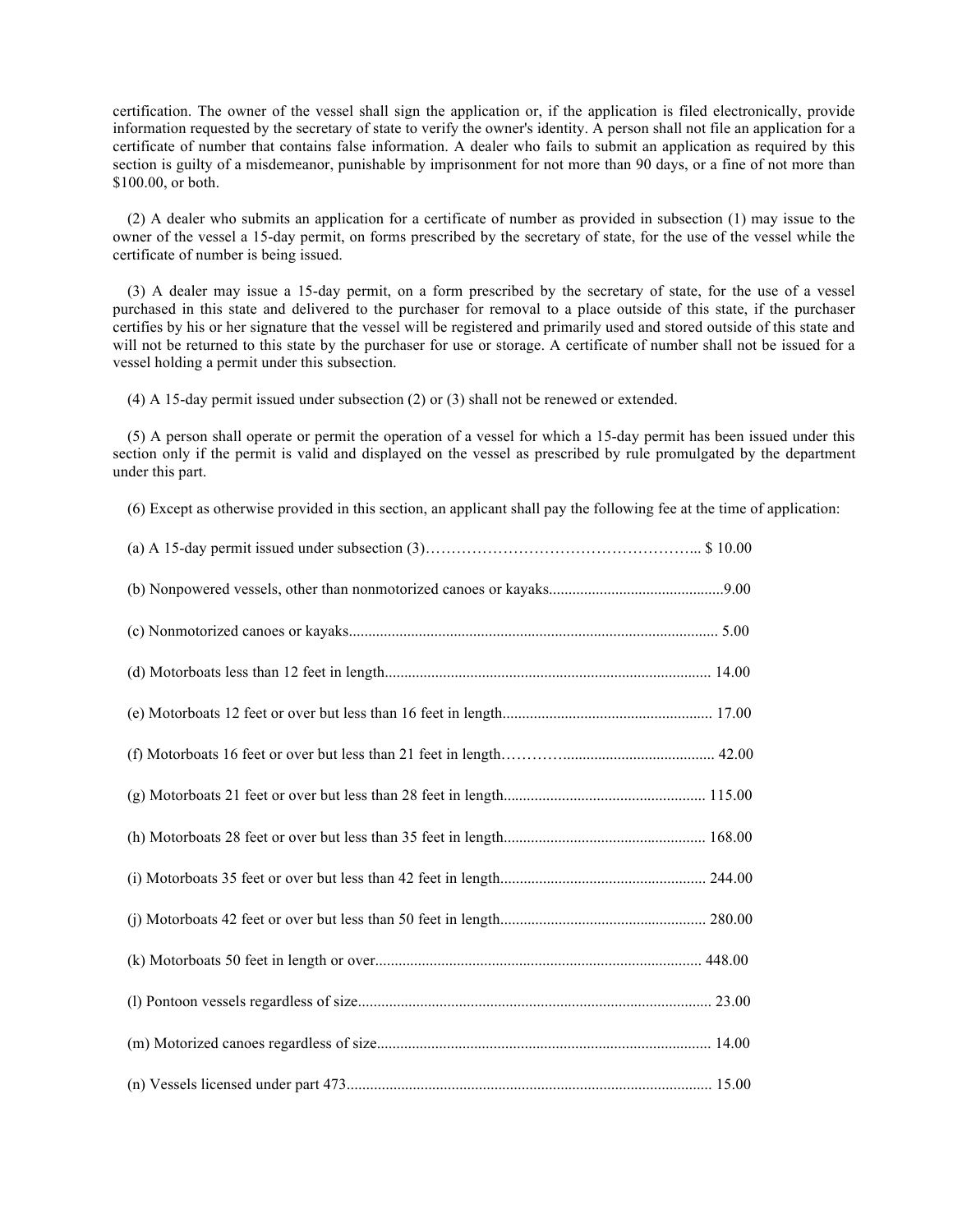certification. The owner of the vessel shall sign the application or, if the application is filed electronically, provide information requested by the secretary of state to verify the owner's identity. A person shall not file an application for a certificate of number that contains false information. A dealer who fails to submit an application as required by this section is guilty of a misdemeanor, punishable by imprisonment for not more than 90 days, or a fine of not more than $100.00, or both.

(2) A dealer who submits an application for a certificate of number as provided in subsection (1) may issue to the owner of the vessel a 15-day permit, on forms prescribed by the secretary of state, for the use of the vessel while the certificate of number is being issued.

(3) A dealer may issue a 15-day permit, on a form prescribed by the secretary of state, for the use of a vessel purchased in this state and delivered to the purchaser for removal to a place outside of this state, if the purchaser certifies by his or her signature that the vessel will be registered and primarily used and stored outside of this state and will not be returned to this state by the purchaser for use or storage. A certificate of number shall not be issued for a vessel holding a permit under this subsection.

(4) A 15-day permit issued under subsection (2) or (3) shall not be renewed or extended.

(5) A person shall operate or permit the operation of a vessel for which a 15-day permit has been issued under this section only if the permit is valid and displayed on the vessel as prescribed by rule promulgated by the department under this part.

(6) Except as otherwise provided in this section, an applicant shall pay the following fee at the time of application:

(a) A 15-day permit issued under subsection (3)………………………………………….. $ 10.00

(b) Nonpowered vessels, other than nonmotorized canoes or kayaks............................................9.00

(c) Nonmotorized canoes or kayaks............................................................................................. 5.00

(d) Motorboats less than 12 feet in length................................................................................... 14.00

(e) Motorboats 12 feet or over but less than 16 feet in length..................................................... 17.00

(f) Motorboats 16 feet or over but less than 21 feet in length…………...................................... 42.00

(g) Motorboats 21 feet or over but less than 28 feet in length................................................... 115.00

(h) Motorboats 28 feet or over but less than 35 feet in length................................................... 168.00

(i) Motorboats 35 feet or over but less than 42 feet in length.................................................... 244.00

(j) Motorboats 42 feet or over but less than 50 feet in length.................................................... 280.00

(k) Motorboats 50 feet in length or over................................................................................... 448.00

(l) Pontoon vessels regardless of size.......................................................................................... 23.00

(m) Motorized canoes regardless of size..................................................................................... 14.00

(n) Vessels licensed under part 473............................................................................................. 15.00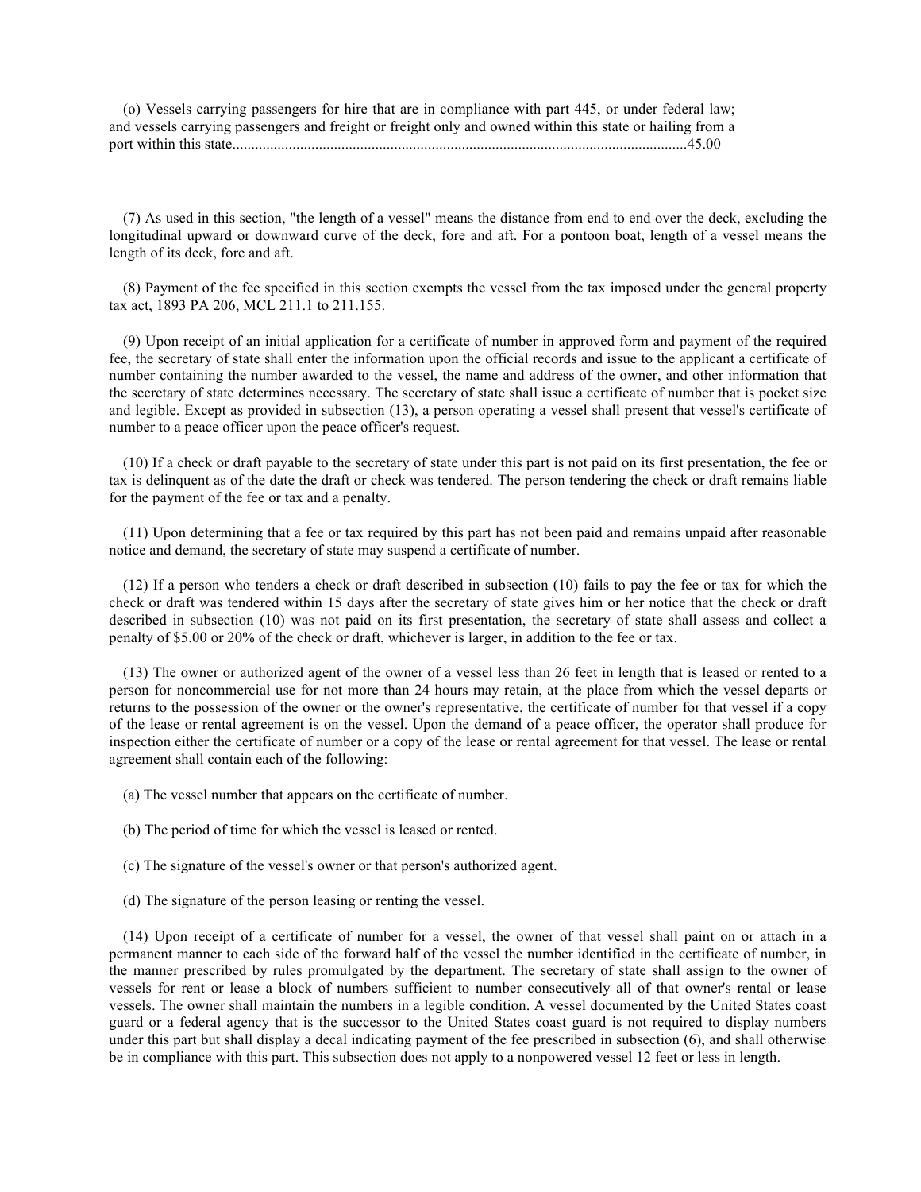(o) Vessels carrying passengers for hire that are in compliance with part 445, or under federal law; and vessels carrying passengers and freight or freight only and owned within this state or hailing from a port within this state........................................................................................................................45.00

(7) As used in this section, "the length of a vessel" means the distance from end to end over the deck, excluding the longitudinal upward or downward curve of the deck, fore and aft. For a pontoon boat, length of a vessel means the length of its deck, fore and aft.

(8) Payment of the fee specified in this section exempts the vessel from the tax imposed under the general property tax act, 1893 PA 206, MCL 211.1 to 211.155.

(9) Upon receipt of an initial application for a certificate of number in approved form and payment of the required fee, the secretary of state shall enter the information upon the official records and issue to the applicant a certificate of number containing the number awarded to the vessel, the name and address of the owner, and other information that the secretary of state determines necessary. The secretary of state shall issue a certificate of number that is pocket size and legible. Except as provided in subsection (13), a person operating a vessel shall present that vessel's certificate of number to a peace officer upon the peace officer's request.

(10) If a check or draft payable to the secretary of state under this part is not paid on its first presentation, the fee or tax is delinquent as of the date the draft or check was tendered. The person tendering the check or draft remains liable for the payment of the fee or tax and a penalty.

(11) Upon determining that a fee or tax required by this part has not been paid and remains unpaid after reasonable notice and demand, the secretary of state may suspend a certificate of number.

(12) If a person who tenders a check or draft described in subsection (10) fails to pay the fee or tax for which the check or draft was tendered within 15 days after the secretary of state gives him or her notice that the check or draft described in subsection (10) was not paid on its first presentation, the secretary of state shall assess and collect a penalty of $5.00 or 20% of the check or draft, whichever is larger, in addition to the fee or tax.

(13) The owner or authorized agent of the owner of a vessel less than 26 feet in length that is leased or rented to a person for noncommercial use for not more than 24 hours may retain, at the place from which the vessel departs or returns to the possession of the owner or the owner's representative, the certificate of number for that vessel if a copy of the lease or rental agreement is on the vessel. Upon the demand of a peace officer, the operator shall produce for inspection either the certificate of number or a copy of the lease or rental agreement for that vessel. The lease or rental agreement shall contain each of the following:

(a) The vessel number that appears on the certificate of number.

(b) The period of time for which the vessel is leased or rented.

(c) The signature of the vessel's owner or that person's authorized agent.

(d) The signature of the person leasing or renting the vessel.

(14) Upon receipt of a certificate of number for a vessel, the owner of that vessel shall paint on or attach in a permanent manner to each side of the forward half of the vessel the number identified in the certificate of number, in the manner prescribed by rules promulgated by the department. The secretary of state shall assign to the owner of vessels for rent or lease a block of numbers sufficient to number consecutively all of that owner's rental or lease vessels. The owner shall maintain the numbers in a legible condition. A vessel documented by the United States coast guard or a federal agency that is the successor to the United States coast guard is not required to display numbers under this part but shall display a decal indicating payment of the fee prescribed in subsection (6), and shall otherwise be in compliance with this part. This subsection does not apply to a nonpowered vessel 12 feet or less in length.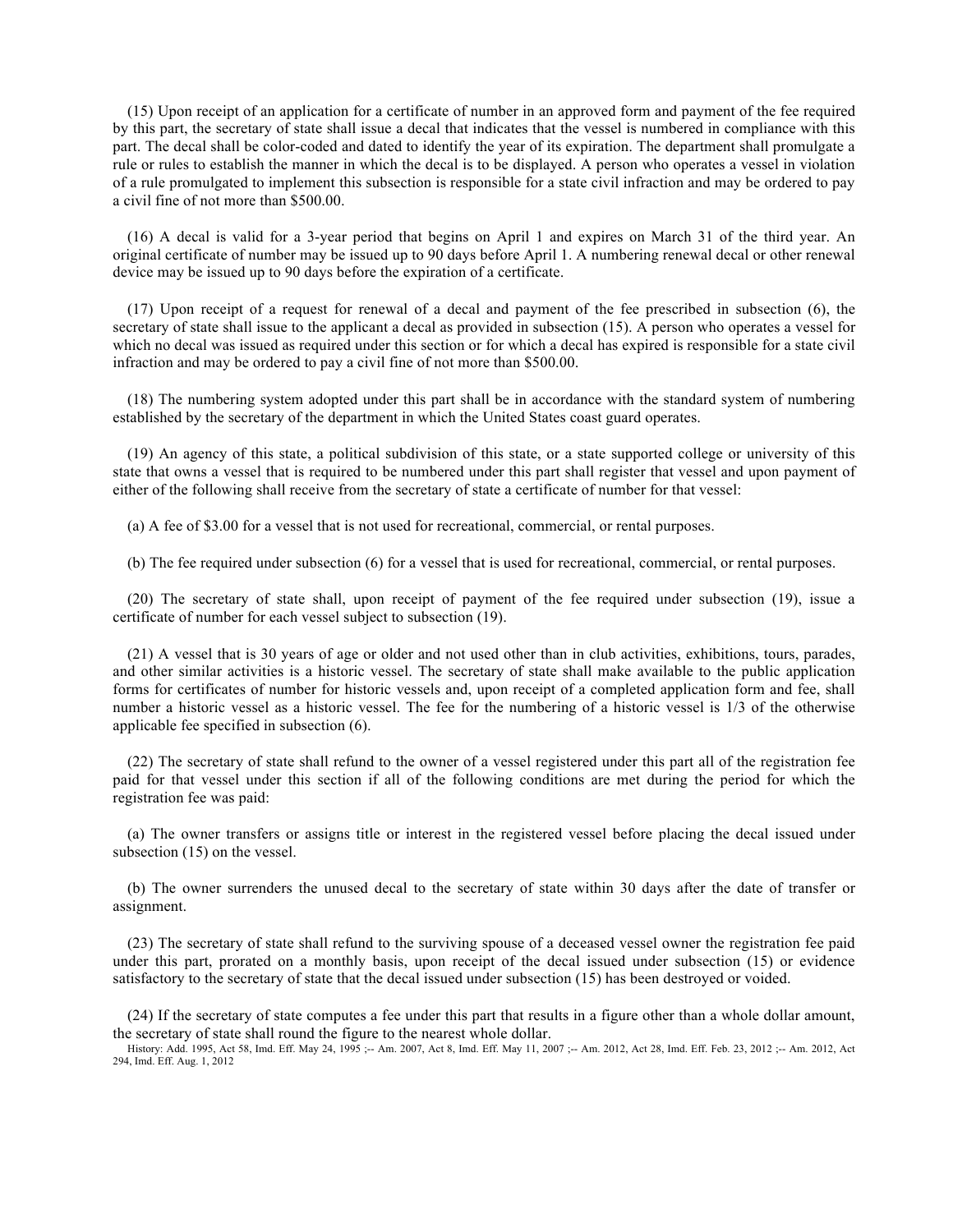(15) Upon receipt of an application for a certificate of number in an approved form and payment of the fee required by this part, the secretary of state shall issue a decal that indicates that the vessel is numbered in compliance with this part. The decal shall be color-coded and dated to identify the year of its expiration. The department shall promulgate a rule or rules to establish the manner in which the decal is to be displayed. A person who operates a vessel in violation of a rule promulgated to implement this subsection is responsible for a state civil infraction and may be ordered to pay a civil fine of not more than $500.00.

(16) A decal is valid for a 3-year period that begins on April 1 and expires on March 31 of the third year. An original certificate of number may be issued up to 90 days before April 1. A numbering renewal decal or other renewal device may be issued up to 90 days before the expiration of a certificate.

(17) Upon receipt of a request for renewal of a decal and payment of the fee prescribed in subsection (6), the secretary of state shall issue to the applicant a decal as provided in subsection (15). A person who operates a vessel for which no decal was issued as required under this section or for which a decal has expired is responsible for a state civil infraction and may be ordered to pay a civil fine of not more than $500.00.

(18) The numbering system adopted under this part shall be in accordance with the standard system of numbering established by the secretary of the department in which the United States coast guard operates.

(19) An agency of this state, a political subdivision of this state, or a state supported college or university of this state that owns a vessel that is required to be numbered under this part shall register that vessel and upon payment of either of the following shall receive from the secretary of state a certificate of number for that vessel:

(a) A fee of $3.00 for a vessel that is not used for recreational, commercial, or rental purposes.

(b) The fee required under subsection (6) for a vessel that is used for recreational, commercial, or rental purposes.

(20) The secretary of state shall, upon receipt of payment of the fee required under subsection (19), issue a certificate of number for each vessel subject to subsection (19).

(21) A vessel that is 30 years of age or older and not used other than in club activities, exhibitions, tours, parades, and other similar activities is a historic vessel. The secretary of state shall make available to the public application forms for certificates of number for historic vessels and, upon receipt of a completed application form and fee, shall number a historic vessel as a historic vessel. The fee for the numbering of a historic vessel is 1/3 of the otherwise applicable fee specified in subsection (6).

(22) The secretary of state shall refund to the owner of a vessel registered under this part all of the registration fee paid for that vessel under this section if all of the following conditions are met during the period for which the registration fee was paid:

(a) The owner transfers or assigns title or interest in the registered vessel before placing the decal issued under subsection (15) on the vessel.

(b) The owner surrenders the unused decal to the secretary of state within 30 days after the date of transfer or assignment.

(23) The secretary of state shall refund to the surviving spouse of a deceased vessel owner the registration fee paid under this part, prorated on a monthly basis, upon receipt of the decal issued under subsection (15) or evidence satisfactory to the secretary of state that the decal issued under subsection (15) has been destroyed or voided.

(24) If the secretary of state computes a fee under this part that results in a figure other than a whole dollar amount, the secretary of state shall round the figure to the nearest whole dollar.

History: Add. 1995, Act 58, Imd. Eff. May 24, 1995 ;-- Am. 2007, Act 8, Imd. Eff. May 11, 2007 ;-- Am. 2012, Act 28, Imd. Eff. Feb. 23, 2012 ;-- Am. 2012, Act 294, Imd. Eff. Aug. 1, 2012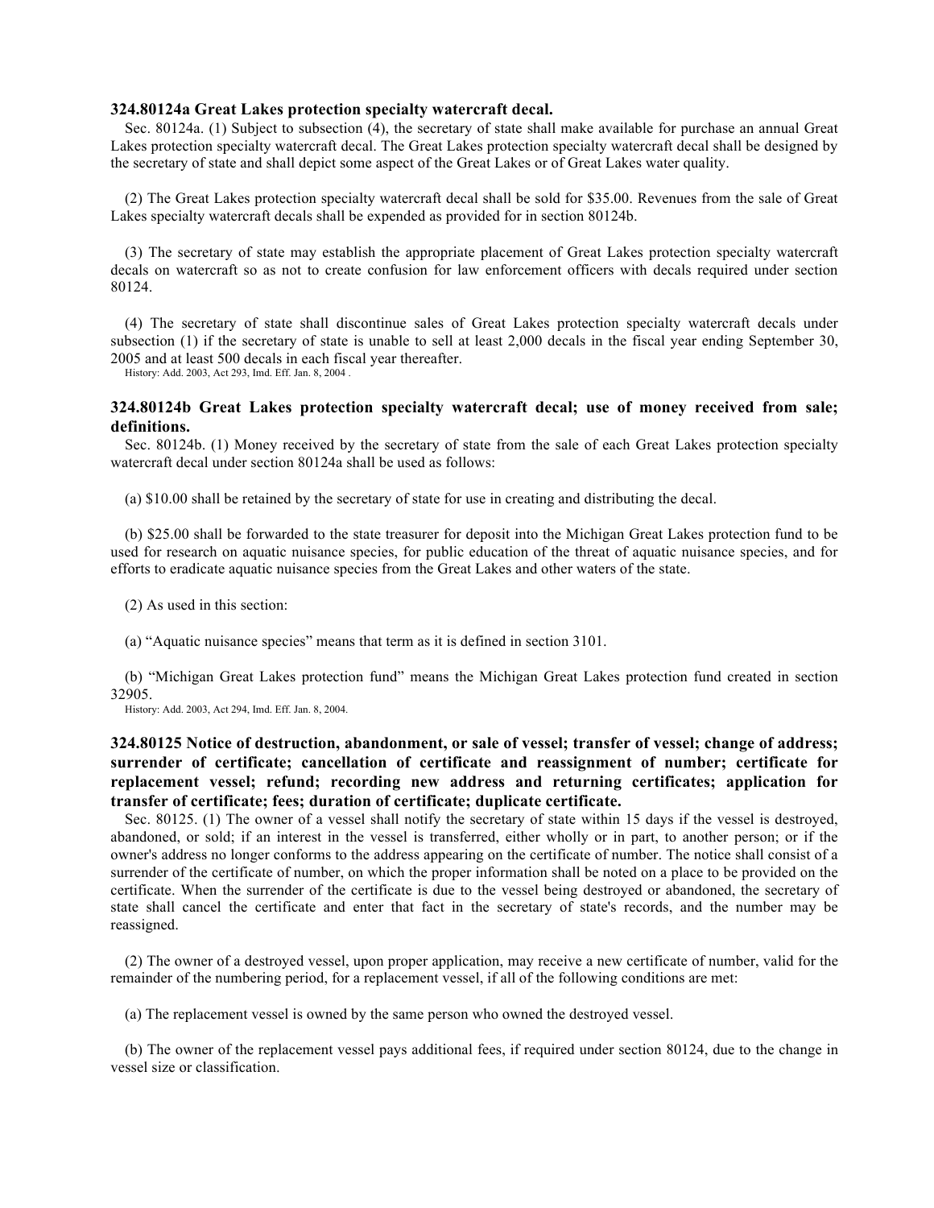### 324.80124a Great Lakes protection specialty watercraft decal.

Sec. 80124a. (1) Subject to subsection (4), the secretary of state shall make available for purchase an annual Great Lakes protection specialty watercraft decal. The Great Lakes protection specialty watercraft decal shall be designed by the secretary of state and shall depict some aspect of the Great Lakes or of Great Lakes water quality.

(2) The Great Lakes protection specialty watercraft decal shall be sold for $35.00. Revenues from the sale of Great Lakes specialty watercraft decals shall be expended as provided for in section 80124b.

(3) The secretary of state may establish the appropriate placement of Great Lakes protection specialty watercraft decals on watercraft so as not to create confusion for law enforcement officers with decals required under section 80124.

(4) The secretary of state shall discontinue sales of Great Lakes protection specialty watercraft decals under subsection (1) if the secretary of state is unable to sell at least 2,000 decals in the fiscal year ending September 30, 2005 and at least 500 decals in each fiscal year thereafter.

History: Add. 2003, Act 293, Imd. Eff. Jan. 8, 2004 .

### 324.80124b Great Lakes protection specialty watercraft decal; use of money received from sale; definitions.

Sec. 80124b. (1) Money received by the secretary of state from the sale of each Great Lakes protection specialty watercraft decal under section 80124a shall be used as follows:

(a) $10.00 shall be retained by the secretary of state for use in creating and distributing the decal.

(b) $25.00 shall be forwarded to the state treasurer for deposit into the Michigan Great Lakes protection fund to be used for research on aquatic nuisance species, for public education of the threat of aquatic nuisance species, and for efforts to eradicate aquatic nuisance species from the Great Lakes and other waters of the state.

(2) As used in this section:

(a) "Aquatic nuisance species" means that term as it is defined in section 3101.

(b) "Michigan Great Lakes protection fund" means the Michigan Great Lakes protection fund created in section 32905.

History: Add. 2003, Act 294, Imd. Eff. Jan. 8, 2004.

### 324.80125 Notice of destruction, abandonment, or sale of vessel; transfer of vessel; change of address; surrender of certificate; cancellation of certificate and reassignment of number; certificate for replacement vessel; refund; recording new address and returning certificates; application for transfer of certificate; fees; duration of certificate; duplicate certificate.

Sec. 80125. (1) The owner of a vessel shall notify the secretary of state within 15 days if the vessel is destroyed, abandoned, or sold; if an interest in the vessel is transferred, either wholly or in part, to another person; or if the owner's address no longer conforms to the address appearing on the certificate of number. The notice shall consist of a surrender of the certificate of number, on which the proper information shall be noted on a place to be provided on the certificate. When the surrender of the certificate is due to the vessel being destroyed or abandoned, the secretary of state shall cancel the certificate and enter that fact in the secretary of state's records, and the number may be reassigned.

(2) The owner of a destroyed vessel, upon proper application, may receive a new certificate of number, valid for the remainder of the numbering period, for a replacement vessel, if all of the following conditions are met:

(a) The replacement vessel is owned by the same person who owned the destroyed vessel.

(b) The owner of the replacement vessel pays additional fees, if required under section 80124, due to the change in vessel size or classification.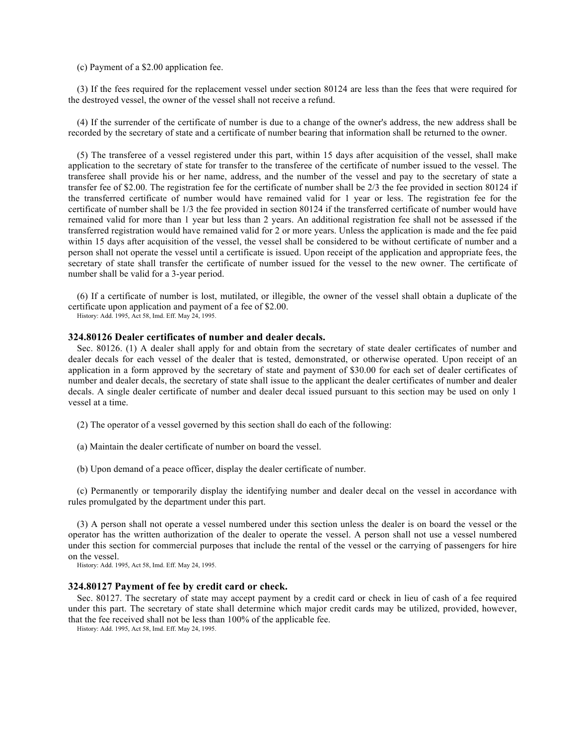(c) Payment of a $2.00 application fee.

(3) If the fees required for the replacement vessel under section 80124 are less than the fees that were required for the destroyed vessel, the owner of the vessel shall not receive a refund.

(4) If the surrender of the certificate of number is due to a change of the owner's address, the new address shall be recorded by the secretary of state and a certificate of number bearing that information shall be returned to the owner.

(5) The transferee of a vessel registered under this part, within 15 days after acquisition of the vessel, shall make application to the secretary of state for transfer to the transferee of the certificate of number issued to the vessel. The transferee shall provide his or her name, address, and the number of the vessel and pay to the secretary of state a transfer fee of $2.00. The registration fee for the certificate of number shall be 2/3 the fee provided in section 80124 if the transferred certificate of number would have remained valid for 1 year or less. The registration fee for the certificate of number shall be 1/3 the fee provided in section 80124 if the transferred certificate of number would have remained valid for more than 1 year but less than 2 years. An additional registration fee shall not be assessed if the transferred registration would have remained valid for 2 or more years. Unless the application is made and the fee paid within 15 days after acquisition of the vessel, the vessel shall be considered to be without certificate of number and a person shall not operate the vessel until a certificate is issued. Upon receipt of the application and appropriate fees, the secretary of state shall transfer the certificate of number issued for the vessel to the new owner. The certificate of number shall be valid for a 3-year period.

(6) If a certificate of number is lost, mutilated, or illegible, the owner of the vessel shall obtain a duplicate of the certificate upon application and payment of a fee of $2.00.

History: Add. 1995, Act 58, Imd. Eff. May 24, 1995.

### 324.80126 Dealer certificates of number and dealer decals.

Sec. 80126. (1) A dealer shall apply for and obtain from the secretary of state dealer certificates of number and dealer decals for each vessel of the dealer that is tested, demonstrated, or otherwise operated. Upon receipt of an application in a form approved by the secretary of state and payment of $30.00 for each set of dealer certificates of number and dealer decals, the secretary of state shall issue to the applicant the dealer certificates of number and dealer decals. A single dealer certificate of number and dealer decal issued pursuant to this section may be used on only 1 vessel at a time.

(2) The operator of a vessel governed by this section shall do each of the following:

(a) Maintain the dealer certificate of number on board the vessel.

(b) Upon demand of a peace officer, display the dealer certificate of number.

(c) Permanently or temporarily display the identifying number and dealer decal on the vessel in accordance with rules promulgated by the department under this part.

(3) A person shall not operate a vessel numbered under this section unless the dealer is on board the vessel or the operator has the written authorization of the dealer to operate the vessel. A person shall not use a vessel numbered under this section for commercial purposes that include the rental of the vessel or the carrying of passengers for hire on the vessel.

History: Add. 1995, Act 58, Imd. Eff. May 24, 1995.

### 324.80127 Payment of fee by credit card or check.

Sec. 80127. The secretary of state may accept payment by a credit card or check in lieu of cash of a fee required under this part. The secretary of state shall determine which major credit cards may be utilized, provided, however, that the fee received shall not be less than 100% of the applicable fee.

History: Add. 1995, Act 58, Imd. Eff. May 24, 1995.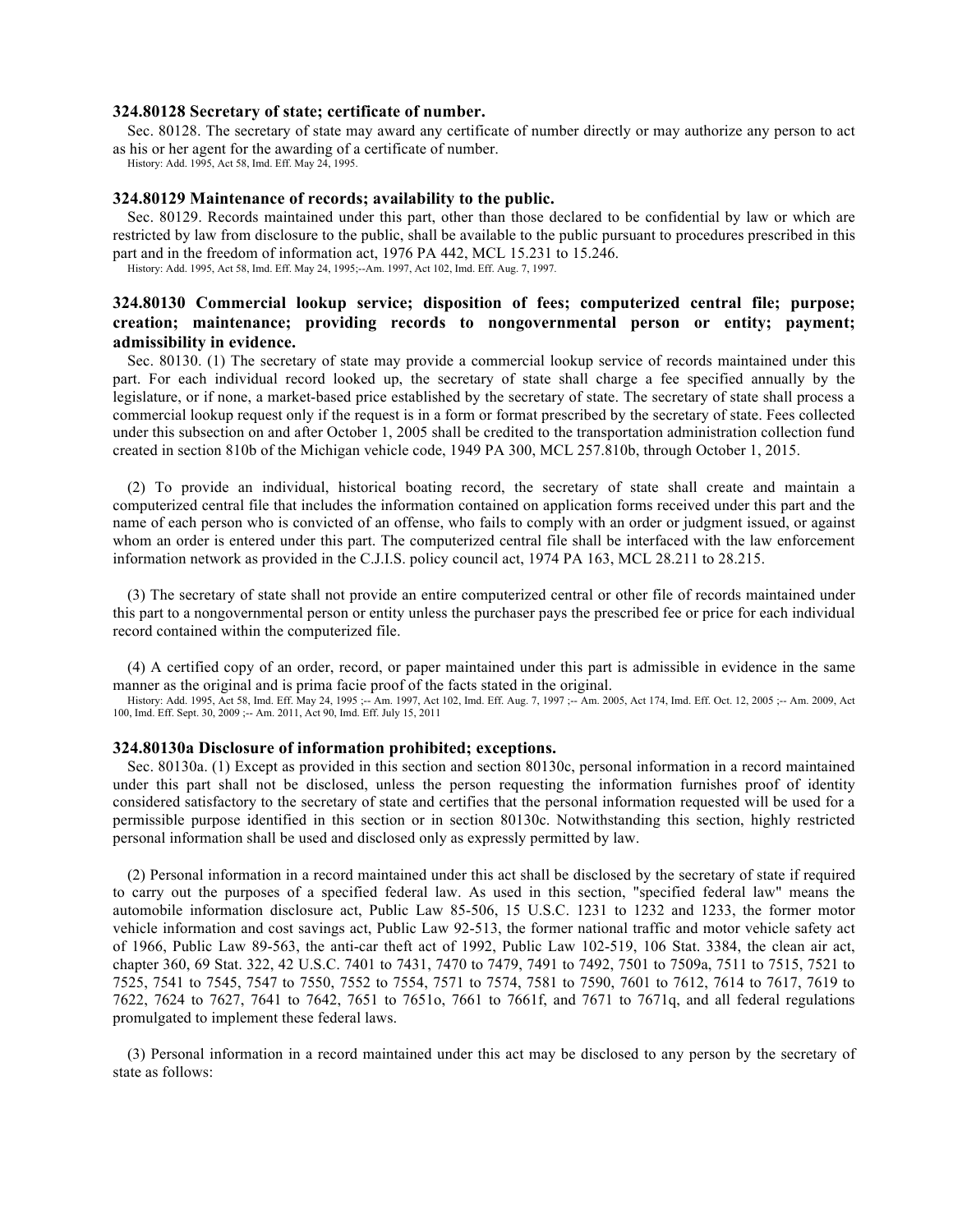### 324.80128 Secretary of state; certificate of number.

Sec. 80128. The secretary of state may award any certificate of number directly or may authorize any person to act as his or her agent for the awarding of a certificate of number.

History: Add. 1995, Act 58, Imd. Eff. May 24, 1995.

### 324.80129 Maintenance of records; availability to the public.

Sec. 80129. Records maintained under this part, other than those declared to be confidential by law or which are restricted by law from disclosure to the public, shall be available to the public pursuant to procedures prescribed in this part and in the freedom of information act, 1976 PA 442, MCL 15.231 to 15.246.

History: Add. 1995, Act 58, Imd. Eff. May 24, 1995;--Am. 1997, Act 102, Imd. Eff. Aug. 7, 1997.

### 324.80130 Commercial lookup service; disposition of fees; computerized central file; purpose; creation; maintenance; providing records to nongovernmental person or entity; payment; admissibility in evidence.

Sec. 80130. (1) The secretary of state may provide a commercial lookup service of records maintained under this part. For each individual record looked up, the secretary of state shall charge a fee specified annually by the legislature, or if none, a market-based price established by the secretary of state. The secretary of state shall process a commercial lookup request only if the request is in a form or format prescribed by the secretary of state. Fees collected under this subsection on and after October 1, 2005 shall be credited to the transportation administration collection fund created in section 810b of the Michigan vehicle code, 1949 PA 300, MCL 257.810b, through October 1, 2015.

(2) To provide an individual, historical boating record, the secretary of state shall create and maintain a computerized central file that includes the information contained on application forms received under this part and the name of each person who is convicted of an offense, who fails to comply with an order or judgment issued, or against whom an order is entered under this part. The computerized central file shall be interfaced with the law enforcement information network as provided in the C.J.I.S. policy council act, 1974 PA 163, MCL 28.211 to 28.215.

(3) The secretary of state shall not provide an entire computerized central or other file of records maintained under this part to a nongovernmental person or entity unless the purchaser pays the prescribed fee or price for each individual record contained within the computerized file.

(4) A certified copy of an order, record, or paper maintained under this part is admissible in evidence in the same manner as the original and is prima facie proof of the facts stated in the original.

History: Add. 1995, Act 58, Imd. Eff. May 24, 1995 ;-- Am. 1997, Act 102, Imd. Eff. Aug. 7, 1997 ;-- Am. 2005, Act 174, Imd. Eff. Oct. 12, 2005 ;-- Am. 2009, Act 100, Imd. Eff. Sept. 30, 2009 ;-- Am. 2011, Act 90, Imd. Eff. July 15, 2011

### 324.80130a Disclosure of information prohibited; exceptions.

Sec. 80130a. (1) Except as provided in this section and section 80130c, personal information in a record maintained under this part shall not be disclosed, unless the person requesting the information furnishes proof of identity considered satisfactory to the secretary of state and certifies that the personal information requested will be used for a permissible purpose identified in this section or in section 80130c. Notwithstanding this section, highly restricted personal information shall be used and disclosed only as expressly permitted by law.

(2) Personal information in a record maintained under this act shall be disclosed by the secretary of state if required to carry out the purposes of a specified federal law. As used in this section, "specified federal law" means the automobile information disclosure act, Public Law 85-506, 15 U.S.C. 1231 to 1232 and 1233, the former motor vehicle information and cost savings act, Public Law 92-513, the former national traffic and motor vehicle safety act of 1966, Public Law 89-563, the anti-car theft act of 1992, Public Law 102-519, 106 Stat. 3384, the clean air act, chapter 360, 69 Stat. 322, 42 U.S.C. 7401 to 7431, 7470 to 7479, 7491 to 7492, 7501 to 7509a, 7511 to 7515, 7521 to 7525, 7541 to 7545, 7547 to 7550, 7552 to 7554, 7571 to 7574, 7581 to 7590, 7601 to 7612, 7614 to 7617, 7619 to 7622, 7624 to 7627, 7641 to 7642, 7651 to 7651o, 7661 to 7661f, and 7671 to 7671q, and all federal regulations promulgated to implement these federal laws.

(3) Personal information in a record maintained under this act may be disclosed to any person by the secretary of state as follows: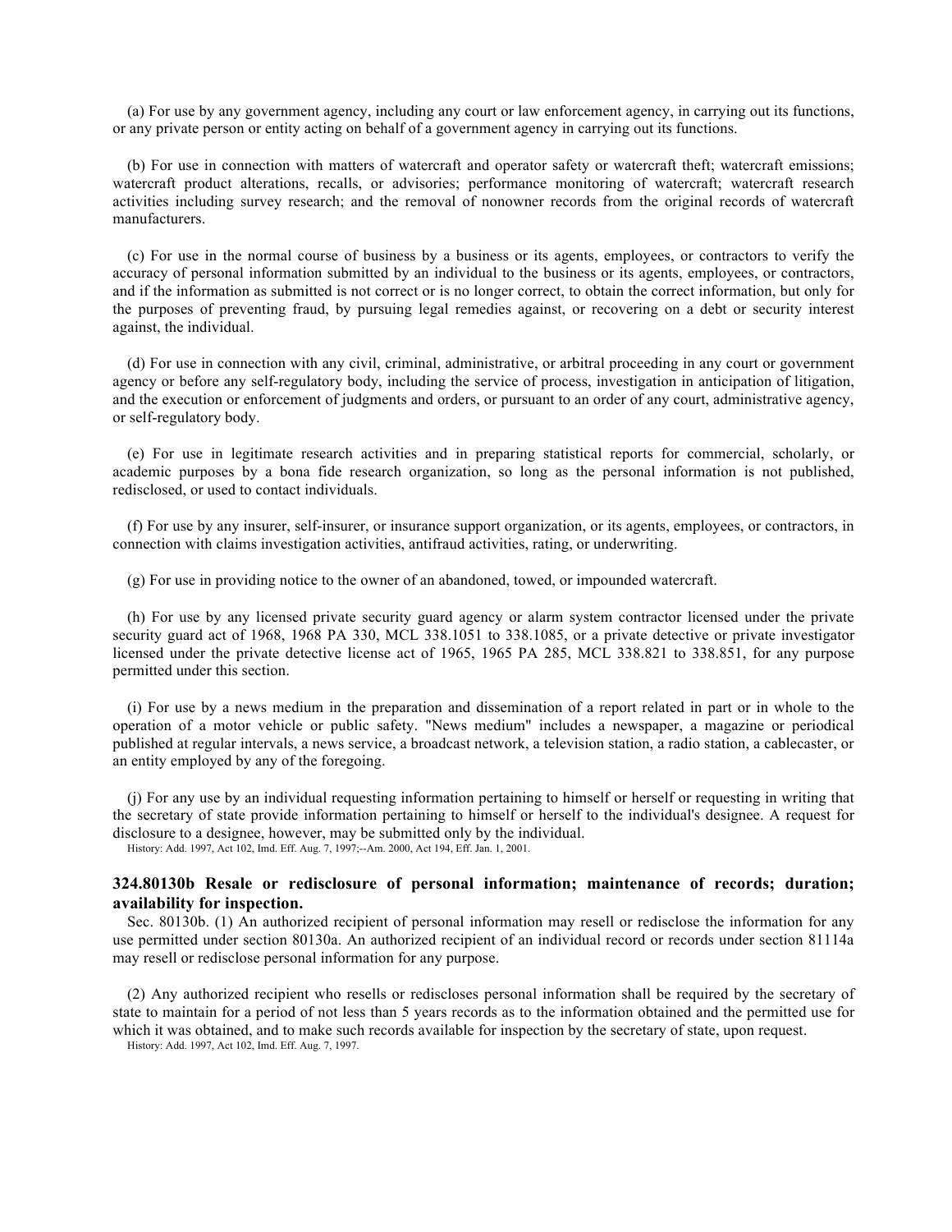(a) For use by any government agency, including any court or law enforcement agency, in carrying out its functions, or any private person or entity acting on behalf of a government agency in carrying out its functions.

(b) For use in connection with matters of watercraft and operator safety or watercraft theft; watercraft emissions; watercraft product alterations, recalls, or advisories; performance monitoring of watercraft; watercraft research activities including survey research; and the removal of nonowner records from the original records of watercraft manufacturers.

(c) For use in the normal course of business by a business or its agents, employees, or contractors to verify the accuracy of personal information submitted by an individual to the business or its agents, employees, or contractors, and if the information as submitted is not correct or is no longer correct, to obtain the correct information, but only for the purposes of preventing fraud, by pursuing legal remedies against, or recovering on a debt or security interest against, the individual.

(d) For use in connection with any civil, criminal, administrative, or arbitral proceeding in any court or government agency or before any self-regulatory body, including the service of process, investigation in anticipation of litigation, and the execution or enforcement of judgments and orders, or pursuant to an order of any court, administrative agency, or self-regulatory body.

(e) For use in legitimate research activities and in preparing statistical reports for commercial, scholarly, or academic purposes by a bona fide research organization, so long as the personal information is not published, redisclosed, or used to contact individuals.

(f) For use by any insurer, self-insurer, or insurance support organization, or its agents, employees, or contractors, in connection with claims investigation activities, antifraud activities, rating, or underwriting.

(g) For use in providing notice to the owner of an abandoned, towed, or impounded watercraft.

(h) For use by any licensed private security guard agency or alarm system contractor licensed under the private security guard act of 1968, 1968 PA 330, MCL 338.1051 to 338.1085, or a private detective or private investigator licensed under the private detective license act of 1965, 1965 PA 285, MCL 338.821 to 338.851, for any purpose permitted under this section.

(i) For use by a news medium in the preparation and dissemination of a report related in part or in whole to the operation of a motor vehicle or public safety. "News medium" includes a newspaper, a magazine or periodical published at regular intervals, a news service, a broadcast network, a television station, a radio station, a cablecaster, or an entity employed by any of the foregoing.

(j) For any use by an individual requesting information pertaining to himself or herself or requesting in writing that the secretary of state provide information pertaining to himself or herself to the individual's designee. A request for disclosure to a designee, however, may be submitted only by the individual.

History: Add. 1997, Act 102, Imd. Eff. Aug. 7, 1997;--Am. 2000, Act 194, Eff. Jan. 1, 2001.

### 324.80130b Resale or redisclosure of personal information; maintenance of records; duration; availability for inspection.

Sec. 80130b. (1) An authorized recipient of personal information may resell or redisclose the information for any use permitted under section 80130a. An authorized recipient of an individual record or records under section 81114a may resell or redisclose personal information for any purpose.

(2) Any authorized recipient who resells or rediscloses personal information shall be required by the secretary of state to maintain for a period of not less than 5 years records as to the information obtained and the permitted use for which it was obtained, and to make such records available for inspection by the secretary of state, upon request.

History: Add. 1997, Act 102, Imd. Eff. Aug. 7, 1997.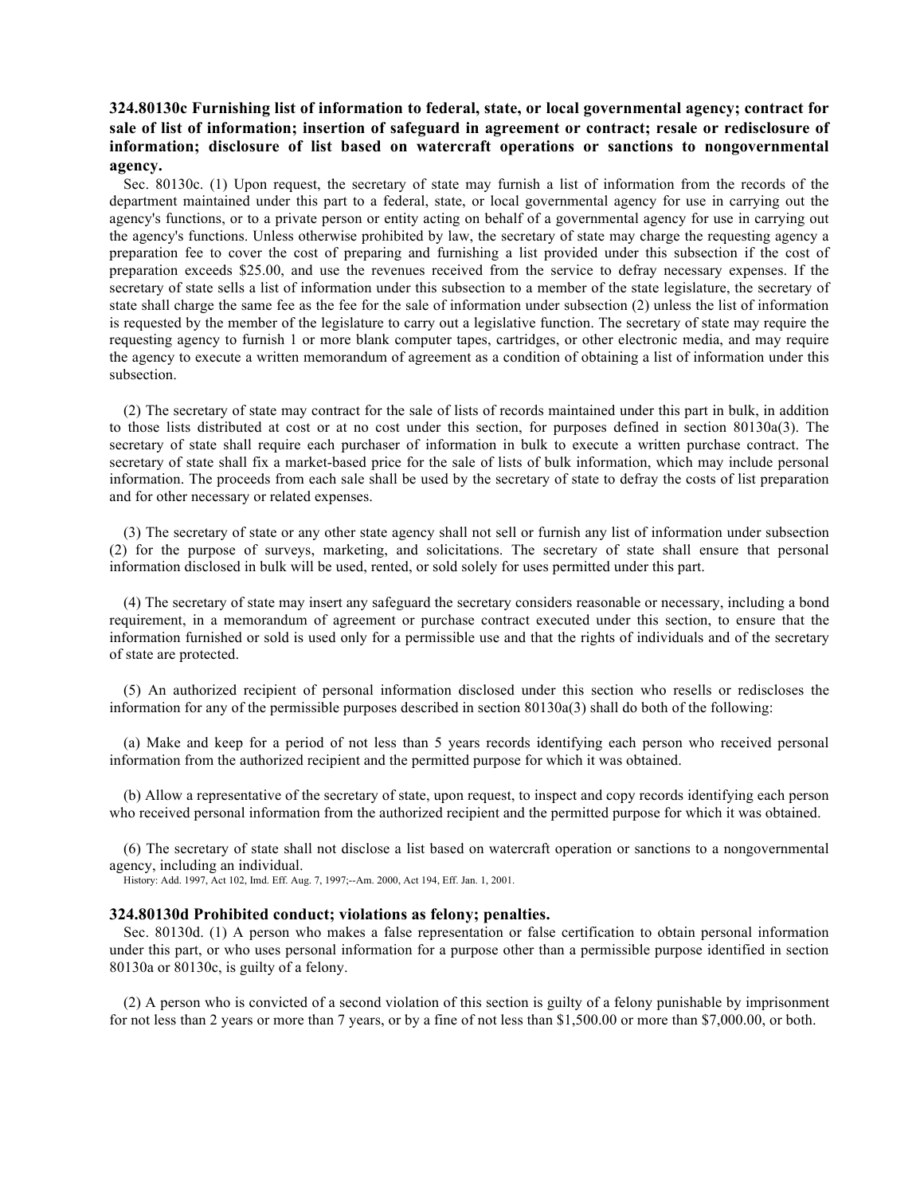### 324.80130c Furnishing list of information to federal, state, or local governmental agency; contract for sale of list of information; insertion of safeguard in agreement or contract; resale or redisclosure of information; disclosure of list based on watercraft operations or sanctions to nongovernmental agency.

Sec. 80130c. (1) Upon request, the secretary of state may furnish a list of information from the records of the department maintained under this part to a federal, state, or local governmental agency for use in carrying out the agency's functions, or to a private person or entity acting on behalf of a governmental agency for use in carrying out the agency's functions. Unless otherwise prohibited by law, the secretary of state may charge the requesting agency a preparation fee to cover the cost of preparing and furnishing a list provided under this subsection if the cost of preparation exceeds $25.00, and use the revenues received from the service to defray necessary expenses. If the secretary of state sells a list of information under this subsection to a member of the state legislature, the secretary of state shall charge the same fee as the fee for the sale of information under subsection (2) unless the list of information is requested by the member of the legislature to carry out a legislative function. The secretary of state may require the requesting agency to furnish 1 or more blank computer tapes, cartridges, or other electronic media, and may require the agency to execute a written memorandum of agreement as a condition of obtaining a list of information under this subsection.

(2) The secretary of state may contract for the sale of lists of records maintained under this part in bulk, in addition to those lists distributed at cost or at no cost under this section, for purposes defined in section 80130a(3). The secretary of state shall require each purchaser of information in bulk to execute a written purchase contract. The secretary of state shall fix a market-based price for the sale of lists of bulk information, which may include personal information. The proceeds from each sale shall be used by the secretary of state to defray the costs of list preparation and for other necessary or related expenses.

(3) The secretary of state or any other state agency shall not sell or furnish any list of information under subsection (2) for the purpose of surveys, marketing, and solicitations. The secretary of state shall ensure that personal information disclosed in bulk will be used, rented, or sold solely for uses permitted under this part.

(4) The secretary of state may insert any safeguard the secretary considers reasonable or necessary, including a bond requirement, in a memorandum of agreement or purchase contract executed under this section, to ensure that the information furnished or sold is used only for a permissible use and that the rights of individuals and of the secretary of state are protected.

(5) An authorized recipient of personal information disclosed under this section who resells or rediscloses the information for any of the permissible purposes described in section 80130a(3) shall do both of the following:

(a) Make and keep for a period of not less than 5 years records identifying each person who received personal information from the authorized recipient and the permitted purpose for which it was obtained.

(b) Allow a representative of the secretary of state, upon request, to inspect and copy records identifying each person who received personal information from the authorized recipient and the permitted purpose for which it was obtained.

(6) The secretary of state shall not disclose a list based on watercraft operation or sanctions to a nongovernmental agency, including an individual.

History: Add. 1997, Act 102, Imd. Eff. Aug. 7, 1997;--Am. 2000, Act 194, Eff. Jan. 1, 2001.

### 324.80130d Prohibited conduct; violations as felony; penalties.

Sec. 80130d. (1) A person who makes a false representation or false certification to obtain personal information under this part, or who uses personal information for a purpose other than a permissible purpose identified in section 80130a or 80130c, is guilty of a felony.

(2) A person who is convicted of a second violation of this section is guilty of a felony punishable by imprisonment for not less than 2 years or more than 7 years, or by a fine of not less than $1,500.00 or more than $7,000.00, or both.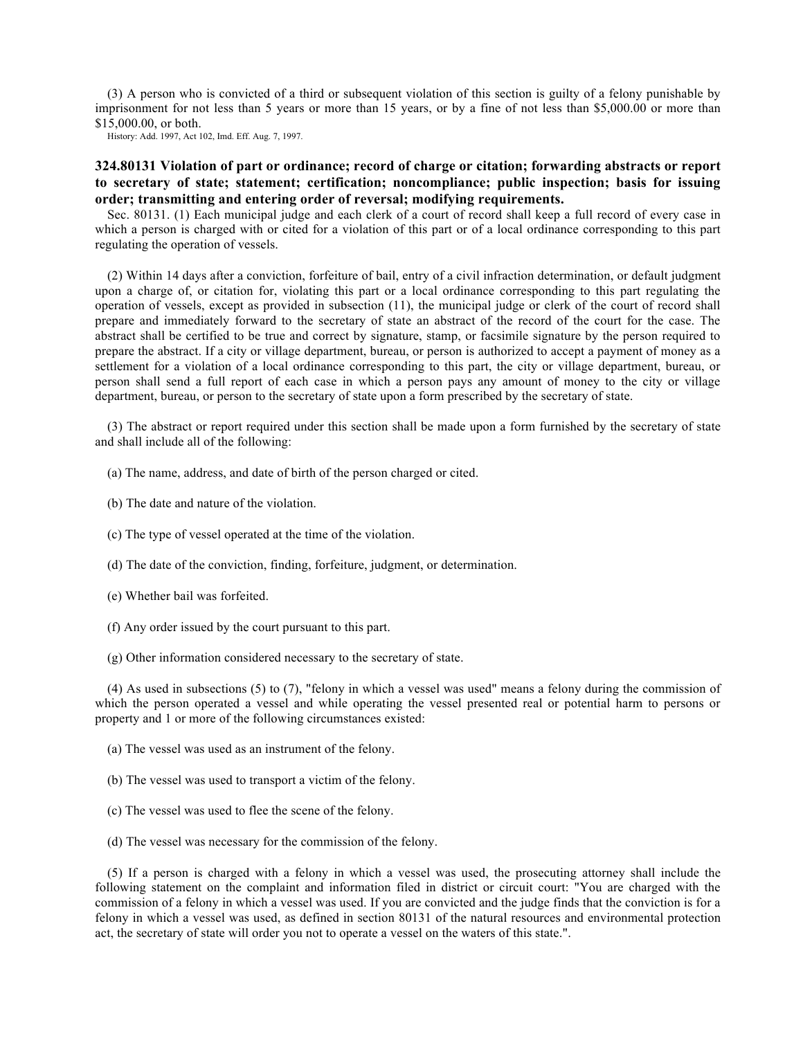(3) A person who is convicted of a third or subsequent violation of this section is guilty of a felony punishable by imprisonment for not less than 5 years or more than 15 years, or by a fine of not less than $5,000.00 or more than $15,000.00, or both.

History: Add. 1997, Act 102, Imd. Eff. Aug. 7, 1997.

### 324.80131 Violation of part or ordinance; record of charge or citation; forwarding abstracts or report to secretary of state; statement; certification; noncompliance; public inspection; basis for issuing order; transmitting and entering order of reversal; modifying requirements.

Sec. 80131. (1) Each municipal judge and each clerk of a court of record shall keep a full record of every case in which a person is charged with or cited for a violation of this part or of a local ordinance corresponding to this part regulating the operation of vessels.

(2) Within 14 days after a conviction, forfeiture of bail, entry of a civil infraction determination, or default judgment upon a charge of, or citation for, violating this part or a local ordinance corresponding to this part regulating the operation of vessels, except as provided in subsection (11), the municipal judge or clerk of the court of record shall prepare and immediately forward to the secretary of state an abstract of the record of the court for the case. The abstract shall be certified to be true and correct by signature, stamp, or facsimile signature by the person required to prepare the abstract. If a city or village department, bureau, or person is authorized to accept a payment of money as a settlement for a violation of a local ordinance corresponding to this part, the city or village department, bureau, or person shall send a full report of each case in which a person pays any amount of money to the city or village department, bureau, or person to the secretary of state upon a form prescribed by the secretary of state.

(3) The abstract or report required under this section shall be made upon a form furnished by the secretary of state and shall include all of the following:

(a) The name, address, and date of birth of the person charged or cited.

(b) The date and nature of the violation.

(c) The type of vessel operated at the time of the violation.

(d) The date of the conviction, finding, forfeiture, judgment, or determination.

(e) Whether bail was forfeited.

(f) Any order issued by the court pursuant to this part.

(g) Other information considered necessary to the secretary of state.

(4) As used in subsections (5) to (7), "felony in which a vessel was used" means a felony during the commission of which the person operated a vessel and while operating the vessel presented real or potential harm to persons or property and 1 or more of the following circumstances existed:

(a) The vessel was used as an instrument of the felony.

(b) The vessel was used to transport a victim of the felony.

(c) The vessel was used to flee the scene of the felony.

(d) The vessel was necessary for the commission of the felony.

(5) If a person is charged with a felony in which a vessel was used, the prosecuting attorney shall include the following statement on the complaint and information filed in district or circuit court: "You are charged with the commission of a felony in which a vessel was used. If you are convicted and the judge finds that the conviction is for a felony in which a vessel was used, as defined in section 80131 of the natural resources and environmental protection act, the secretary of state will order you not to operate a vessel on the waters of this state.".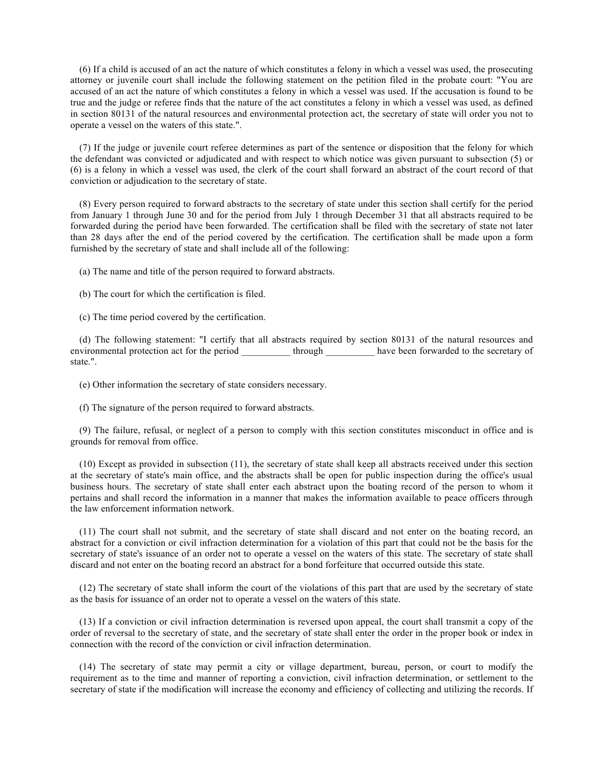(6) If a child is accused of an act the nature of which constitutes a felony in which a vessel was used, the prosecuting attorney or juvenile court shall include the following statement on the petition filed in the probate court: "You are accused of an act the nature of which constitutes a felony in which a vessel was used. If the accusation is found to be true and the judge or referee finds that the nature of the act constitutes a felony in which a vessel was used, as defined in section 80131 of the natural resources and environmental protection act, the secretary of state will order you not to operate a vessel on the waters of this state.".

(7) If the judge or juvenile court referee determines as part of the sentence or disposition that the felony for which the defendant was convicted or adjudicated and with respect to which notice was given pursuant to subsection (5) or (6) is a felony in which a vessel was used, the clerk of the court shall forward an abstract of the court record of that conviction or adjudication to the secretary of state.

(8) Every person required to forward abstracts to the secretary of state under this section shall certify for the period from January 1 through June 30 and for the period from July 1 through December 31 that all abstracts required to be forwarded during the period have been forwarded. The certification shall be filed with the secretary of state not later than 28 days after the end of the period covered by the certification. The certification shall be made upon a form furnished by the secretary of state and shall include all of the following:

(a) The name and title of the person required to forward abstracts.

(b) The court for which the certification is filed.

(c) The time period covered by the certification.

(d) The following statement: "I certify that all abstracts required by section 80131 of the natural resources and environmental protection act for the period __________ through __________ have been forwarded to the secretary of state.".

(e) Other information the secretary of state considers necessary.

(f) The signature of the person required to forward abstracts.

(9) The failure, refusal, or neglect of a person to comply with this section constitutes misconduct in office and is grounds for removal from office.

(10) Except as provided in subsection (11), the secretary of state shall keep all abstracts received under this section at the secretary of state's main office, and the abstracts shall be open for public inspection during the office's usual business hours. The secretary of state shall enter each abstract upon the boating record of the person to whom it pertains and shall record the information in a manner that makes the information available to peace officers through the law enforcement information network.

(11) The court shall not submit, and the secretary of state shall discard and not enter on the boating record, an abstract for a conviction or civil infraction determination for a violation of this part that could not be the basis for the secretary of state's issuance of an order not to operate a vessel on the waters of this state. The secretary of state shall discard and not enter on the boating record an abstract for a bond forfeiture that occurred outside this state.

(12) The secretary of state shall inform the court of the violations of this part that are used by the secretary of state as the basis for issuance of an order not to operate a vessel on the waters of this state.

(13) If a conviction or civil infraction determination is reversed upon appeal, the court shall transmit a copy of the order of reversal to the secretary of state, and the secretary of state shall enter the order in the proper book or index in connection with the record of the conviction or civil infraction determination.

(14) The secretary of state may permit a city or village department, bureau, person, or court to modify the requirement as to the time and manner of reporting a conviction, civil infraction determination, or settlement to the secretary of state if the modification will increase the economy and efficiency of collecting and utilizing the records. If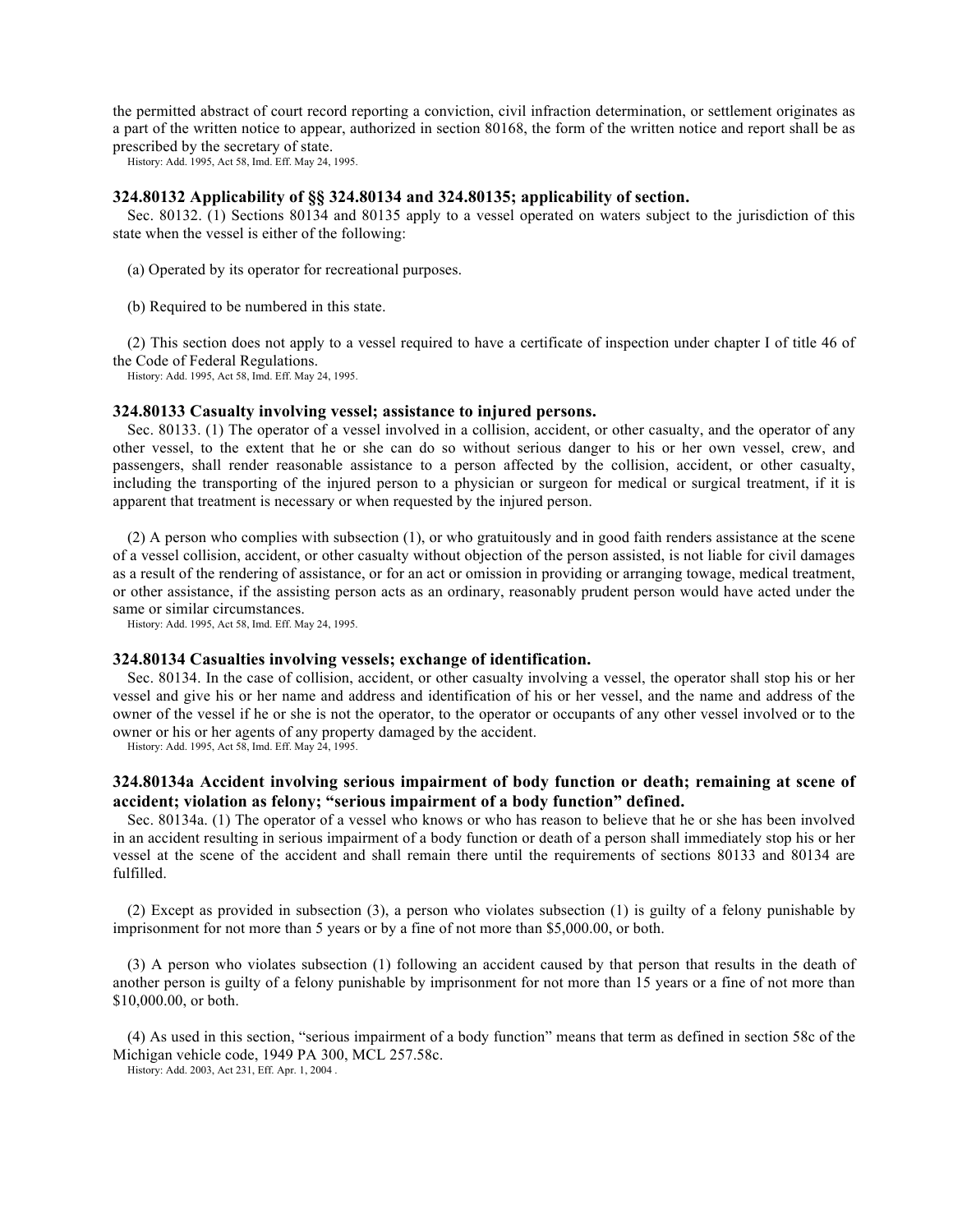the permitted abstract of court record reporting a conviction, civil infraction determination, or settlement originates as a part of the written notice to appear, authorized in section 80168, the form of the written notice and report shall be as prescribed by the secretary of state.

History: Add. 1995, Act 58, Imd. Eff. May 24, 1995.

### 324.80132 Applicability of §§ 324.80134 and 324.80135; applicability of section.

Sec. 80132. (1) Sections 80134 and 80135 apply to a vessel operated on waters subject to the jurisdiction of this state when the vessel is either of the following:

(a) Operated by its operator for recreational purposes.

(b) Required to be numbered in this state.

(2) This section does not apply to a vessel required to have a certificate of inspection under chapter I of title 46 of the Code of Federal Regulations.

History: Add. 1995, Act 58, Imd. Eff. May 24, 1995.

### 324.80133 Casualty involving vessel; assistance to injured persons.

Sec. 80133. (1) The operator of a vessel involved in a collision, accident, or other casualty, and the operator of any other vessel, to the extent that he or she can do so without serious danger to his or her own vessel, crew, and passengers, shall render reasonable assistance to a person affected by the collision, accident, or other casualty, including the transporting of the injured person to a physician or surgeon for medical or surgical treatment, if it is apparent that treatment is necessary or when requested by the injured person.

(2) A person who complies with subsection (1), or who gratuitously and in good faith renders assistance at the scene of a vessel collision, accident, or other casualty without objection of the person assisted, is not liable for civil damages as a result of the rendering of assistance, or for an act or omission in providing or arranging towage, medical treatment, or other assistance, if the assisting person acts as an ordinary, reasonably prudent person would have acted under the same or similar circumstances.

History: Add. 1995, Act 58, Imd. Eff. May 24, 1995.

### 324.80134 Casualties involving vessels; exchange of identification.

Sec. 80134. In the case of collision, accident, or other casualty involving a vessel, the operator shall stop his or her vessel and give his or her name and address and identification of his or her vessel, and the name and address of the owner of the vessel if he or she is not the operator, to the operator or occupants of any other vessel involved or to the owner or his or her agents of any property damaged by the accident.

History: Add. 1995, Act 58, Imd. Eff. May 24, 1995.

### 324.80134a Accident involving serious impairment of body function or death; remaining at scene of accident; violation as felony; "serious impairment of a body function" defined.

Sec. 80134a. (1) The operator of a vessel who knows or who has reason to believe that he or she has been involved in an accident resulting in serious impairment of a body function or death of a person shall immediately stop his or her vessel at the scene of the accident and shall remain there until the requirements of sections 80133 and 80134 are fulfilled.

(2) Except as provided in subsection (3), a person who violates subsection (1) is guilty of a felony punishable by imprisonment for not more than 5 years or by a fine of not more than $5,000.00, or both.

(3) A person who violates subsection (1) following an accident caused by that person that results in the death of another person is guilty of a felony punishable by imprisonment for not more than 15 years or a fine of not more than $10,000.00, or both.

(4) As used in this section, "serious impairment of a body function" means that term as defined in section 58c of the Michigan vehicle code, 1949 PA 300, MCL 257.58c.

History: Add. 2003, Act 231, Eff. Apr. 1, 2004 .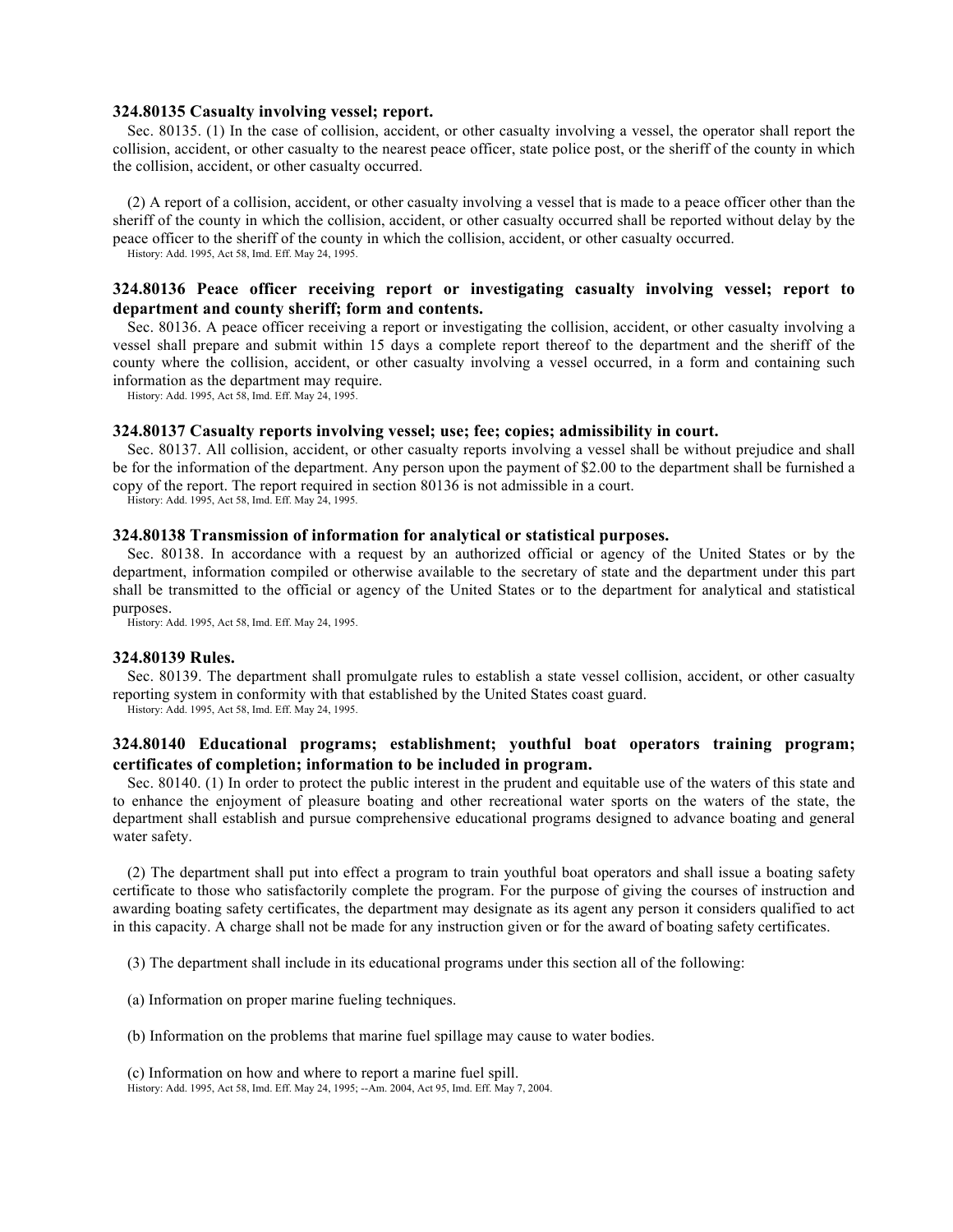### 324.80135 Casualty involving vessel; report.

Sec. 80135. (1) In the case of collision, accident, or other casualty involving a vessel, the operator shall report the collision, accident, or other casualty to the nearest peace officer, state police post, or the sheriff of the county in which the collision, accident, or other casualty occurred.

(2) A report of a collision, accident, or other casualty involving a vessel that is made to a peace officer other than the sheriff of the county in which the collision, accident, or other casualty occurred shall be reported without delay by the peace officer to the sheriff of the county in which the collision, accident, or other casualty occurred.

History: Add. 1995, Act 58, Imd. Eff. May 24, 1995.

### 324.80136 Peace officer receiving report or investigating casualty involving vessel; report to department and county sheriff; form and contents.

Sec. 80136. A peace officer receiving a report or investigating the collision, accident, or other casualty involving a vessel shall prepare and submit within 15 days a complete report thereof to the department and the sheriff of the county where the collision, accident, or other casualty involving a vessel occurred, in a form and containing such information as the department may require.

History: Add. 1995, Act 58, Imd. Eff. May 24, 1995.

### 324.80137 Casualty reports involving vessel; use; fee; copies; admissibility in court.

Sec. 80137. All collision, accident, or other casualty reports involving a vessel shall be without prejudice and shall be for the information of the department. Any person upon the payment of $2.00 to the department shall be furnished a copy of the report. The report required in section 80136 is not admissible in a court.

History: Add. 1995, Act 58, Imd. Eff. May 24, 1995.

### 324.80138 Transmission of information for analytical or statistical purposes.

Sec. 80138. In accordance with a request by an authorized official or agency of the United States or by the department, information compiled or otherwise available to the secretary of state and the department under this part shall be transmitted to the official or agency of the United States or to the department for analytical and statistical purposes.

History: Add. 1995, Act 58, Imd. Eff. May 24, 1995.

### 324.80139 Rules.

Sec. 80139. The department shall promulgate rules to establish a state vessel collision, accident, or other casualty reporting system in conformity with that established by the United States coast guard.

History: Add. 1995, Act 58, Imd. Eff. May 24, 1995.

### 324.80140 Educational programs; establishment; youthful boat operators training program; certificates of completion; information to be included in program.

Sec. 80140. (1) In order to protect the public interest in the prudent and equitable use of the waters of this state and to enhance the enjoyment of pleasure boating and other recreational water sports on the waters of the state, the department shall establish and pursue comprehensive educational programs designed to advance boating and general water safety.

(2) The department shall put into effect a program to train youthful boat operators and shall issue a boating safety certificate to those who satisfactorily complete the program. For the purpose of giving the courses of instruction and awarding boating safety certificates, the department may designate as its agent any person it considers qualified to act in this capacity. A charge shall not be made for any instruction given or for the award of boating safety certificates.

(3) The department shall include in its educational programs under this section all of the following:

(a) Information on proper marine fueling techniques.

(b) Information on the problems that marine fuel spillage may cause to water bodies.

(c) Information on how and where to report a marine fuel spill.

History: Add. 1995, Act 58, Imd. Eff. May 24, 1995; --Am. 2004, Act 95, Imd. Eff. May 7, 2004.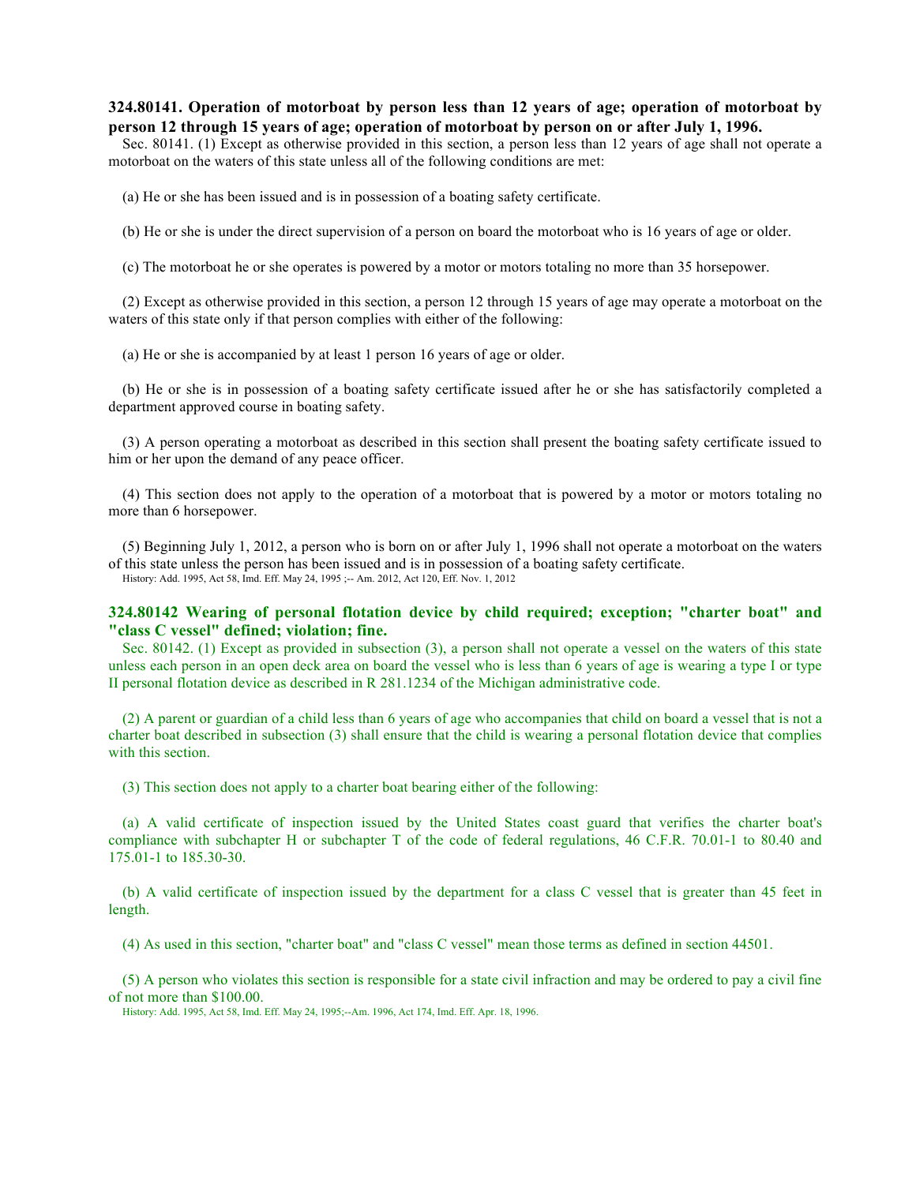**324.80141. Operation of motorboat by person less than 12 years of age; operation of motorboat by person 12 through 15 years of age; operation of motorboat by person on or after July 1, 1996.**

Sec. 80141. (1) Except as otherwise provided in this section, a person less than 12 years of age shall not operate a motorboat on the waters of this state unless all of the following conditions are met:

(a) He or she has been issued and is in possession of a boating safety certificate.

(b) He or she is under the direct supervision of a person on board the motorboat who is 16 years of age or older.

(c) The motorboat he or she operates is powered by a motor or motors totaling no more than 35 horsepower.

(2) Except as otherwise provided in this section, a person 12 through 15 years of age may operate a motorboat on the waters of this state only if that person complies with either of the following:

(a) He or she is accompanied by at least 1 person 16 years of age or older.

(b) He or she is in possession of a boating safety certificate issued after he or she has satisfactorily completed a department approved course in boating safety.

(3) A person operating a motorboat as described in this section shall present the boating safety certificate issued to him or her upon the demand of any peace officer.

(4) This section does not apply to the operation of a motorboat that is powered by a motor or motors totaling no more than 6 horsepower.

(5) Beginning July 1, 2012, a person who is born on or after July 1, 1996 shall not operate a motorboat on the waters of this state unless the person has been issued and is in possession of a boating safety certificate.

History: Add. 1995, Act 58, Imd. Eff. May 24, 1995 ;-- Am. 2012, Act 120, Eff. Nov. 1, 2012

**324.80142 Wearing of personal flotation device by child required; exception; "charter boat" and "class C vessel" defined; violation; fine.**

Sec. 80142. (1) Except as provided in subsection (3), a person shall not operate a vessel on the waters of this state unless each person in an open deck area on board the vessel who is less than 6 years of age is wearing a type I or type II personal flotation device as described in R 281.1234 of the Michigan administrative code.

(2) A parent or guardian of a child less than 6 years of age who accompanies that child on board a vessel that is not a charter boat described in subsection (3) shall ensure that the child is wearing a personal flotation device that complies with this section.

(3) This section does not apply to a charter boat bearing either of the following:

(a) A valid certificate of inspection issued by the United States coast guard that verifies the charter boat's compliance with subchapter H or subchapter T of the code of federal regulations, 46 C.F.R. 70.01-1 to 80.40 and 175.01-1 to 185.30-30.

(b) A valid certificate of inspection issued by the department for a class C vessel that is greater than 45 feet in length.

(4) As used in this section, "charter boat" and "class C vessel" mean those terms as defined in section 44501.

(5) A person who violates this section is responsible for a state civil infraction and may be ordered to pay a civil fine of not more than $100.00.

History: Add. 1995, Act 58, Imd. Eff. May 24, 1995;--Am. 1996, Act 174, Imd. Eff. Apr. 18, 1996.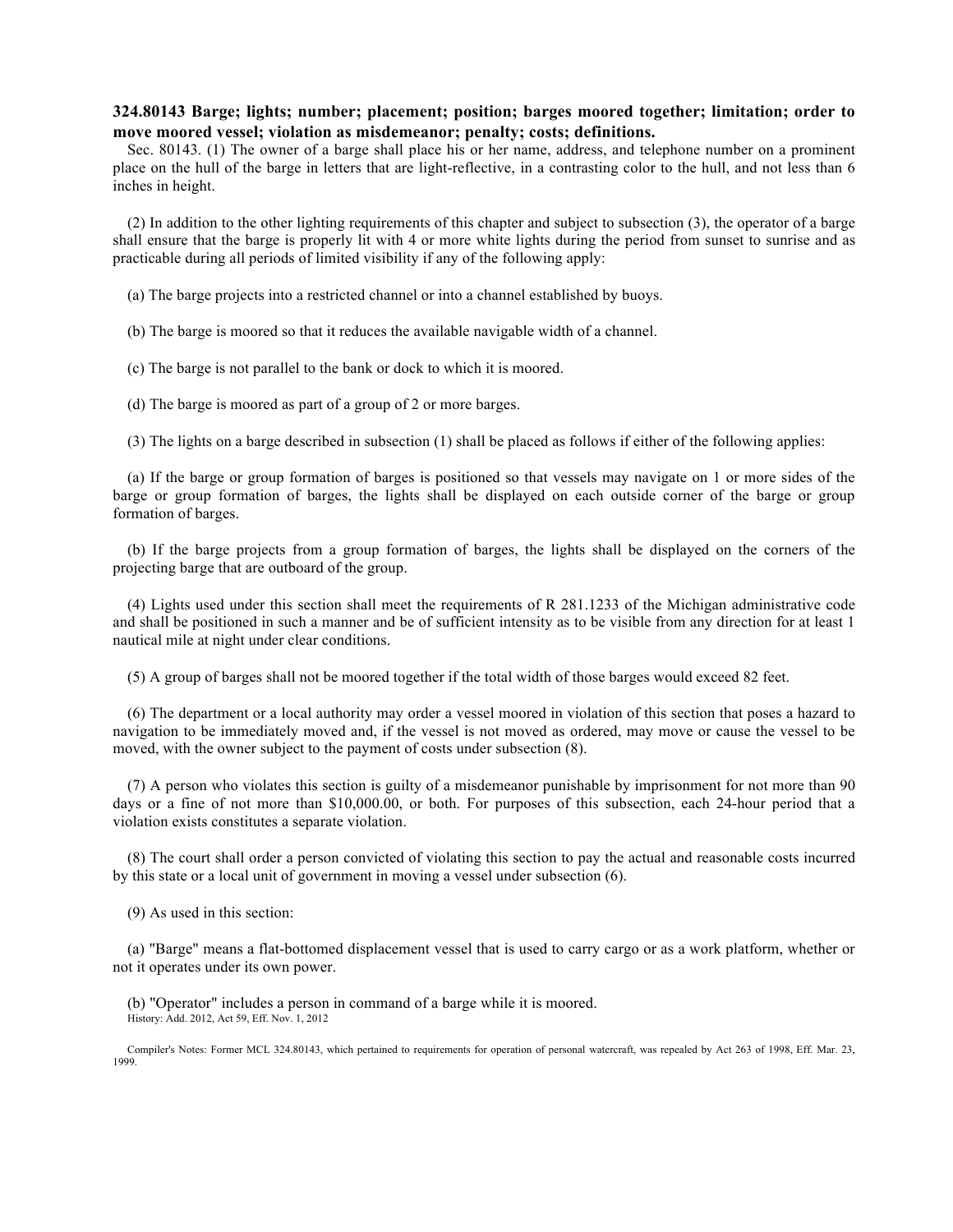**324.80143 Barge; lights; number; placement; position; barges moored together; limitation; order to move moored vessel; violation as misdemeanor; penalty; costs; definitions.**

Sec. 80143. (1) The owner of a barge shall place his or her name, address, and telephone number on a prominent place on the hull of the barge in letters that are light-reflective, in a contrasting color to the hull, and not less than 6 inches in height.

(2) In addition to the other lighting requirements of this chapter and subject to subsection (3), the operator of a barge shall ensure that the barge is properly lit with 4 or more white lights during the period from sunset to sunrise and as practicable during all periods of limited visibility if any of the following apply:

(a) The barge projects into a restricted channel or into a channel established by buoys.

(b) The barge is moored so that it reduces the available navigable width of a channel.

(c) The barge is not parallel to the bank or dock to which it is moored.

(d) The barge is moored as part of a group of 2 or more barges.

(3) The lights on a barge described in subsection (1) shall be placed as follows if either of the following applies:

(a) If the barge or group formation of barges is positioned so that vessels may navigate on 1 or more sides of the barge or group formation of barges, the lights shall be displayed on each outside corner of the barge or group formation of barges.

(b) If the barge projects from a group formation of barges, the lights shall be displayed on the corners of the projecting barge that are outboard of the group.

(4) Lights used under this section shall meet the requirements of R 281.1233 of the Michigan administrative code and shall be positioned in such a manner and be of sufficient intensity as to be visible from any direction for at least 1 nautical mile at night under clear conditions.

(5) A group of barges shall not be moored together if the total width of those barges would exceed 82 feet.

(6) The department or a local authority may order a vessel moored in violation of this section that poses a hazard to navigation to be immediately moved and, if the vessel is not moved as ordered, may move or cause the vessel to be moved, with the owner subject to the payment of costs under subsection (8).

(7) A person who violates this section is guilty of a misdemeanor punishable by imprisonment for not more than 90 days or a fine of not more than $10,000.00, or both. For purposes of this subsection, each 24-hour period that a violation exists constitutes a separate violation.

(8) The court shall order a person convicted of violating this section to pay the actual and reasonable costs incurred by this state or a local unit of government in moving a vessel under subsection (6).

(9) As used in this section:

(a) "Barge" means a flat-bottomed displacement vessel that is used to carry cargo or as a work platform, whether or not it operates under its own power.

(b) "Operator" includes a person in command of a barge while it is moored.

History: Add. 2012, Act 59, Eff. Nov. 1, 2012

Compiler's Notes: Former MCL 324.80143, which pertained to requirements for operation of personal watercraft, was repealed by Act 263 of 1998, Eff. Mar. 23, 1999.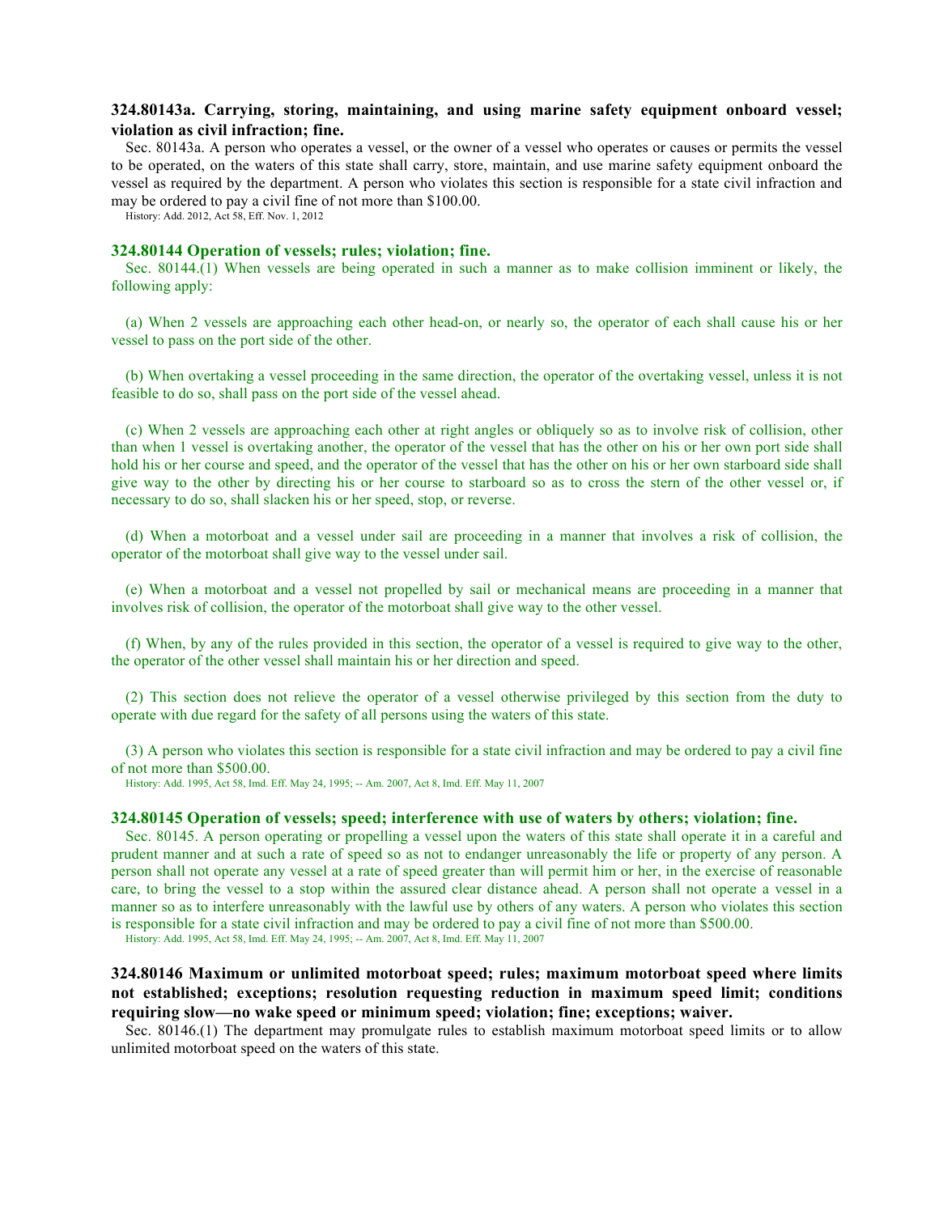### 324.80143a. Carrying, storing, maintaining, and using marine safety equipment onboard vessel; violation as civil infraction; fine.

Sec. 80143a. A person who operates a vessel, or the owner of a vessel who operates or causes or permits the vessel to be operated, on the waters of this state shall carry, store, maintain, and use marine safety equipment onboard the vessel as required by the department. A person who violates this section is responsible for a state civil infraction and may be ordered to pay a civil fine of not more than $100.00.

History: Add. 2012, Act 58, Eff. Nov. 1, 2012

### 324.80144 Operation of vessels; rules; violation; fine.

Sec. 80144.(1) When vessels are being operated in such a manner as to make collision imminent or likely, the following apply:

(a) When 2 vessels are approaching each other head-on, or nearly so, the operator of each shall cause his or her vessel to pass on the port side of the other.

(b) When overtaking a vessel proceeding in the same direction, the operator of the overtaking vessel, unless it is not feasible to do so, shall pass on the port side of the vessel ahead.

(c) When 2 vessels are approaching each other at right angles or obliquely so as to involve risk of collision, other than when 1 vessel is overtaking another, the operator of the vessel that has the other on his or her own port side shall hold his or her course and speed, and the operator of the vessel that has the other on his or her own starboard side shall give way to the other by directing his or her course to starboard so as to cross the stern of the other vessel or, if necessary to do so, shall slacken his or her speed, stop, or reverse.

(d) When a motorboat and a vessel under sail are proceeding in a manner that involves a risk of collision, the operator of the motorboat shall give way to the vessel under sail.

(e) When a motorboat and a vessel not propelled by sail or mechanical means are proceeding in a manner that involves risk of collision, the operator of the motorboat shall give way to the other vessel.

(f) When, by any of the rules provided in this section, the operator of a vessel is required to give way to the other, the operator of the other vessel shall maintain his or her direction and speed.

(2) This section does not relieve the operator of a vessel otherwise privileged by this section from the duty to operate with due regard for the safety of all persons using the waters of this state.

(3) A person who violates this section is responsible for a state civil infraction and may be ordered to pay a civil fine of not more than $500.00.

History: Add. 1995, Act 58, Imd. Eff. May 24, 1995; -- Am. 2007, Act 8, Imd. Eff. May 11, 2007

### 324.80145 Operation of vessels; speed; interference with use of waters by others; violation; fine.

Sec. 80145. A person operating or propelling a vessel upon the waters of this state shall operate it in a careful and prudent manner and at such a rate of speed so as not to endanger unreasonably the life or property of any person. A person shall not operate any vessel at a rate of speed greater than will permit him or her, in the exercise of reasonable care, to bring the vessel to a stop within the assured clear distance ahead. A person shall not operate a vessel in a manner so as to interfere unreasonably with the lawful use by others of any waters. A person who violates this section is responsible for a state civil infraction and may be ordered to pay a civil fine of not more than $500.00.

History: Add. 1995, Act 58, Imd. Eff. May 24, 1995; -- Am. 2007, Act 8, Imd. Eff. May 11, 2007

### 324.80146 Maximum or unlimited motorboat speed; rules; maximum motorboat speed where limits not established; exceptions; resolution requesting reduction in maximum speed limit; conditions requiring slow—no wake speed or minimum speed; violation; fine; exceptions; waiver.

Sec. 80146.(1) The department may promulgate rules to establish maximum motorboat speed limits or to allow unlimited motorboat speed on the waters of this state.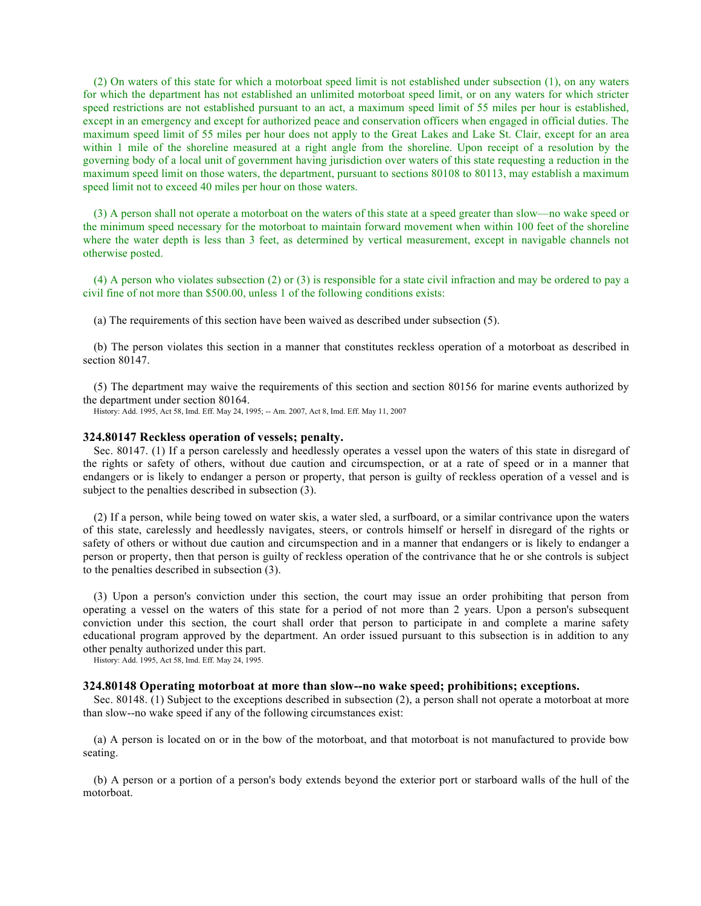(2) On waters of this state for which a motorboat speed limit is not established under subsection (1), on any waters for which the department has not established an unlimited motorboat speed limit, or on any waters for which stricter speed restrictions are not established pursuant to an act, a maximum speed limit of 55 miles per hour is established, except in an emergency and except for authorized peace and conservation officers when engaged in official duties. The maximum speed limit of 55 miles per hour does not apply to the Great Lakes and Lake St. Clair, except for an area within 1 mile of the shoreline measured at a right angle from the shoreline. Upon receipt of a resolution by the governing body of a local unit of government having jurisdiction over waters of this state requesting a reduction in the maximum speed limit on those waters, the department, pursuant to sections 80108 to 80113, may establish a maximum speed limit not to exceed 40 miles per hour on those waters.

(3) A person shall not operate a motorboat on the waters of this state at a speed greater than slow—no wake speed or the minimum speed necessary for the motorboat to maintain forward movement when within 100 feet of the shoreline where the water depth is less than 3 feet, as determined by vertical measurement, except in navigable channels not otherwise posted.

(4) A person who violates subsection (2) or (3) is responsible for a state civil infraction and may be ordered to pay a civil fine of not more than $500.00, unless 1 of the following conditions exists:

(a) The requirements of this section have been waived as described under subsection (5).

(b) The person violates this section in a manner that constitutes reckless operation of a motorboat as described in section 80147.

(5) The department may waive the requirements of this section and section 80156 for marine events authorized by the department under section 80164.

History: Add. 1995, Act 58, Imd. Eff. May 24, 1995; -- Am. 2007, Act 8, Imd. Eff. May 11, 2007

### 324.80147 Reckless operation of vessels; penalty.

Sec. 80147. (1) If a person carelessly and heedlessly operates a vessel upon the waters of this state in disregard of the rights or safety of others, without due caution and circumspection, or at a rate of speed or in a manner that endangers or is likely to endanger a person or property, that person is guilty of reckless operation of a vessel and is subject to the penalties described in subsection (3).

(2) If a person, while being towed on water skis, a water sled, a surfboard, or a similar contrivance upon the waters of this state, carelessly and heedlessly navigates, steers, or controls himself or herself in disregard of the rights or safety of others or without due caution and circumspection and in a manner that endangers or is likely to endanger a person or property, then that person is guilty of reckless operation of the contrivance that he or she controls is subject to the penalties described in subsection (3).

(3) Upon a person's conviction under this section, the court may issue an order prohibiting that person from operating a vessel on the waters of this state for a period of not more than 2 years. Upon a person's subsequent conviction under this section, the court shall order that person to participate in and complete a marine safety educational program approved by the department. An order issued pursuant to this subsection is in addition to any other penalty authorized under this part.

History: Add. 1995, Act 58, Imd. Eff. May 24, 1995.

### 324.80148 Operating motorboat at more than slow--no wake speed; prohibitions; exceptions.

Sec. 80148. (1) Subject to the exceptions described in subsection (2), a person shall not operate a motorboat at more than slow--no wake speed if any of the following circumstances exist:

(a) A person is located on or in the bow of the motorboat, and that motorboat is not manufactured to provide bow seating.

(b) A person or a portion of a person's body extends beyond the exterior port or starboard walls of the hull of the motorboat.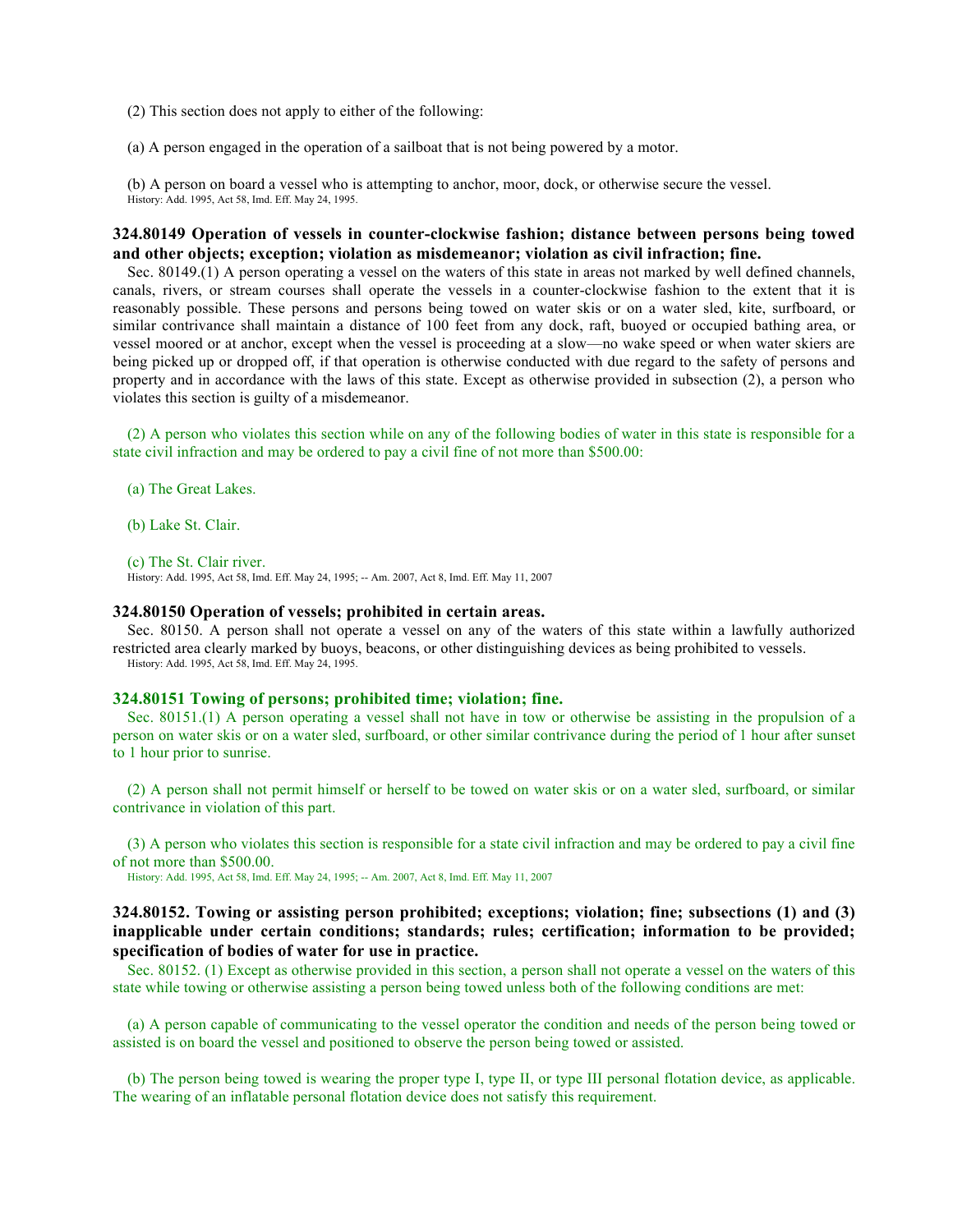(2) This section does not apply to either of the following:

(a) A person engaged in the operation of a sailboat that is not being powered by a motor.

(b) A person on board a vessel who is attempting to anchor, moor, dock, or otherwise secure the vessel.
History: Add. 1995, Act 58, Imd. Eff. May 24, 1995.

### 324.80149 Operation of vessels in counter-clockwise fashion; distance between persons being towed and other objects; exception; violation as misdemeanor; violation as civil infraction; fine.

Sec. 80149.(1) A person operating a vessel on the waters of this state in areas not marked by well defined channels, canals, rivers, or stream courses shall operate the vessels in a counter-clockwise fashion to the extent that it is reasonably possible. These persons and persons being towed on water skis or on a water sled, kite, surfboard, or similar contrivance shall maintain a distance of 100 feet from any dock, raft, buoyed or occupied bathing area, or vessel moored or at anchor, except when the vessel is proceeding at a slow—no wake speed or when water skiers are being picked up or dropped off, if that operation is otherwise conducted with due regard to the safety of persons and property and in accordance with the laws of this state. Except as otherwise provided in subsection (2), a person who violates this section is guilty of a misdemeanor.

(2) A person who violates this section while on any of the following bodies of water in this state is responsible for a state civil infraction and may be ordered to pay a civil fine of not more than $500.00:

(a) The Great Lakes.

(b) Lake St. Clair.

(c) The St. Clair river.
History: Add. 1995, Act 58, Imd. Eff. May 24, 1995; -- Am. 2007, Act 8, Imd. Eff. May 11, 2007

### 324.80150 Operation of vessels; prohibited in certain areas.

Sec. 80150. A person shall not operate a vessel on any of the waters of this state within a lawfully authorized restricted area clearly marked by buoys, beacons, or other distinguishing devices as being prohibited to vessels.
History: Add. 1995, Act 58, Imd. Eff. May 24, 1995.

### 324.80151 Towing of persons; prohibited time; violation; fine.

Sec. 80151.(1) A person operating a vessel shall not have in tow or otherwise be assisting in the propulsion of a person on water skis or on a water sled, surfboard, or other similar contrivance during the period of 1 hour after sunset to 1 hour prior to sunrise.

(2) A person shall not permit himself or herself to be towed on water skis or on a water sled, surfboard, or similar contrivance in violation of this part.

(3) A person who violates this section is responsible for a state civil infraction and may be ordered to pay a civil fine of not more than $500.00.
History: Add. 1995, Act 58, Imd. Eff. May 24, 1995; -- Am. 2007, Act 8, Imd. Eff. May 11, 2007

### 324.80152. Towing or assisting person prohibited; exceptions; violation; fine; subsections (1) and (3) inapplicable under certain conditions; standards; rules; certification; information to be provided; specification of bodies of water for use in practice.

Sec. 80152. (1) Except as otherwise provided in this section, a person shall not operate a vessel on the waters of this state while towing or otherwise assisting a person being towed unless both of the following conditions are met:

(a) A person capable of communicating to the vessel operator the condition and needs of the person being towed or assisted is on board the vessel and positioned to observe the person being towed or assisted.

(b) The person being towed is wearing the proper type I, type II, or type III personal flotation device, as applicable. The wearing of an inflatable personal flotation device does not satisfy this requirement.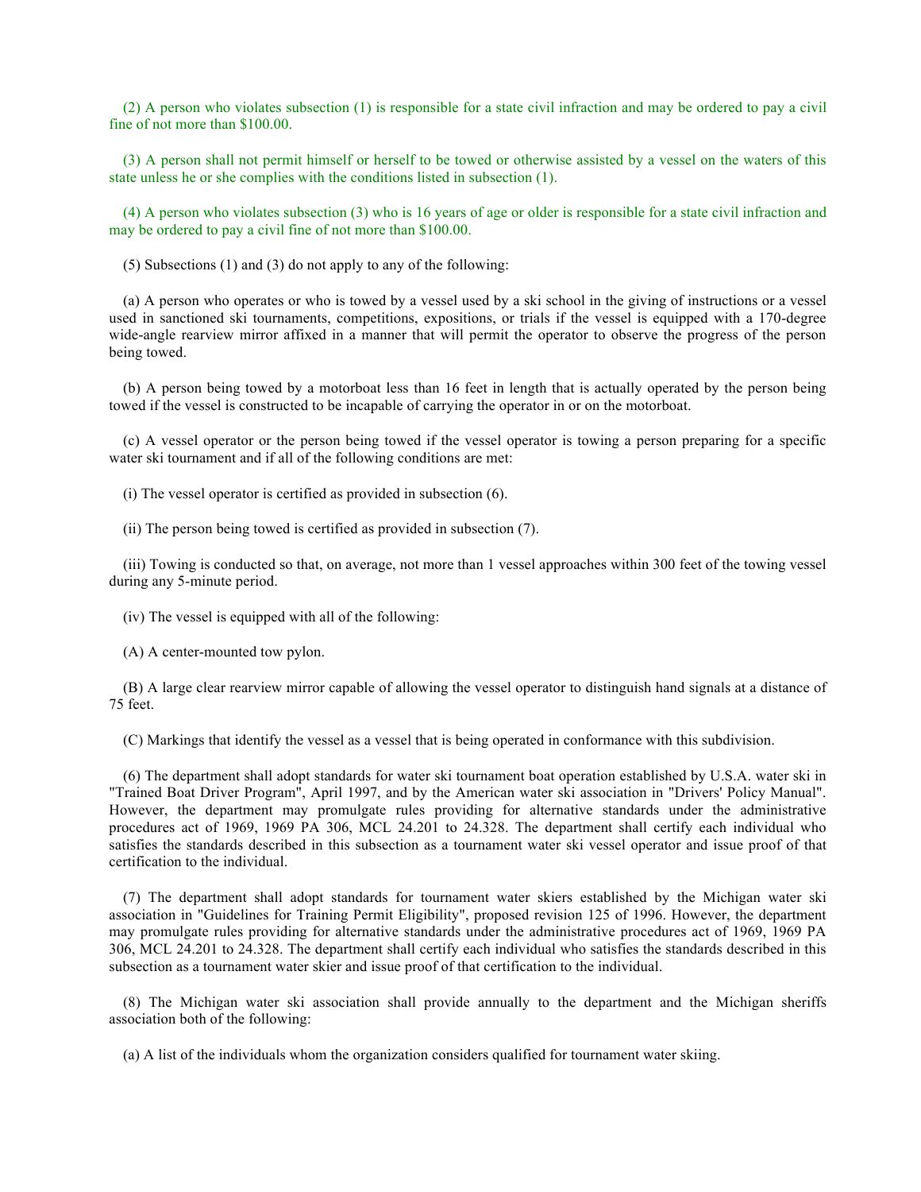(2) A person who violates subsection (1) is responsible for a state civil infraction and may be ordered to pay a civil fine of not more than $100.00.

(3) A person shall not permit himself or herself to be towed or otherwise assisted by a vessel on the waters of this state unless he or she complies with the conditions listed in subsection (1).

(4) A person who violates subsection (3) who is 16 years of age or older is responsible for a state civil infraction and may be ordered to pay a civil fine of not more than $100.00.

(5) Subsections (1) and (3) do not apply to any of the following:

(a) A person who operates or who is towed by a vessel used by a ski school in the giving of instructions or a vessel used in sanctioned ski tournaments, competitions, expositions, or trials if the vessel is equipped with a 170-degree wide-angle rearview mirror affixed in a manner that will permit the operator to observe the progress of the person being towed.

(b) A person being towed by a motorboat less than 16 feet in length that is actually operated by the person being towed if the vessel is constructed to be incapable of carrying the operator in or on the motorboat.

(c) A vessel operator or the person being towed if the vessel operator is towing a person preparing for a specific water ski tournament and if all of the following conditions are met:

(i) The vessel operator is certified as provided in subsection (6).

(ii) The person being towed is certified as provided in subsection (7).

(iii) Towing is conducted so that, on average, not more than 1 vessel approaches within 300 feet of the towing vessel during any 5-minute period.

(iv) The vessel is equipped with all of the following:

(A) A center-mounted tow pylon.

(B) A large clear rearview mirror capable of allowing the vessel operator to distinguish hand signals at a distance of 75 feet.

(C) Markings that identify the vessel as a vessel that is being operated in conformance with this subdivision.

(6) The department shall adopt standards for water ski tournament boat operation established by U.S.A. water ski in "Trained Boat Driver Program", April 1997, and by the American water ski association in "Drivers' Policy Manual". However, the department may promulgate rules providing for alternative standards under the administrative procedures act of 1969, 1969 PA 306, MCL 24.201 to 24.328. The department shall certify each individual who satisfies the standards described in this subsection as a tournament water ski vessel operator and issue proof of that certification to the individual.

(7) The department shall adopt standards for tournament water skiers established by the Michigan water ski association in "Guidelines for Training Permit Eligibility", proposed revision 125 of 1996. However, the department may promulgate rules providing for alternative standards under the administrative procedures act of 1969, 1969 PA 306, MCL 24.201 to 24.328. The department shall certify each individual who satisfies the standards described in this subsection as a tournament water skier and issue proof of that certification to the individual.

(8) The Michigan water ski association shall provide annually to the department and the Michigan sheriffs association both of the following:

(a) A list of the individuals whom the organization considers qualified for tournament water skiing.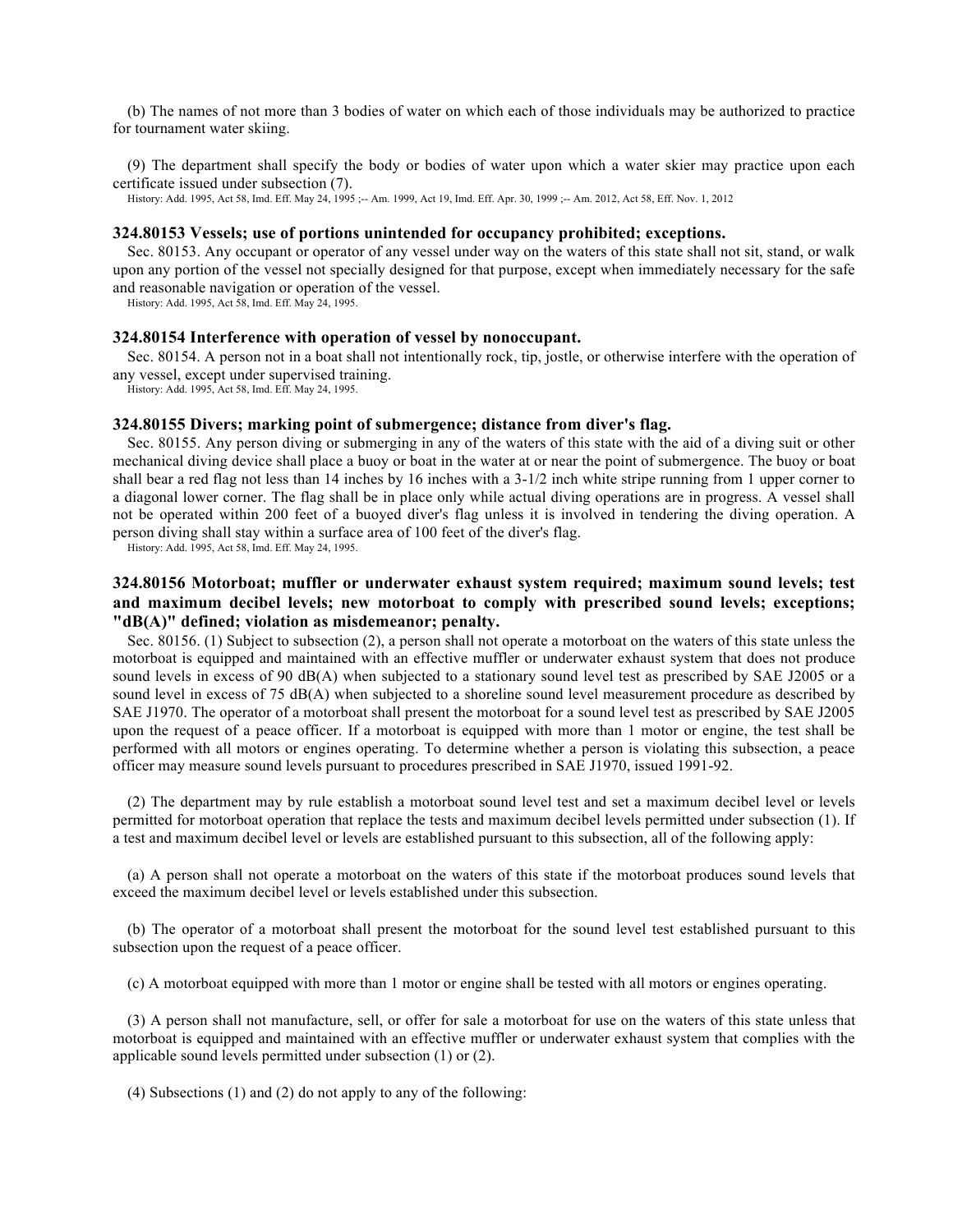(b) The names of not more than 3 bodies of water on which each of those individuals may be authorized to practice for tournament water skiing.

(9) The department shall specify the body or bodies of water upon which a water skier may practice upon each certificate issued under subsection (7).

History: Add. 1995, Act 58, Imd. Eff. May 24, 1995 ;-- Am. 1999, Act 19, Imd. Eff. Apr. 30, 1999 ;-- Am. 2012, Act 58, Eff. Nov. 1, 2012

### 324.80153 Vessels; use of portions unintended for occupancy prohibited; exceptions.

Sec. 80153. Any occupant or operator of any vessel under way on the waters of this state shall not sit, stand, or walk upon any portion of the vessel not specially designed for that purpose, except when immediately necessary for the safe and reasonable navigation or operation of the vessel.

History: Add. 1995, Act 58, Imd. Eff. May 24, 1995.

### 324.80154 Interference with operation of vessel by nonoccupant.

Sec. 80154. A person not in a boat shall not intentionally rock, tip, jostle, or otherwise interfere with the operation of any vessel, except under supervised training.

History: Add. 1995, Act 58, Imd. Eff. May 24, 1995.

### 324.80155 Divers; marking point of submergence; distance from diver's flag.

Sec. 80155. Any person diving or submerging in any of the waters of this state with the aid of a diving suit or other mechanical diving device shall place a buoy or boat in the water at or near the point of submergence. The buoy or boat shall bear a red flag not less than 14 inches by 16 inches with a 3-1/2 inch white stripe running from 1 upper corner to a diagonal lower corner. The flag shall be in place only while actual diving operations are in progress. A vessel shall not be operated within 200 feet of a buoyed diver's flag unless it is involved in tendering the diving operation. A person diving shall stay within a surface area of 100 feet of the diver's flag.

History: Add. 1995, Act 58, Imd. Eff. May 24, 1995.

### 324.80156 Motorboat; muffler or underwater exhaust system required; maximum sound levels; test and maximum decibel levels; new motorboat to comply with prescribed sound levels; exceptions; "dB(A)" defined; violation as misdemeanor; penalty.

Sec. 80156. (1) Subject to subsection (2), a person shall not operate a motorboat on the waters of this state unless the motorboat is equipped and maintained with an effective muffler or underwater exhaust system that does not produce sound levels in excess of 90 dB(A) when subjected to a stationary sound level test as prescribed by SAE J2005 or a sound level in excess of 75 dB(A) when subjected to a shoreline sound level measurement procedure as described by SAE J1970. The operator of a motorboat shall present the motorboat for a sound level test as prescribed by SAE J2005 upon the request of a peace officer. If a motorboat is equipped with more than 1 motor or engine, the test shall be performed with all motors or engines operating. To determine whether a person is violating this subsection, a peace officer may measure sound levels pursuant to procedures prescribed in SAE J1970, issued 1991-92.

(2) The department may by rule establish a motorboat sound level test and set a maximum decibel level or levels permitted for motorboat operation that replace the tests and maximum decibel levels permitted under subsection (1). If a test and maximum decibel level or levels are established pursuant to this subsection, all of the following apply:

(a) A person shall not operate a motorboat on the waters of this state if the motorboat produces sound levels that exceed the maximum decibel level or levels established under this subsection.

(b) The operator of a motorboat shall present the motorboat for the sound level test established pursuant to this subsection upon the request of a peace officer.

(c) A motorboat equipped with more than 1 motor or engine shall be tested with all motors or engines operating.

(3) A person shall not manufacture, sell, or offer for sale a motorboat for use on the waters of this state unless that motorboat is equipped and maintained with an effective muffler or underwater exhaust system that complies with the applicable sound levels permitted under subsection (1) or (2).

(4) Subsections (1) and (2) do not apply to any of the following: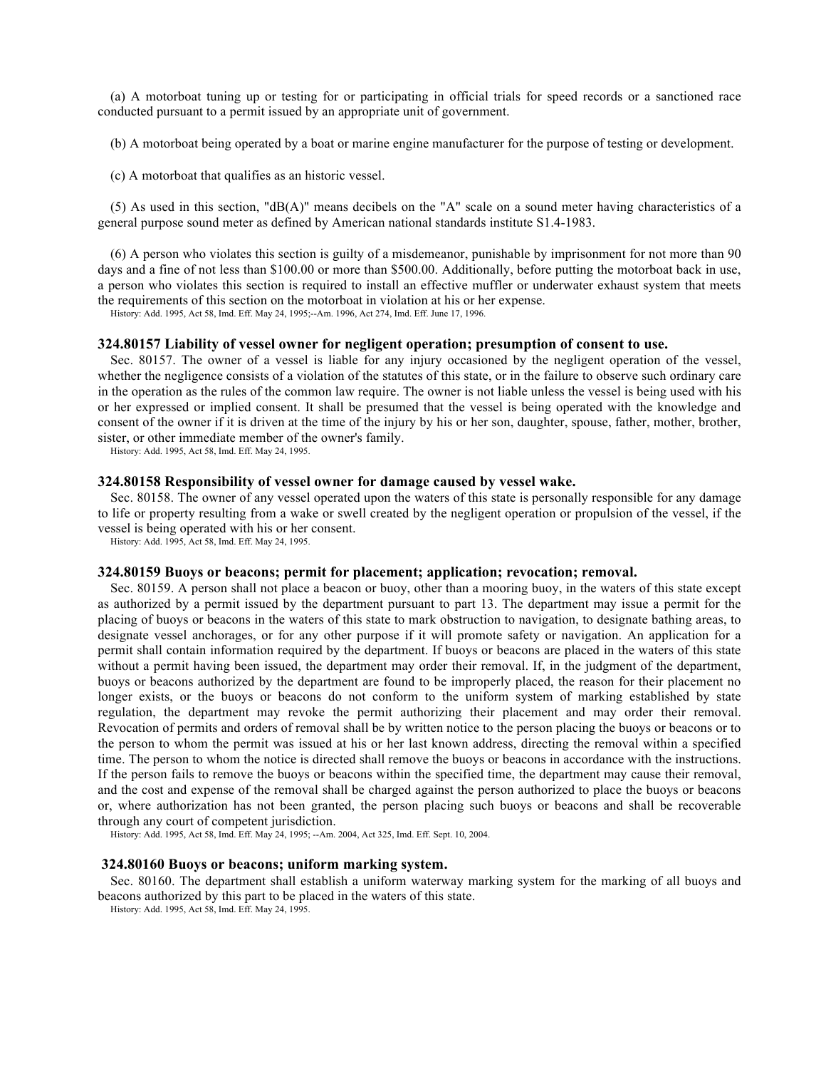(a) A motorboat tuning up or testing for or participating in official trials for speed records or a sanctioned race conducted pursuant to a permit issued by an appropriate unit of government.

(b) A motorboat being operated by a boat or marine engine manufacturer for the purpose of testing or development.

(c) A motorboat that qualifies as an historic vessel.

(5) As used in this section, "dB(A)" means decibels on the "A" scale on a sound meter having characteristics of a general purpose sound meter as defined by American national standards institute S1.4-1983.

(6) A person who violates this section is guilty of a misdemeanor, punishable by imprisonment for not more than 90 days and a fine of not less than $100.00 or more than $500.00. Additionally, before putting the motorboat back in use, a person who violates this section is required to install an effective muffler or underwater exhaust system that meets the requirements of this section on the motorboat in violation at his or her expense.

History: Add. 1995, Act 58, Imd. Eff. May 24, 1995;--Am. 1996, Act 274, Imd. Eff. June 17, 1996.

### 324.80157 Liability of vessel owner for negligent operation; presumption of consent to use.

Sec. 80157. The owner of a vessel is liable for any injury occasioned by the negligent operation of the vessel, whether the negligence consists of a violation of the statutes of this state, or in the failure to observe such ordinary care in the operation as the rules of the common law require. The owner is not liable unless the vessel is being used with his or her expressed or implied consent. It shall be presumed that the vessel is being operated with the knowledge and consent of the owner if it is driven at the time of the injury by his or her son, daughter, spouse, father, mother, brother, sister, or other immediate member of the owner's family.

History: Add. 1995, Act 58, Imd. Eff. May 24, 1995.

### 324.80158 Responsibility of vessel owner for damage caused by vessel wake.

Sec. 80158. The owner of any vessel operated upon the waters of this state is personally responsible for any damage to life or property resulting from a wake or swell created by the negligent operation or propulsion of the vessel, if the vessel is being operated with his or her consent.

History: Add. 1995, Act 58, Imd. Eff. May 24, 1995.

### 324.80159 Buoys or beacons; permit for placement; application; revocation; removal.

Sec. 80159. A person shall not place a beacon or buoy, other than a mooring buoy, in the waters of this state except as authorized by a permit issued by the department pursuant to part 13. The department may issue a permit for the placing of buoys or beacons in the waters of this state to mark obstruction to navigation, to designate bathing areas, to designate vessel anchorages, or for any other purpose if it will promote safety or navigation. An application for a permit shall contain information required by the department. If buoys or beacons are placed in the waters of this state without a permit having been issued, the department may order their removal. If, in the judgment of the department, buoys or beacons authorized by the department are found to be improperly placed, the reason for their placement no longer exists, or the buoys or beacons do not conform to the uniform system of marking established by state regulation, the department may revoke the permit authorizing their placement and may order their removal. Revocation of permits and orders of removal shall be by written notice to the person placing the buoys or beacons or to the person to whom the permit was issued at his or her last known address, directing the removal within a specified time. The person to whom the notice is directed shall remove the buoys or beacons in accordance with the instructions. If the person fails to remove the buoys or beacons within the specified time, the department may cause their removal, and the cost and expense of the removal shall be charged against the person authorized to place the buoys or beacons or, where authorization has not been granted, the person placing such buoys or beacons and shall be recoverable through any court of competent jurisdiction.

History: Add. 1995, Act 58, Imd. Eff. May 24, 1995; --Am. 2004, Act 325, Imd. Eff. Sept. 10, 2004.

### 324.80160 Buoys or beacons; uniform marking system.

Sec. 80160. The department shall establish a uniform waterway marking system for the marking of all buoys and beacons authorized by this part to be placed in the waters of this state.

History: Add. 1995, Act 58, Imd. Eff. May 24, 1995.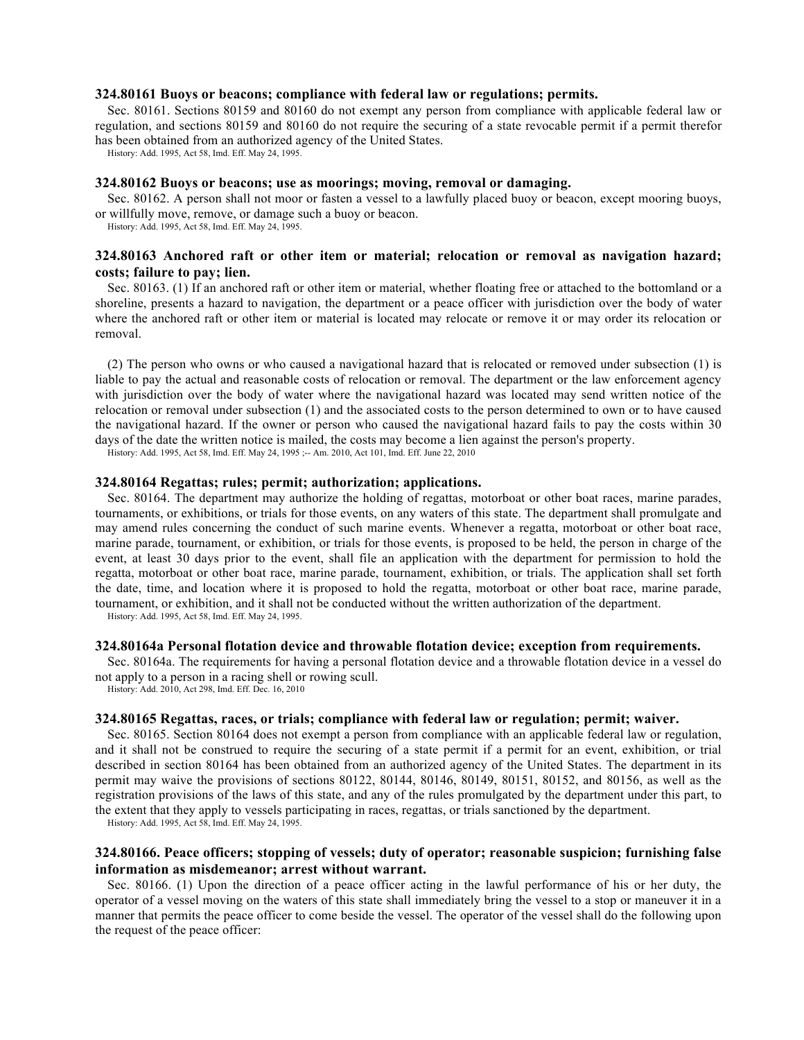### 324.80161 Buoys or beacons; compliance with federal law or regulations; permits.

Sec. 80161. Sections 80159 and 80160 do not exempt any person from compliance with applicable federal law or regulation, and sections 80159 and 80160 do not require the securing of a state revocable permit if a permit therefor has been obtained from an authorized agency of the United States.

History: Add. 1995, Act 58, Imd. Eff. May 24, 1995.

### 324.80162 Buoys or beacons; use as moorings; moving, removal or damaging.

Sec. 80162. A person shall not moor or fasten a vessel to a lawfully placed buoy or beacon, except mooring buoys, or willfully move, remove, or damage such a buoy or beacon.

History: Add. 1995, Act 58, Imd. Eff. May 24, 1995.

### 324.80163 Anchored raft or other item or material; relocation or removal as navigation hazard; costs; failure to pay; lien.

Sec. 80163. (1) If an anchored raft or other item or material, whether floating free or attached to the bottomland or a shoreline, presents a hazard to navigation, the department or a peace officer with jurisdiction over the body of water where the anchored raft or other item or material is located may relocate or remove it or may order its relocation or removal.

(2) The person who owns or who caused a navigational hazard that is relocated or removed under subsection (1) is liable to pay the actual and reasonable costs of relocation or removal. The department or the law enforcement agency with jurisdiction over the body of water where the navigational hazard was located may send written notice of the relocation or removal under subsection (1) and the associated costs to the person determined to own or to have caused the navigational hazard. If the owner or person who caused the navigational hazard fails to pay the costs within 30 days of the date the written notice is mailed, the costs may become a lien against the person's property.

History: Add. 1995, Act 58, Imd. Eff. May 24, 1995 ;-- Am. 2010, Act 101, Imd. Eff. June 22, 2010

### 324.80164 Regattas; rules; permit; authorization; applications.

Sec. 80164. The department may authorize the holding of regattas, motorboat or other boat races, marine parades, tournaments, or exhibitions, or trials for those events, on any waters of this state. The department shall promulgate and may amend rules concerning the conduct of such marine events. Whenever a regatta, motorboat or other boat race, marine parade, tournament, or exhibition, or trials for those events, is proposed to be held, the person in charge of the event, at least 30 days prior to the event, shall file an application with the department for permission to hold the regatta, motorboat or other boat race, marine parade, tournament, exhibition, or trials. The application shall set forth the date, time, and location where it is proposed to hold the regatta, motorboat or other boat race, marine parade, tournament, or exhibition, and it shall not be conducted without the written authorization of the department.

History: Add. 1995, Act 58, Imd. Eff. May 24, 1995.

### 324.80164a Personal flotation device and throwable flotation device; exception from requirements.

Sec. 80164a. The requirements for having a personal flotation device and a throwable flotation device in a vessel do not apply to a person in a racing shell or rowing scull.

History: Add. 2010, Act 298, Imd. Eff. Dec. 16, 2010

### 324.80165 Regattas, races, or trials; compliance with federal law or regulation; permit; waiver.

Sec. 80165. Section 80164 does not exempt a person from compliance with an applicable federal law or regulation, and it shall not be construed to require the securing of a state permit if a permit for an event, exhibition, or trial described in section 80164 has been obtained from an authorized agency of the United States. The department in its permit may waive the provisions of sections 80122, 80144, 80146, 80149, 80151, 80152, and 80156, as well as the registration provisions of the laws of this state, and any of the rules promulgated by the department under this part, to the extent that they apply to vessels participating in races, regattas, or trials sanctioned by the department.

History: Add. 1995, Act 58, Imd. Eff. May 24, 1995.

### 324.80166. Peace officers; stopping of vessels; duty of operator; reasonable suspicion; furnishing false information as misdemeanor; arrest without warrant.

Sec. 80166. (1) Upon the direction of a peace officer acting in the lawful performance of his or her duty, the operator of a vessel moving on the waters of this state shall immediately bring the vessel to a stop or maneuver it in a manner that permits the peace officer to come beside the vessel. The operator of the vessel shall do the following upon the request of the peace officer: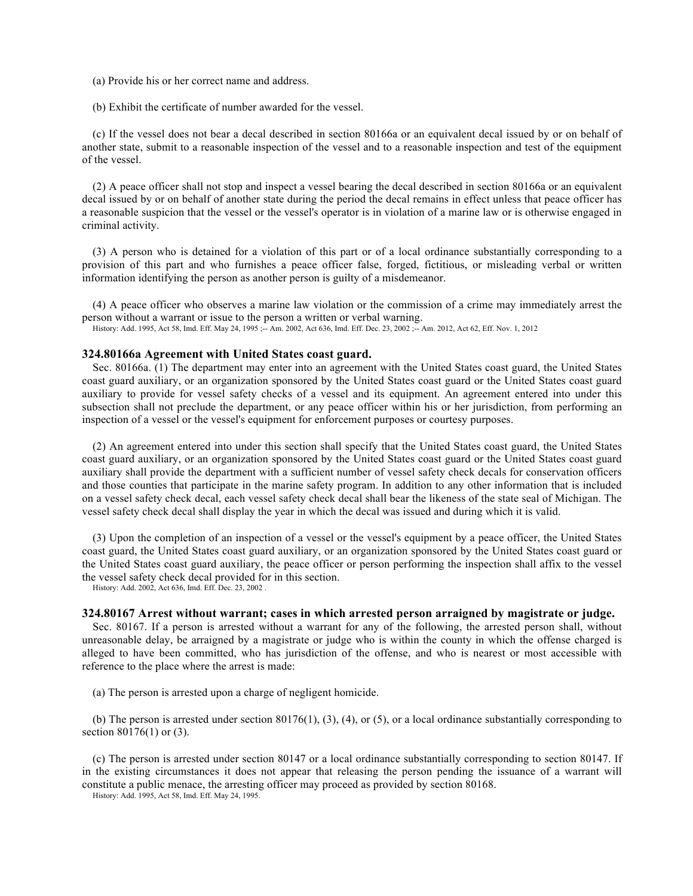(a) Provide his or her correct name and address.

(b) Exhibit the certificate of number awarded for the vessel.

(c) If the vessel does not bear a decal described in section 80166a or an equivalent decal issued by or on behalf of another state, submit to a reasonable inspection of the vessel and to a reasonable inspection and test of the equipment of the vessel.

(2) A peace officer shall not stop and inspect a vessel bearing the decal described in section 80166a or an equivalent decal issued by or on behalf of another state during the period the decal remains in effect unless that peace officer has a reasonable suspicion that the vessel or the vessel's operator is in violation of a marine law or is otherwise engaged in criminal activity.

(3) A person who is detained for a violation of this part or of a local ordinance substantially corresponding to a provision of this part and who furnishes a peace officer false, forged, fictitious, or misleading verbal or written information identifying the person as another person is guilty of a misdemeanor.

(4) A peace officer who observes a marine law violation or the commission of a crime may immediately arrest the person without a warrant or issue to the person a written or verbal warning.

History: Add. 1995, Act 58, Imd. Eff. May 24, 1995 ;-- Am. 2002, Act 636, Imd. Eff. Dec. 23, 2002 ;-- Am. 2012, Act 62, Eff. Nov. 1, 2012

### 324.80166a Agreement with United States coast guard.

Sec. 80166a. (1) The department may enter into an agreement with the United States coast guard, the United States coast guard auxiliary, or an organization sponsored by the United States coast guard or the United States coast guard auxiliary to provide for vessel safety checks of a vessel and its equipment. An agreement entered into under this subsection shall not preclude the department, or any peace officer within his or her jurisdiction, from performing an inspection of a vessel or the vessel's equipment for enforcement purposes or courtesy purposes.

(2) An agreement entered into under this section shall specify that the United States coast guard, the United States coast guard auxiliary, or an organization sponsored by the United States coast guard or the United States coast guard auxiliary shall provide the department with a sufficient number of vessel safety check decals for conservation officers and those counties that participate in the marine safety program. In addition to any other information that is included on a vessel safety check decal, each vessel safety check decal shall bear the likeness of the state seal of Michigan. The vessel safety check decal shall display the year in which the decal was issued and during which it is valid.

(3) Upon the completion of an inspection of a vessel or the vessel's equipment by a peace officer, the United States coast guard, the United States coast guard auxiliary, or an organization sponsored by the United States coast guard or the United States coast guard auxiliary, the peace officer or person performing the inspection shall affix to the vessel the vessel safety check decal provided for in this section.

History: Add. 2002, Act 636, Imd. Eff. Dec. 23, 2002 .

### 324.80167 Arrest without warrant; cases in which arrested person arraigned by magistrate or judge.

Sec. 80167. If a person is arrested without a warrant for any of the following, the arrested person shall, without unreasonable delay, be arraigned by a magistrate or judge who is within the county in which the offense charged is alleged to have been committed, who has jurisdiction of the offense, and who is nearest or most accessible with reference to the place where the arrest is made:

(a) The person is arrested upon a charge of negligent homicide.

(b) The person is arrested under section 80176(1), (3), (4), or (5), or a local ordinance substantially corresponding to section 80176(1) or (3).

(c) The person is arrested under section 80147 or a local ordinance substantially corresponding to section 80147. If in the existing circumstances it does not appear that releasing the person pending the issuance of a warrant will constitute a public menace, the arresting officer may proceed as provided by section 80168.

History: Add. 1995, Act 58, Imd. Eff. May 24, 1995.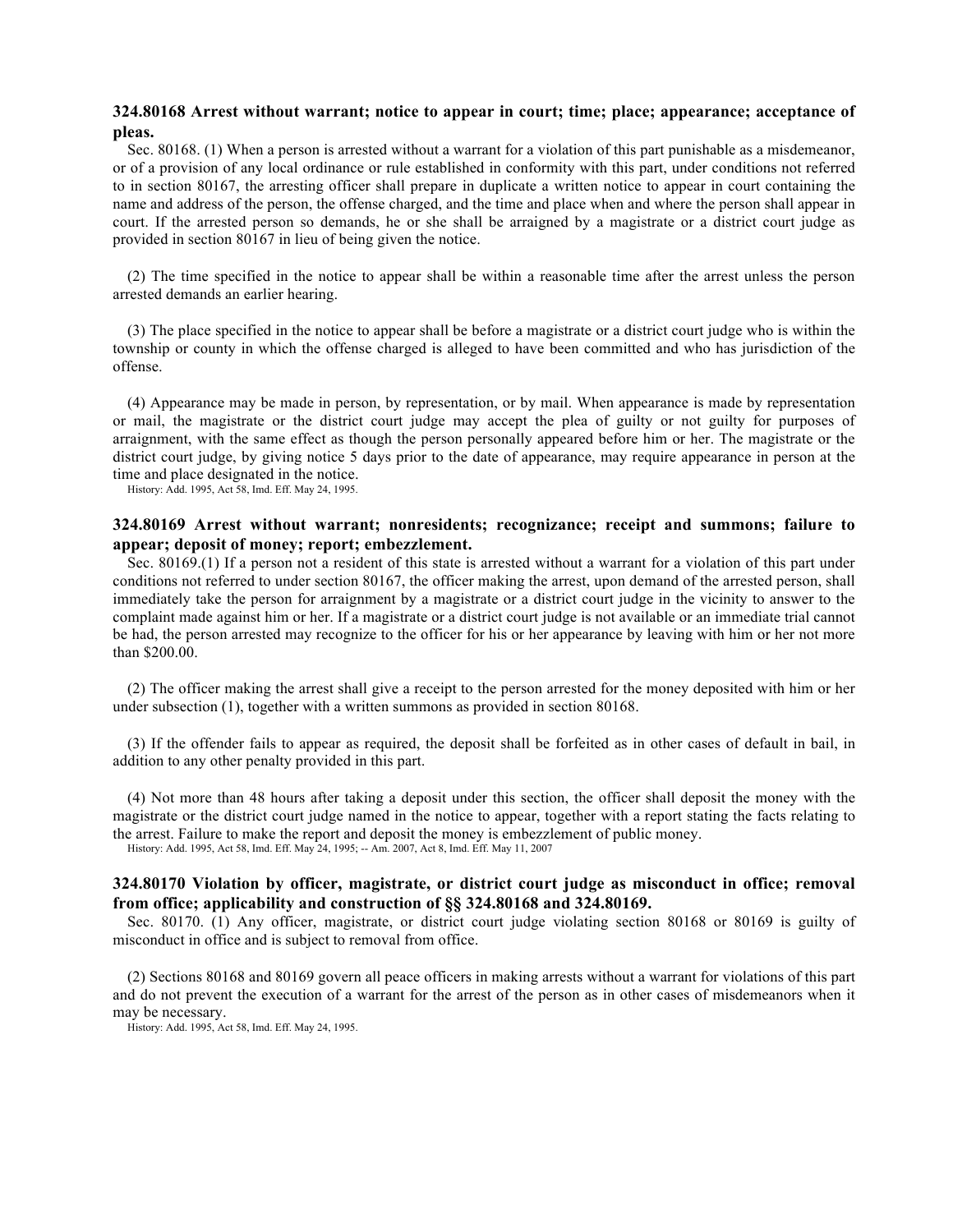**324.80168 Arrest without warrant; notice to appear in court; time; place; appearance; acceptance of pleas.**

Sec. 80168. (1) When a person is arrested without a warrant for a violation of this part punishable as a misdemeanor, or of a provision of any local ordinance or rule established in conformity with this part, under conditions not referred to in section 80167, the arresting officer shall prepare in duplicate a written notice to appear in court containing the name and address of the person, the offense charged, and the time and place when and where the person shall appear in court. If the arrested person so demands, he or she shall be arraigned by a magistrate or a district court judge as provided in section 80167 in lieu of being given the notice.

(2) The time specified in the notice to appear shall be within a reasonable time after the arrest unless the person arrested demands an earlier hearing.

(3) The place specified in the notice to appear shall be before a magistrate or a district court judge who is within the township or county in which the offense charged is alleged to have been committed and who has jurisdiction of the offense.

(4) Appearance may be made in person, by representation, or by mail. When appearance is made by representation or mail, the magistrate or the district court judge may accept the plea of guilty or not guilty for purposes of arraignment, with the same effect as though the person personally appeared before him or her. The magistrate or the district court judge, by giving notice 5 days prior to the date of appearance, may require appearance in person at the time and place designated in the notice.

History: Add. 1995, Act 58, Imd. Eff. May 24, 1995.

**324.80169 Arrest without warrant; nonresidents; recognizance; receipt and summons; failure to appear; deposit of money; report; embezzlement.**

Sec. 80169.(1) If a person not a resident of this state is arrested without a warrant for a violation of this part under conditions not referred to under section 80167, the officer making the arrest, upon demand of the arrested person, shall immediately take the person for arraignment by a magistrate or a district court judge in the vicinity to answer to the complaint made against him or her. If a magistrate or a district court judge is not available or an immediate trial cannot be had, the person arrested may recognize to the officer for his or her appearance by leaving with him or her not more than $200.00.

(2) The officer making the arrest shall give a receipt to the person arrested for the money deposited with him or her under subsection (1), together with a written summons as provided in section 80168.

(3) If the offender fails to appear as required, the deposit shall be forfeited as in other cases of default in bail, in addition to any other penalty provided in this part.

(4) Not more than 48 hours after taking a deposit under this section, the officer shall deposit the money with the magistrate or the district court judge named in the notice to appear, together with a report stating the facts relating to the arrest. Failure to make the report and deposit the money is embezzlement of public money.

History: Add. 1995, Act 58, Imd. Eff. May 24, 1995; -- Am. 2007, Act 8, Imd. Eff. May 11, 2007

**324.80170 Violation by officer, magistrate, or district court judge as misconduct in office; removal from office; applicability and construction of §§ 324.80168 and 324.80169.**

Sec. 80170. (1) Any officer, magistrate, or district court judge violating section 80168 or 80169 is guilty of misconduct in office and is subject to removal from office.

(2) Sections 80168 and 80169 govern all peace officers in making arrests without a warrant for violations of this part and do not prevent the execution of a warrant for the arrest of the person as in other cases of misdemeanors when it may be necessary.

History: Add. 1995, Act 58, Imd. Eff. May 24, 1995.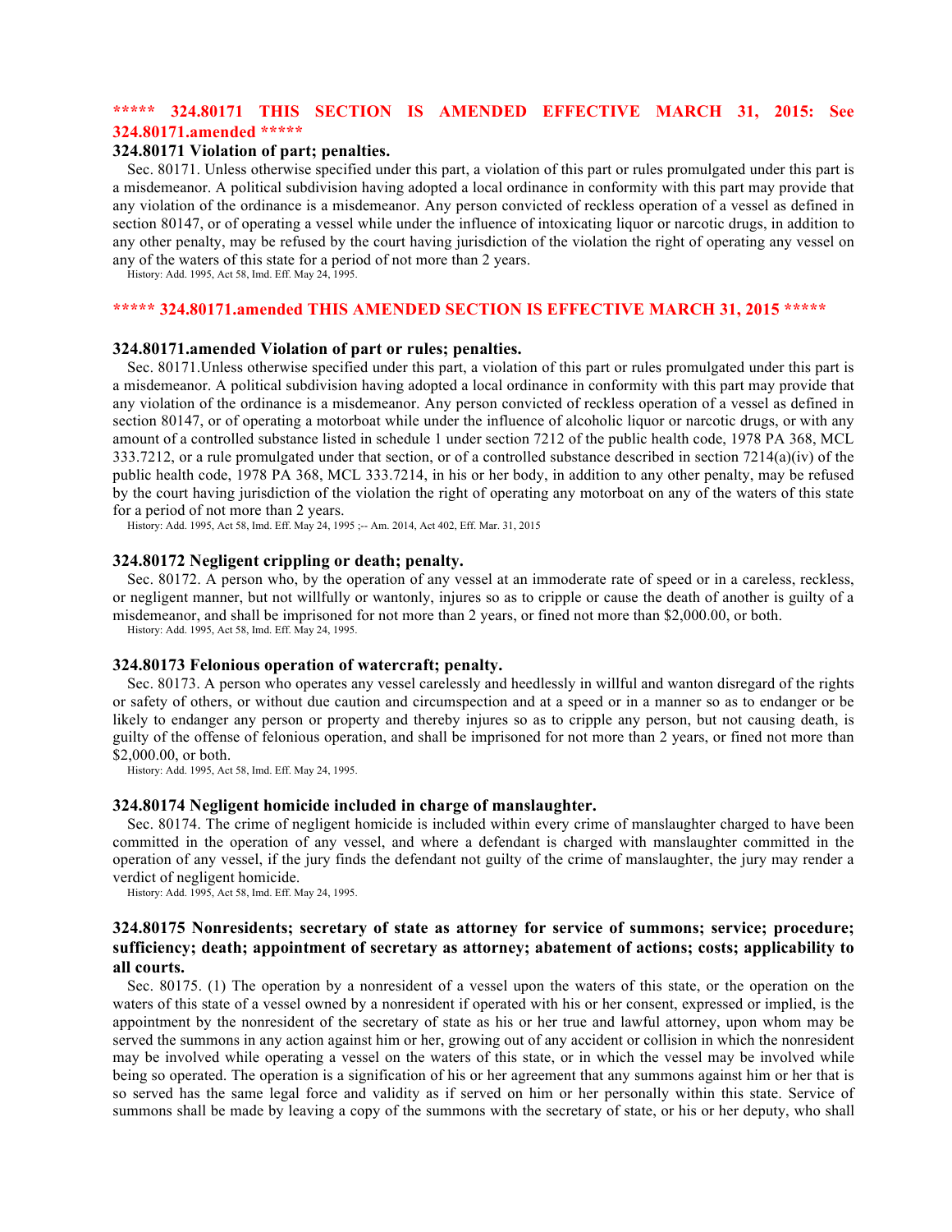**\*\*\*\*\* 324.80171 THIS SECTION IS AMENDED EFFECTIVE MARCH 31, 2015: See 324.80171.amended \*\*\*\*\***

### 324.80171 Violation of part; penalties.

Sec. 80171. Unless otherwise specified under this part, a violation of this part or rules promulgated under this part is a misdemeanor. A political subdivision having adopted a local ordinance in conformity with this part may provide that any violation of the ordinance is a misdemeanor. Any person convicted of reckless operation of a vessel as defined in section 80147, or of operating a vessel while under the influence of intoxicating liquor or narcotic drugs, in addition to any other penalty, may be refused by the court having jurisdiction of the violation the right of operating any vessel on any of the waters of this state for a period of not more than 2 years.

History: Add. 1995, Act 58, Imd. Eff. May 24, 1995.

**\*\*\*\*\* 324.80171.amended THIS AMENDED SECTION IS EFFECTIVE MARCH 31, 2015 \*\*\*\*\***

### 324.80171.amended Violation of part or rules; penalties.

Sec. 80171.Unless otherwise specified under this part, a violation of this part or rules promulgated under this part is a misdemeanor. A political subdivision having adopted a local ordinance in conformity with this part may provide that any violation of the ordinance is a misdemeanor. Any person convicted of reckless operation of a vessel as defined in section 80147, or of operating a motorboat while under the influence of alcoholic liquor or narcotic drugs, or with any amount of a controlled substance listed in schedule 1 under section 7212 of the public health code, 1978 PA 368, MCL 333.7212, or a rule promulgated under that section, or of a controlled substance described in section 7214(a)(iv) of the public health code, 1978 PA 368, MCL 333.7214, in his or her body, in addition to any other penalty, may be refused by the court having jurisdiction of the violation the right of operating any motorboat on any of the waters of this state for a period of not more than 2 years.

History: Add. 1995, Act 58, Imd. Eff. May 24, 1995 ;-- Am. 2014, Act 402, Eff. Mar. 31, 2015

### 324.80172 Negligent crippling or death; penalty.

Sec. 80172. A person who, by the operation of any vessel at an immoderate rate of speed or in a careless, reckless, or negligent manner, but not willfully or wantonly, injures so as to cripple or cause the death of another is guilty of a misdemeanor, and shall be imprisoned for not more than 2 years, or fined not more than $2,000.00, or both.

History: Add. 1995, Act 58, Imd. Eff. May 24, 1995.

### 324.80173 Felonious operation of watercraft; penalty.

Sec. 80173. A person who operates any vessel carelessly and heedlessly in willful and wanton disregard of the rights or safety of others, or without due caution and circumspection and at a speed or in a manner so as to endanger or be likely to endanger any person or property and thereby injures so as to cripple any person, but not causing death, is guilty of the offense of felonious operation, and shall be imprisoned for not more than 2 years, or fined not more than $2,000.00, or both.

History: Add. 1995, Act 58, Imd. Eff. May 24, 1995.

### 324.80174 Negligent homicide included in charge of manslaughter.

Sec. 80174. The crime of negligent homicide is included within every crime of manslaughter charged to have been committed in the operation of any vessel, and where a defendant is charged with manslaughter committed in the operation of any vessel, if the jury finds the defendant not guilty of the crime of manslaughter, the jury may render a verdict of negligent homicide.

History: Add. 1995, Act 58, Imd. Eff. May 24, 1995.

### 324.80175 Nonresidents; secretary of state as attorney for service of summons; service; procedure; sufficiency; death; appointment of secretary as attorney; abatement of actions; costs; applicability to all courts.

Sec. 80175. (1) The operation by a nonresident of a vessel upon the waters of this state, or the operation on the waters of this state of a vessel owned by a nonresident if operated with his or her consent, expressed or implied, is the appointment by the nonresident of the secretary of state as his or her true and lawful attorney, upon whom may be served the summons in any action against him or her, growing out of any accident or collision in which the nonresident may be involved while operating a vessel on the waters of this state, or in which the vessel may be involved while being so operated. The operation is a signification of his or her agreement that any summons against him or her that is so served has the same legal force and validity as if served on him or her personally within this state. Service of summons shall be made by leaving a copy of the summons with the secretary of state, or his or her deputy, who shall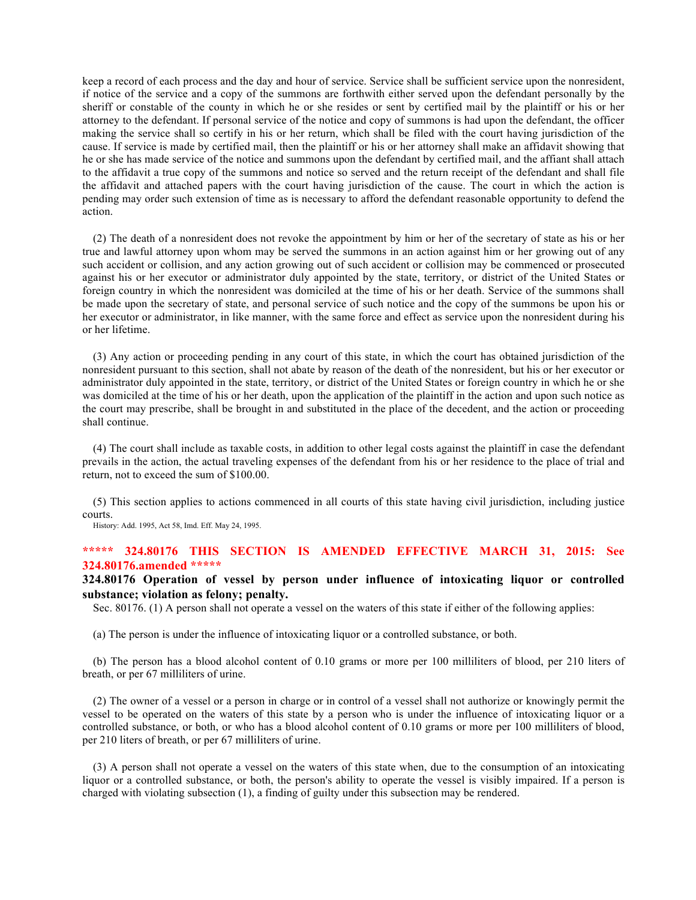keep a record of each process and the day and hour of service. Service shall be sufficient service upon the nonresident, if notice of the service and a copy of the summons are forthwith either served upon the defendant personally by the sheriff or constable of the county in which he or she resides or sent by certified mail by the plaintiff or his or her attorney to the defendant. If personal service of the notice and copy of summons is had upon the defendant, the officer making the service shall so certify in his or her return, which shall be filed with the court having jurisdiction of the cause. If service is made by certified mail, then the plaintiff or his or her attorney shall make an affidavit showing that he or she has made service of the notice and summons upon the defendant by certified mail, and the affiant shall attach to the affidavit a true copy of the summons and notice so served and the return receipt of the defendant and shall file the affidavit and attached papers with the court having jurisdiction of the cause. The court in which the action is pending may order such extension of time as is necessary to afford the defendant reasonable opportunity to defend the action.

(2) The death of a nonresident does not revoke the appointment by him or her of the secretary of state as his or her true and lawful attorney upon whom may be served the summons in an action against him or her growing out of any such accident or collision, and any action growing out of such accident or collision may be commenced or prosecuted against his or her executor or administrator duly appointed by the state, territory, or district of the United States or foreign country in which the nonresident was domiciled at the time of his or her death. Service of the summons shall be made upon the secretary of state, and personal service of such notice and the copy of the summons be upon his or her executor or administrator, in like manner, with the same force and effect as service upon the nonresident during his or her lifetime.

(3) Any action or proceeding pending in any court of this state, in which the court has obtained jurisdiction of the nonresident pursuant to this section, shall not abate by reason of the death of the nonresident, but his or her executor or administrator duly appointed in the state, territory, or district of the United States or foreign country in which he or she was domiciled at the time of his or her death, upon the application of the plaintiff in the action and upon such notice as the court may prescribe, shall be brought in and substituted in the place of the decedent, and the action or proceeding shall continue.

(4) The court shall include as taxable costs, in addition to other legal costs against the plaintiff in case the defendant prevails in the action, the actual traveling expenses of the defendant from his or her residence to the place of trial and return, not to exceed the sum of $100.00.

(5) This section applies to actions commenced in all courts of this state having civil jurisdiction, including justice courts.

History: Add. 1995, Act 58, Imd. Eff. May 24, 1995.

**\*\*\*\*\* 324.80176 THIS SECTION IS AMENDED EFFECTIVE MARCH 31, 2015: See 324.80176.amended \*\*\*\*\***

**324.80176 Operation of vessel by person under influence of intoxicating liquor or controlled substance; violation as felony; penalty.**

Sec. 80176. (1) A person shall not operate a vessel on the waters of this state if either of the following applies:

(a) The person is under the influence of intoxicating liquor or a controlled substance, or both.

(b) The person has a blood alcohol content of 0.10 grams or more per 100 milliliters of blood, per 210 liters of breath, or per 67 milliliters of urine.

(2) The owner of a vessel or a person in charge or in control of a vessel shall not authorize or knowingly permit the vessel to be operated on the waters of this state by a person who is under the influence of intoxicating liquor or a controlled substance, or both, or who has a blood alcohol content of 0.10 grams or more per 100 milliliters of blood, per 210 liters of breath, or per 67 milliliters of urine.

(3) A person shall not operate a vessel on the waters of this state when, due to the consumption of an intoxicating liquor or a controlled substance, or both, the person's ability to operate the vessel is visibly impaired. If a person is charged with violating subsection (1), a finding of guilty under this subsection may be rendered.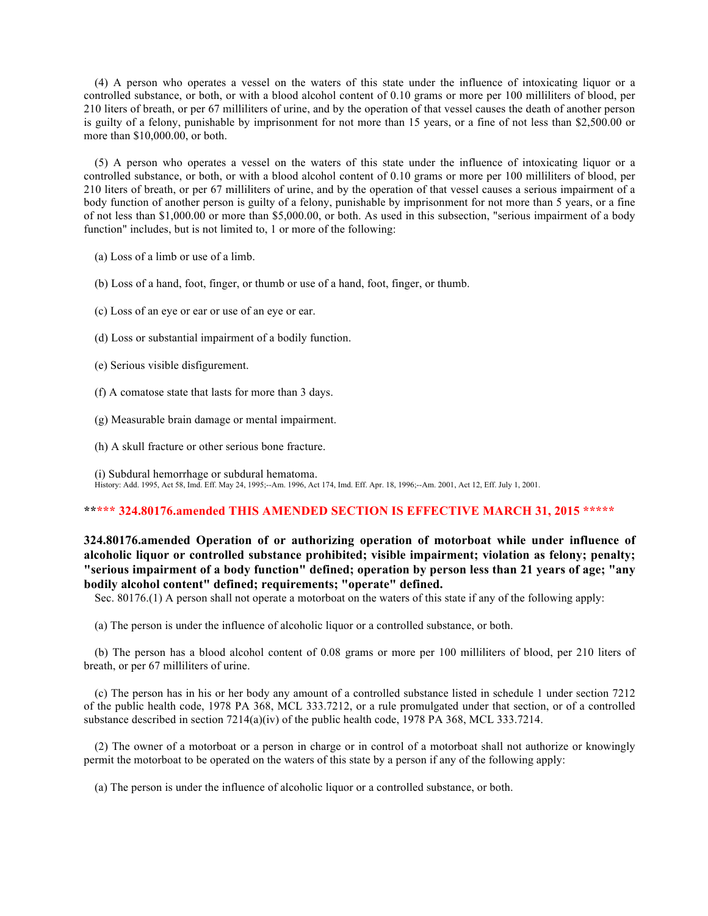(4) A person who operates a vessel on the waters of this state under the influence of intoxicating liquor or a controlled substance, or both, or with a blood alcohol content of 0.10 grams or more per 100 milliliters of blood, per 210 liters of breath, or per 67 milliliters of urine, and by the operation of that vessel causes the death of another person is guilty of a felony, punishable by imprisonment for not more than 15 years, or a fine of not less than $2,500.00 or more than $10,000.00, or both.

(5) A person who operates a vessel on the waters of this state under the influence of intoxicating liquor or a controlled substance, or both, or with a blood alcohol content of 0.10 grams or more per 100 milliliters of blood, per 210 liters of breath, or per 67 milliliters of urine, and by the operation of that vessel causes a serious impairment of a body function of another person is guilty of a felony, punishable by imprisonment for not more than 5 years, or a fine of not less than $1,000.00 or more than $5,000.00, or both. As used in this subsection, "serious impairment of a body function" includes, but is not limited to, 1 or more of the following:

(a) Loss of a limb or use of a limb.

(b) Loss of a hand, foot, finger, or thumb or use of a hand, foot, finger, or thumb.

(c) Loss of an eye or ear or use of an eye or ear.

(d) Loss or substantial impairment of a bodily function.

(e) Serious visible disfigurement.

(f) A comatose state that lasts for more than 3 days.

(g) Measurable brain damage or mental impairment.

(h) A skull fracture or other serious bone fracture.

(i) Subdural hemorrhage or subdural hematoma.

History: Add. 1995, Act 58, Imd. Eff. May 24, 1995;--Am. 1996, Act 174, Imd. Eff. Apr. 18, 1996;--Am. 2001, Act 12, Eff. July 1, 2001.

**\*\*\*\*\* 324.80176.amended THIS AMENDED SECTION IS EFFECTIVE MARCH 31, 2015 \*\*\*\*\***

**324.80176.amended Operation of or authorizing operation of motorboat while under influence of alcoholic liquor or controlled substance prohibited; visible impairment; violation as felony; penalty; "serious impairment of a body function" defined; operation by person less than 21 years of age; "any bodily alcohol content" defined; requirements; "operate" defined.**

Sec. 80176.(1) A person shall not operate a motorboat on the waters of this state if any of the following apply:

(a) The person is under the influence of alcoholic liquor or a controlled substance, or both.

(b) The person has a blood alcohol content of 0.08 grams or more per 100 milliliters of blood, per 210 liters of breath, or per 67 milliliters of urine.

(c) The person has in his or her body any amount of a controlled substance listed in schedule 1 under section 7212 of the public health code, 1978 PA 368, MCL 333.7212, or a rule promulgated under that section, or of a controlled substance described in section 7214(a)(iv) of the public health code, 1978 PA 368, MCL 333.7214.

(2) The owner of a motorboat or a person in charge or in control of a motorboat shall not authorize or knowingly permit the motorboat to be operated on the waters of this state by a person if any of the following apply:

(a) The person is under the influence of alcoholic liquor or a controlled substance, or both.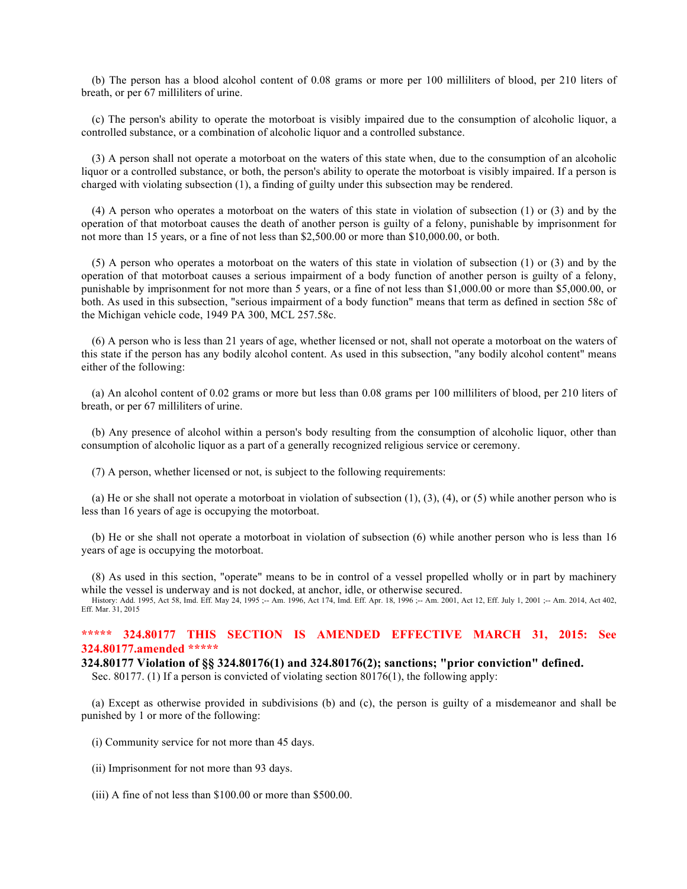(b) The person has a blood alcohol content of 0.08 grams or more per 100 milliliters of blood, per 210 liters of breath, or per 67 milliliters of urine.

(c) The person's ability to operate the motorboat is visibly impaired due to the consumption of alcoholic liquor, a controlled substance, or a combination of alcoholic liquor and a controlled substance.

(3) A person shall not operate a motorboat on the waters of this state when, due to the consumption of an alcoholic liquor or a controlled substance, or both, the person's ability to operate the motorboat is visibly impaired. If a person is charged with violating subsection (1), a finding of guilty under this subsection may be rendered.

(4) A person who operates a motorboat on the waters of this state in violation of subsection (1) or (3) and by the operation of that motorboat causes the death of another person is guilty of a felony, punishable by imprisonment for not more than 15 years, or a fine of not less than $2,500.00 or more than $10,000.00, or both.

(5) A person who operates a motorboat on the waters of this state in violation of subsection (1) or (3) and by the operation of that motorboat causes a serious impairment of a body function of another person is guilty of a felony, punishable by imprisonment for not more than 5 years, or a fine of not less than $1,000.00 or more than $5,000.00, or both. As used in this subsection, "serious impairment of a body function" means that term as defined in section 58c of the Michigan vehicle code, 1949 PA 300, MCL 257.58c.

(6) A person who is less than 21 years of age, whether licensed or not, shall not operate a motorboat on the waters of this state if the person has any bodily alcohol content. As used in this subsection, "any bodily alcohol content" means either of the following:

(a) An alcohol content of 0.02 grams or more but less than 0.08 grams per 100 milliliters of blood, per 210 liters of breath, or per 67 milliliters of urine.

(b) Any presence of alcohol within a person's body resulting from the consumption of alcoholic liquor, other than consumption of alcoholic liquor as a part of a generally recognized religious service or ceremony.

(7) A person, whether licensed or not, is subject to the following requirements:

(a) He or she shall not operate a motorboat in violation of subsection (1), (3), (4), or (5) while another person who is less than 16 years of age is occupying the motorboat.

(b) He or she shall not operate a motorboat in violation of subsection (6) while another person who is less than 16 years of age is occupying the motorboat.

(8) As used in this section, "operate" means to be in control of a vessel propelled wholly or in part by machinery while the vessel is underway and is not docked, at anchor, idle, or otherwise secured.

History: Add. 1995, Act 58, Imd. Eff. May 24, 1995 ;-- Am. 1996, Act 174, Imd. Eff. Apr. 18, 1996 ;-- Am. 2001, Act 12, Eff. July 1, 2001 ;-- Am. 2014, Act 402, Eff. Mar. 31, 2015

**\*\*\*\*\* 324.80177 THIS SECTION IS AMENDED EFFECTIVE MARCH 31, 2015: See 324.80177.amended \*\*\*\*\***

**324.80177 Violation of §§ 324.80176(1) and 324.80176(2); sanctions; "prior conviction" defined.**

Sec. 80177. (1) If a person is convicted of violating section 80176(1), the following apply:

(a) Except as otherwise provided in subdivisions (b) and (c), the person is guilty of a misdemeanor and shall be punished by 1 or more of the following:

(i) Community service for not more than 45 days.

(ii) Imprisonment for not more than 93 days.

(iii) A fine of not less than $100.00 or more than $500.00.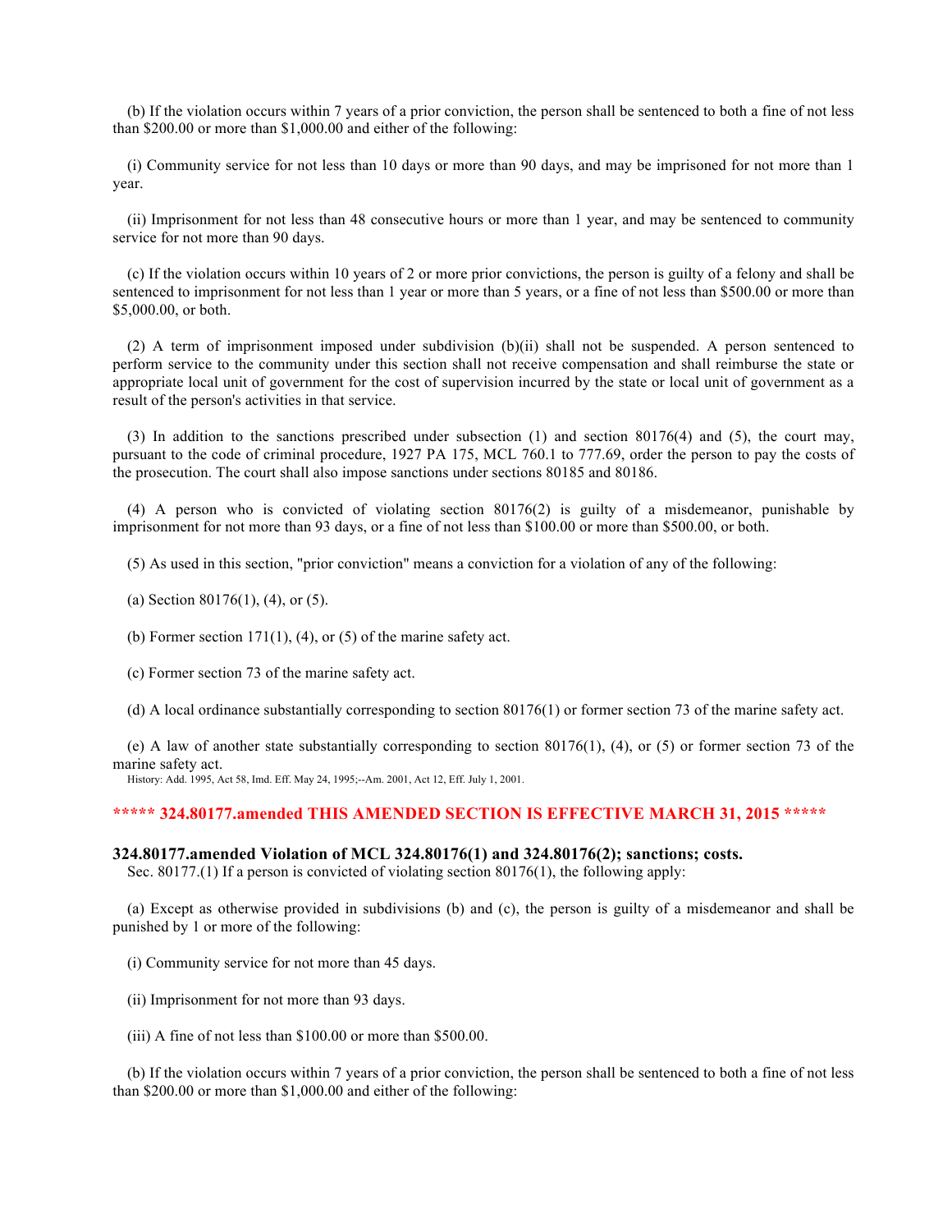(b) If the violation occurs within 7 years of a prior conviction, the person shall be sentenced to both a fine of not less than $200.00 or more than $1,000.00 and either of the following:

(i) Community service for not less than 10 days or more than 90 days, and may be imprisoned for not more than 1 year.

(ii) Imprisonment for not less than 48 consecutive hours or more than 1 year, and may be sentenced to community service for not more than 90 days.

(c) If the violation occurs within 10 years of 2 or more prior convictions, the person is guilty of a felony and shall be sentenced to imprisonment for not less than 1 year or more than 5 years, or a fine of not less than $500.00 or more than $5,000.00, or both.

(2) A term of imprisonment imposed under subdivision (b)(ii) shall not be suspended. A person sentenced to perform service to the community under this section shall not receive compensation and shall reimburse the state or appropriate local unit of government for the cost of supervision incurred by the state or local unit of government as a result of the person's activities in that service.

(3) In addition to the sanctions prescribed under subsection (1) and section 80176(4) and (5), the court may, pursuant to the code of criminal procedure, 1927 PA 175, MCL 760.1 to 777.69, order the person to pay the costs of the prosecution. The court shall also impose sanctions under sections 80185 and 80186.

(4) A person who is convicted of violating section 80176(2) is guilty of a misdemeanor, punishable by imprisonment for not more than 93 days, or a fine of not less than $100.00 or more than $500.00, or both.

(5) As used in this section, "prior conviction" means a conviction for a violation of any of the following:

(a) Section 80176(1), (4), or (5).

(b) Former section 171(1), (4), or (5) of the marine safety act.

(c) Former section 73 of the marine safety act.

(d) A local ordinance substantially corresponding to section 80176(1) or former section 73 of the marine safety act.

(e) A law of another state substantially corresponding to section 80176(1), (4), or (5) or former section 73 of the marine safety act.

History: Add. 1995, Act 58, Imd. Eff. May 24, 1995;--Am. 2001, Act 12, Eff. July 1, 2001.

**\*\*\*\*\* 324.80177.amended THIS AMENDED SECTION IS EFFECTIVE MARCH 31, 2015 \*\*\*\*\***

### 324.80177.amended Violation of MCL 324.80176(1) and 324.80176(2); sanctions; costs.

Sec. 80177.(1) If a person is convicted of violating section 80176(1), the following apply:

(a) Except as otherwise provided in subdivisions (b) and (c), the person is guilty of a misdemeanor and shall be punished by 1 or more of the following:

(i) Community service for not more than 45 days.

(ii) Imprisonment for not more than 93 days.

(iii) A fine of not less than $100.00 or more than $500.00.

(b) If the violation occurs within 7 years of a prior conviction, the person shall be sentenced to both a fine of not less than $200.00 or more than $1,000.00 and either of the following: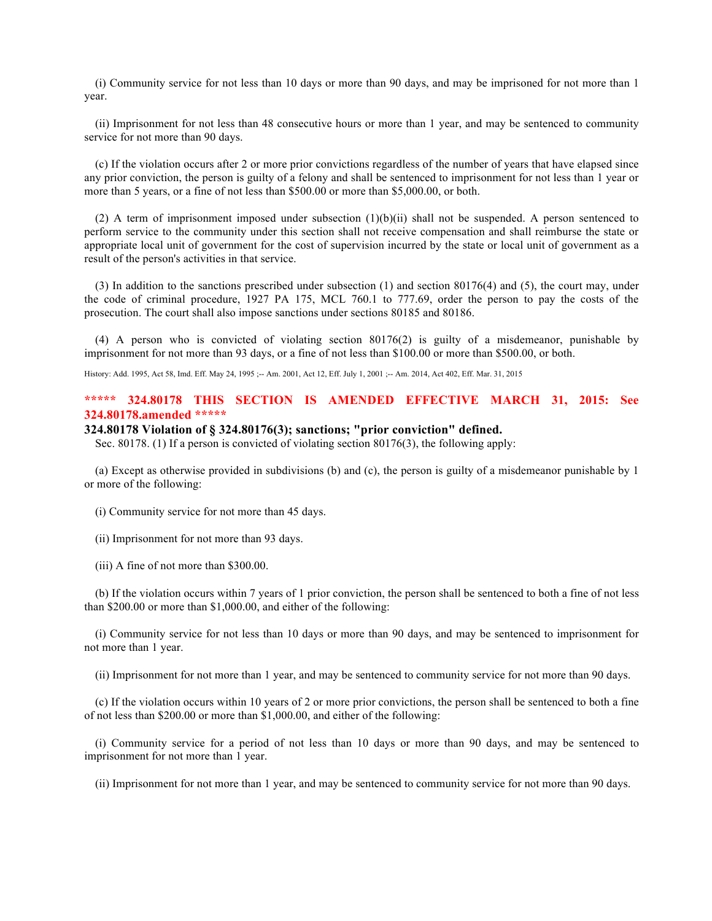(i) Community service for not less than 10 days or more than 90 days, and may be imprisoned for not more than 1 year.

(ii) Imprisonment for not less than 48 consecutive hours or more than 1 year, and may be sentenced to community service for not more than 90 days.

(c) If the violation occurs after 2 or more prior convictions regardless of the number of years that have elapsed since any prior conviction, the person is guilty of a felony and shall be sentenced to imprisonment for not less than 1 year or more than 5 years, or a fine of not less than $500.00 or more than $5,000.00, or both.

(2) A term of imprisonment imposed under subsection (1)(b)(ii) shall not be suspended. A person sentenced to perform service to the community under this section shall not receive compensation and shall reimburse the state or appropriate local unit of government for the cost of supervision incurred by the state or local unit of government as a result of the person's activities in that service.

(3) In addition to the sanctions prescribed under subsection (1) and section 80176(4) and (5), the court may, under the code of criminal procedure, 1927 PA 175, MCL 760.1 to 777.69, order the person to pay the costs of the prosecution. The court shall also impose sanctions under sections 80185 and 80186.

(4) A person who is convicted of violating section 80176(2) is guilty of a misdemeanor, punishable by imprisonment for not more than 93 days, or a fine of not less than $100.00 or more than $500.00, or both.

History: Add. 1995, Act 58, Imd. Eff. May 24, 1995 ;-- Am. 2001, Act 12, Eff. July 1, 2001 ;-- Am. 2014, Act 402, Eff. Mar. 31, 2015

**\*\*\*\*\* 324.80178 THIS SECTION IS AMENDED EFFECTIVE MARCH 31, 2015: See 324.80178.amended \*\*\*\*\***

**324.80178 Violation of § 324.80176(3); sanctions; "prior conviction" defined.**

Sec. 80178. (1) If a person is convicted of violating section 80176(3), the following apply:

(a) Except as otherwise provided in subdivisions (b) and (c), the person is guilty of a misdemeanor punishable by 1 or more of the following:

(i) Community service for not more than 45 days.

(ii) Imprisonment for not more than 93 days.

(iii) A fine of not more than $300.00.

(b) If the violation occurs within 7 years of 1 prior conviction, the person shall be sentenced to both a fine of not less than $200.00 or more than $1,000.00, and either of the following:

(i) Community service for not less than 10 days or more than 90 days, and may be sentenced to imprisonment for not more than 1 year.

(ii) Imprisonment for not more than 1 year, and may be sentenced to community service for not more than 90 days.

(c) If the violation occurs within 10 years of 2 or more prior convictions, the person shall be sentenced to both a fine of not less than $200.00 or more than $1,000.00, and either of the following:

(i) Community service for a period of not less than 10 days or more than 90 days, and may be sentenced to imprisonment for not more than 1 year.

(ii) Imprisonment for not more than 1 year, and may be sentenced to community service for not more than 90 days.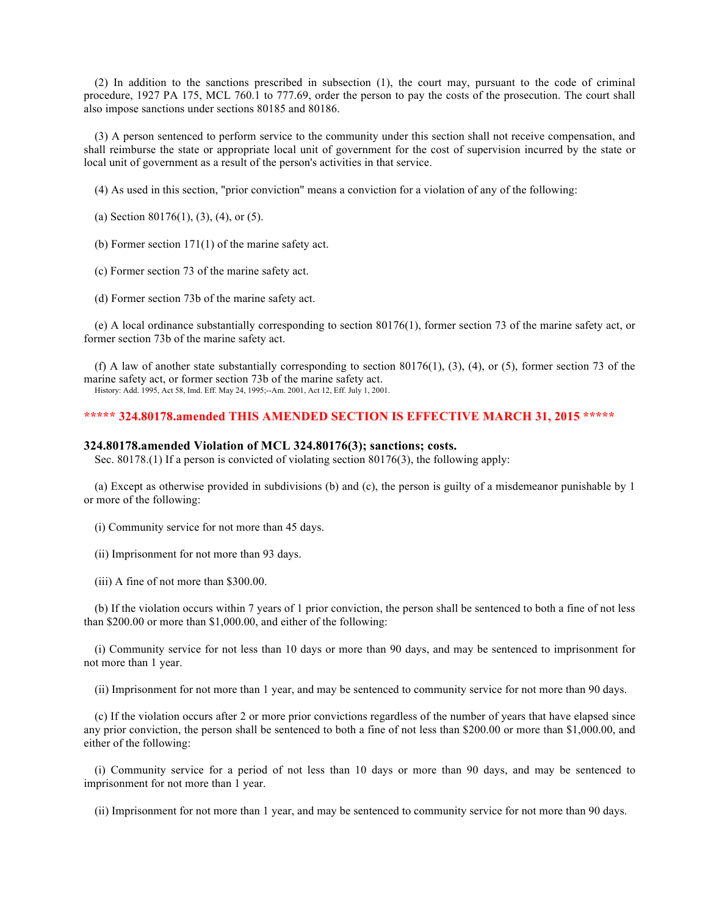(2) In addition to the sanctions prescribed in subsection (1), the court may, pursuant to the code of criminal procedure, 1927 PA 175, MCL 760.1 to 777.69, order the person to pay the costs of the prosecution. The court shall also impose sanctions under sections 80185 and 80186.

(3) A person sentenced to perform service to the community under this section shall not receive compensation, and shall reimburse the state or appropriate local unit of government for the cost of supervision incurred by the state or local unit of government as a result of the person's activities in that service.

(4) As used in this section, "prior conviction" means a conviction for a violation of any of the following:

(a) Section 80176(1), (3), (4), or (5).

(b) Former section 171(1) of the marine safety act.

(c) Former section 73 of the marine safety act.

(d) Former section 73b of the marine safety act.

(e) A local ordinance substantially corresponding to section 80176(1), former section 73 of the marine safety act, or former section 73b of the marine safety act.

(f) A law of another state substantially corresponding to section 80176(1), (3), (4), or (5), former section 73 of the marine safety act, or former section 73b of the marine safety act.

History: Add. 1995, Act 58, Imd. Eff. May 24, 1995;--Am. 2001, Act 12, Eff. July 1, 2001.

**\*\*\*\*\* 324.80178.amended THIS AMENDED SECTION IS EFFECTIVE MARCH 31, 2015 \*\*\*\*\***

### 324.80178.amended Violation of MCL 324.80176(3); sanctions; costs.

Sec. 80178.(1) If a person is convicted of violating section 80176(3), the following apply:

(a) Except as otherwise provided in subdivisions (b) and (c), the person is guilty of a misdemeanor punishable by 1 or more of the following:

(i) Community service for not more than 45 days.

(ii) Imprisonment for not more than 93 days.

(iii) A fine of not more than $300.00.

(b) If the violation occurs within 7 years of 1 prior conviction, the person shall be sentenced to both a fine of not less than $200.00 or more than $1,000.00, and either of the following:

(i) Community service for not less than 10 days or more than 90 days, and may be sentenced to imprisonment for not more than 1 year.

(ii) Imprisonment for not more than 1 year, and may be sentenced to community service for not more than 90 days.

(c) If the violation occurs after 2 or more prior convictions regardless of the number of years that have elapsed since any prior conviction, the person shall be sentenced to both a fine of not less than $200.00 or more than $1,000.00, and either of the following:

(i) Community service for a period of not less than 10 days or more than 90 days, and may be sentenced to imprisonment for not more than 1 year.

(ii) Imprisonment for not more than 1 year, and may be sentenced to community service for not more than 90 days.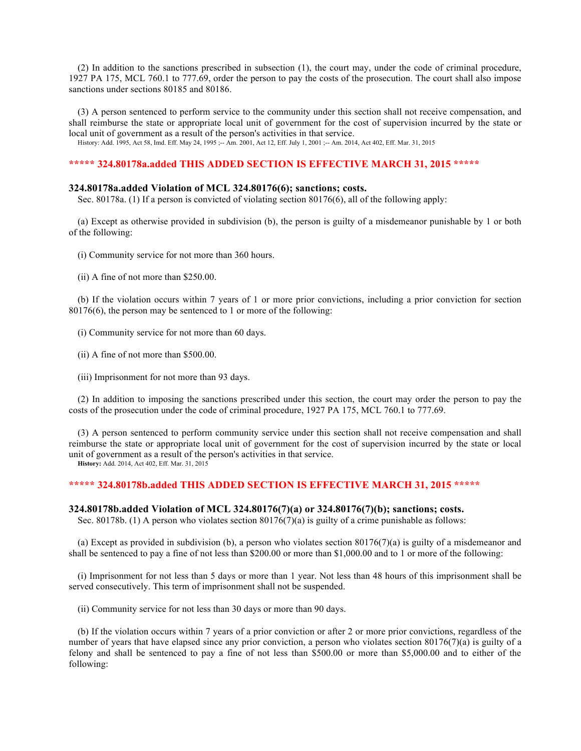(2) In addition to the sanctions prescribed in subsection (1), the court may, under the code of criminal procedure, 1927 PA 175, MCL 760.1 to 777.69, order the person to pay the costs of the prosecution. The court shall also impose sanctions under sections 80185 and 80186.

(3) A person sentenced to perform service to the community under this section shall not receive compensation, and shall reimburse the state or appropriate local unit of government for the cost of supervision incurred by the state or local unit of government as a result of the person's activities in that service.

History: Add. 1995, Act 58, Imd. Eff. May 24, 1995 ;-- Am. 2001, Act 12, Eff. July 1, 2001 ;-- Am. 2014, Act 402, Eff. Mar. 31, 2015

**\*\*\*\*\* 324.80178a.added THIS ADDED SECTION IS EFFECTIVE MARCH 31, 2015 \*\*\*\*\***

### 324.80178a.added Violation of MCL 324.80176(6); sanctions; costs.

Sec. 80178a. (1) If a person is convicted of violating section 80176(6), all of the following apply:

(a) Except as otherwise provided in subdivision (b), the person is guilty of a misdemeanor punishable by 1 or both of the following:

(i) Community service for not more than 360 hours.

(ii) A fine of not more than $250.00.

(b) If the violation occurs within 7 years of 1 or more prior convictions, including a prior conviction for section 80176(6), the person may be sentenced to 1 or more of the following:

(i) Community service for not more than 60 days.

(ii) A fine of not more than $500.00.

(iii) Imprisonment for not more than 93 days.

(2) In addition to imposing the sanctions prescribed under this section, the court may order the person to pay the costs of the prosecution under the code of criminal procedure, 1927 PA 175, MCL 760.1 to 777.69.

(3) A person sentenced to perform community service under this section shall not receive compensation and shall reimburse the state or appropriate local unit of government for the cost of supervision incurred by the state or local unit of government as a result of the person's activities in that service.

**History:** Add. 2014, Act 402, Eff. Mar. 31, 2015

**\*\*\*\*\* 324.80178b.added THIS ADDED SECTION IS EFFECTIVE MARCH 31, 2015 \*\*\*\*\***

### 324.80178b.added Violation of MCL 324.80176(7)(a) or 324.80176(7)(b); sanctions; costs.

Sec. 80178b. (1) A person who violates section 80176(7)(a) is guilty of a crime punishable as follows:

(a) Except as provided in subdivision (b), a person who violates section 80176(7)(a) is guilty of a misdemeanor and shall be sentenced to pay a fine of not less than $200.00 or more than $1,000.00 and to 1 or more of the following:

(i) Imprisonment for not less than 5 days or more than 1 year. Not less than 48 hours of this imprisonment shall be served consecutively. This term of imprisonment shall not be suspended.

(ii) Community service for not less than 30 days or more than 90 days.

(b) If the violation occurs within 7 years of a prior conviction or after 2 or more prior convictions, regardless of the number of years that have elapsed since any prior conviction, a person who violates section 80176(7)(a) is guilty of a felony and shall be sentenced to pay a fine of not less than $500.00 or more than $5,000.00 and to either of the following: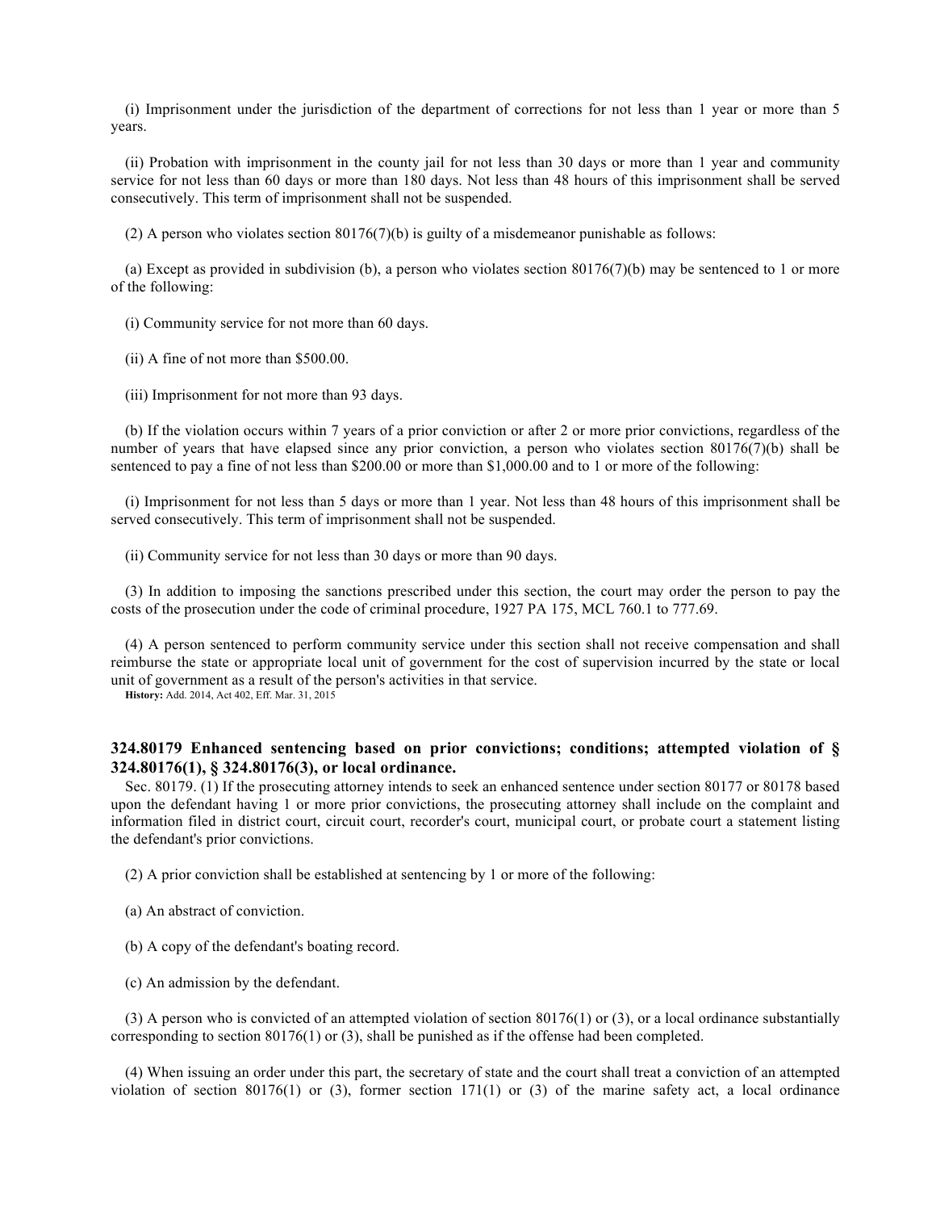(i) Imprisonment under the jurisdiction of the department of corrections for not less than 1 year or more than 5 years.

(ii) Probation with imprisonment in the county jail for not less than 30 days or more than 1 year and community service for not less than 60 days or more than 180 days. Not less than 48 hours of this imprisonment shall be served consecutively. This term of imprisonment shall not be suspended.

(2) A person who violates section 80176(7)(b) is guilty of a misdemeanor punishable as follows:

(a) Except as provided in subdivision (b), a person who violates section 80176(7)(b) may be sentenced to 1 or more of the following:

(i) Community service for not more than 60 days.

(ii) A fine of not more than $500.00.

(iii) Imprisonment for not more than 93 days.

(b) If the violation occurs within 7 years of a prior conviction or after 2 or more prior convictions, regardless of the number of years that have elapsed since any prior conviction, a person who violates section 80176(7)(b) shall be sentenced to pay a fine of not less than $200.00 or more than $1,000.00 and to 1 or more of the following:

(i) Imprisonment for not less than 5 days or more than 1 year. Not less than 48 hours of this imprisonment shall be served consecutively. This term of imprisonment shall not be suspended.

(ii) Community service for not less than 30 days or more than 90 days.

(3) In addition to imposing the sanctions prescribed under this section, the court may order the person to pay the costs of the prosecution under the code of criminal procedure, 1927 PA 175, MCL 760.1 to 777.69.

(4) A person sentenced to perform community service under this section shall not receive compensation and shall reimburse the state or appropriate local unit of government for the cost of supervision incurred by the state or local unit of government as a result of the person's activities in that service.

**History:** Add. 2014, Act 402, Eff. Mar. 31, 2015

### 324.80179 Enhanced sentencing based on prior convictions; conditions; attempted violation of § 324.80176(1), § 324.80176(3), or local ordinance.

Sec. 80179. (1) If the prosecuting attorney intends to seek an enhanced sentence under section 80177 or 80178 based upon the defendant having 1 or more prior convictions, the prosecuting attorney shall include on the complaint and information filed in district court, circuit court, recorder's court, municipal court, or probate court a statement listing the defendant's prior convictions.

(2) A prior conviction shall be established at sentencing by 1 or more of the following:

(a) An abstract of conviction.

(b) A copy of the defendant's boating record.

(c) An admission by the defendant.

(3) A person who is convicted of an attempted violation of section 80176(1) or (3), or a local ordinance substantially corresponding to section 80176(1) or (3), shall be punished as if the offense had been completed.

(4) When issuing an order under this part, the secretary of state and the court shall treat a conviction of an attempted violation of section 80176(1) or (3), former section 171(1) or (3) of the marine safety act, a local ordinance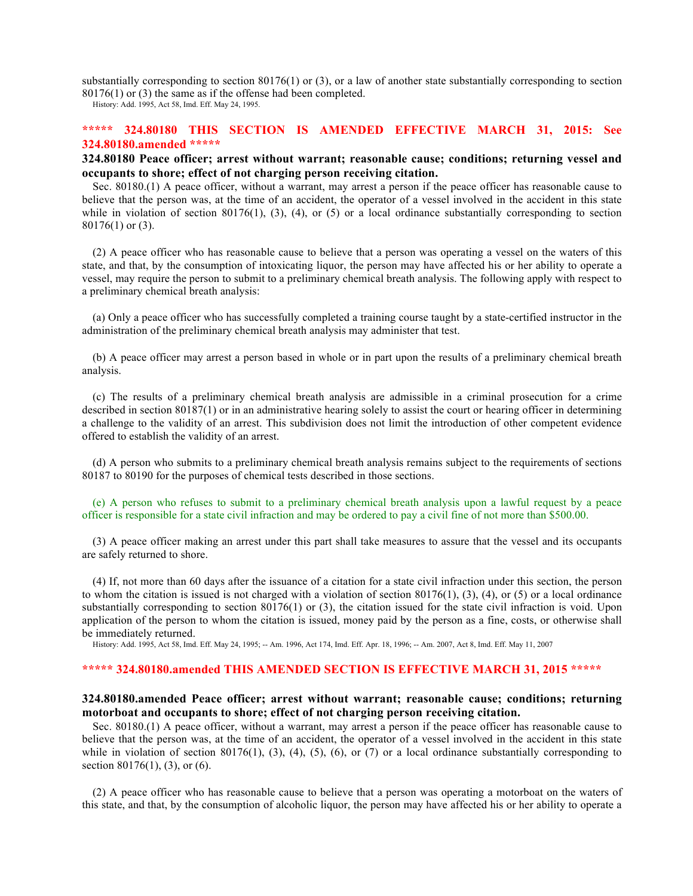substantially corresponding to section 80176(1) or (3), or a law of another state substantially corresponding to section 80176(1) or (3) the same as if the offense had been completed.

History: Add. 1995, Act 58, Imd. Eff. May 24, 1995.

**\*\*\*\*\* 324.80180 THIS SECTION IS AMENDED EFFECTIVE MARCH 31, 2015: See 324.80180.amended \*\*\*\*\***

**324.80180 Peace officer; arrest without warrant; reasonable cause; conditions; returning vessel and occupants to shore; effect of not charging person receiving citation.**

Sec. 80180.(1) A peace officer, without a warrant, may arrest a person if the peace officer has reasonable cause to believe that the person was, at the time of an accident, the operator of a vessel involved in the accident in this state while in violation of section 80176(1), (3), (4), or (5) or a local ordinance substantially corresponding to section 80176(1) or (3).

(2) A peace officer who has reasonable cause to believe that a person was operating a vessel on the waters of this state, and that, by the consumption of intoxicating liquor, the person may have affected his or her ability to operate a vessel, may require the person to submit to a preliminary chemical breath analysis. The following apply with respect to a preliminary chemical breath analysis:

(a) Only a peace officer who has successfully completed a training course taught by a state-certified instructor in the administration of the preliminary chemical breath analysis may administer that test.

(b) A peace officer may arrest a person based in whole or in part upon the results of a preliminary chemical breath analysis.

(c) The results of a preliminary chemical breath analysis are admissible in a criminal prosecution for a crime described in section 80187(1) or in an administrative hearing solely to assist the court or hearing officer in determining a challenge to the validity of an arrest. This subdivision does not limit the introduction of other competent evidence offered to establish the validity of an arrest.

(d) A person who submits to a preliminary chemical breath analysis remains subject to the requirements of sections 80187 to 80190 for the purposes of chemical tests described in those sections.

(e) A person who refuses to submit to a preliminary chemical breath analysis upon a lawful request by a peace officer is responsible for a state civil infraction and may be ordered to pay a civil fine of not more than $500.00.

(3) A peace officer making an arrest under this part shall take measures to assure that the vessel and its occupants are safely returned to shore.

(4) If, not more than 60 days after the issuance of a citation for a state civil infraction under this section, the person to whom the citation is issued is not charged with a violation of section 80176(1), (3), (4), or (5) or a local ordinance substantially corresponding to section 80176(1) or (3), the citation issued for the state civil infraction is void. Upon application of the person to whom the citation is issued, money paid by the person as a fine, costs, or otherwise shall be immediately returned.

History: Add. 1995, Act 58, Imd. Eff. May 24, 1995; -- Am. 1996, Act 174, Imd. Eff. Apr. 18, 1996; -- Am. 2007, Act 8, Imd. Eff. May 11, 2007

**\*\*\*\*\* 324.80180.amended THIS AMENDED SECTION IS EFFECTIVE MARCH 31, 2015 \*\*\*\*\***

**324.80180.amended Peace officer; arrest without warrant; reasonable cause; conditions; returning motorboat and occupants to shore; effect of not charging person receiving citation.**

Sec. 80180.(1) A peace officer, without a warrant, may arrest a person if the peace officer has reasonable cause to believe that the person was, at the time of an accident, the operator of a vessel involved in the accident in this state while in violation of section 80176(1), (3), (4), (5), (6), or (7) or a local ordinance substantially corresponding to section 80176(1), (3), or (6).

(2) A peace officer who has reasonable cause to believe that a person was operating a motorboat on the waters of this state, and that, by the consumption of alcoholic liquor, the person may have affected his or her ability to operate a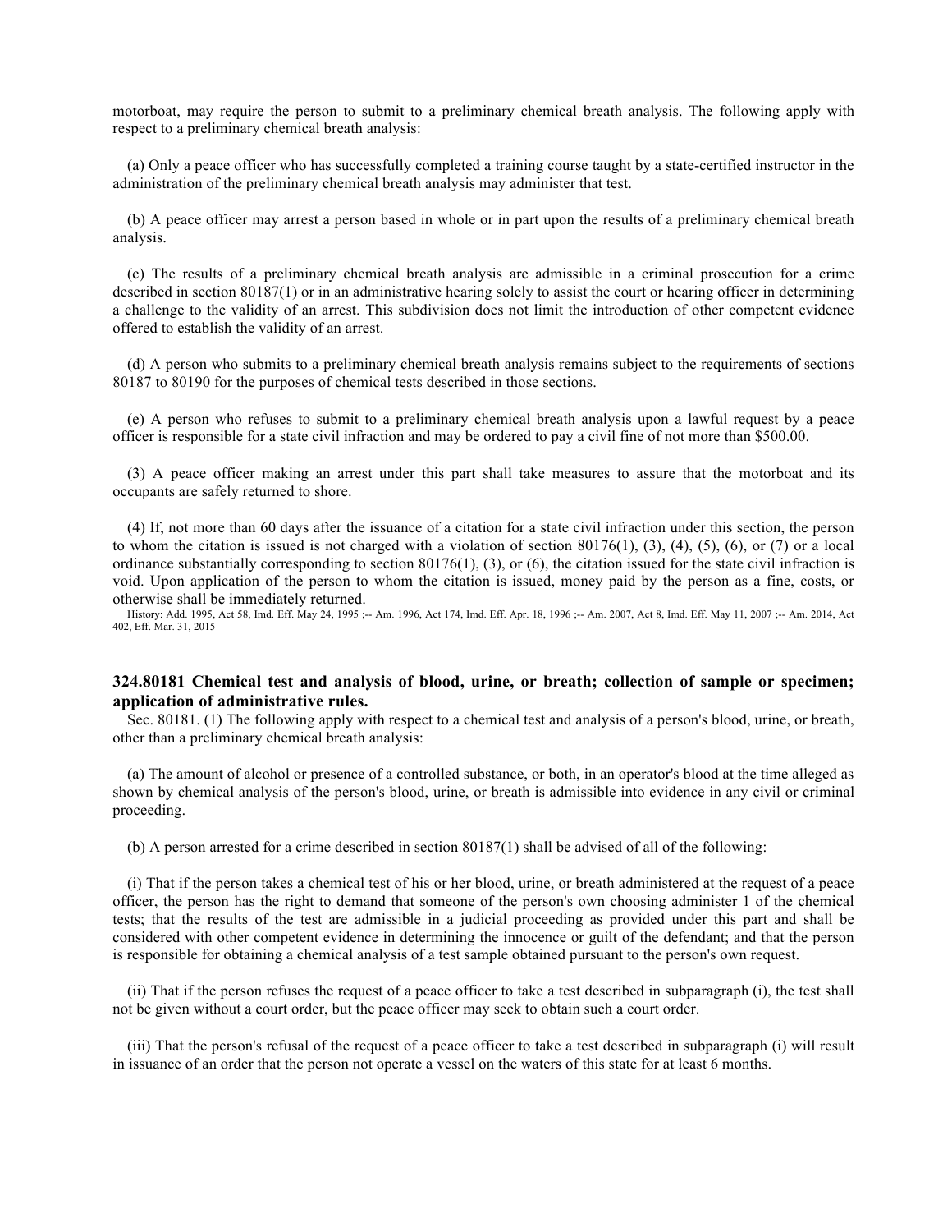motorboat, may require the person to submit to a preliminary chemical breath analysis. The following apply with respect to a preliminary chemical breath analysis:

(a) Only a peace officer who has successfully completed a training course taught by a state-certified instructor in the administration of the preliminary chemical breath analysis may administer that test.

(b) A peace officer may arrest a person based in whole or in part upon the results of a preliminary chemical breath analysis.

(c) The results of a preliminary chemical breath analysis are admissible in a criminal prosecution for a crime described in section 80187(1) or in an administrative hearing solely to assist the court or hearing officer in determining a challenge to the validity of an arrest. This subdivision does not limit the introduction of other competent evidence offered to establish the validity of an arrest.

(d) A person who submits to a preliminary chemical breath analysis remains subject to the requirements of sections 80187 to 80190 for the purposes of chemical tests described in those sections.

(e) A person who refuses to submit to a preliminary chemical breath analysis upon a lawful request by a peace officer is responsible for a state civil infraction and may be ordered to pay a civil fine of not more than $500.00.

(3) A peace officer making an arrest under this part shall take measures to assure that the motorboat and its occupants are safely returned to shore.

(4) If, not more than 60 days after the issuance of a citation for a state civil infraction under this section, the person to whom the citation is issued is not charged with a violation of section 80176(1), (3), (4), (5), (6), or (7) or a local ordinance substantially corresponding to section 80176(1), (3), or (6), the citation issued for the state civil infraction is void. Upon application of the person to whom the citation is issued, money paid by the person as a fine, costs, or otherwise shall be immediately returned.

History: Add. 1995, Act 58, Imd. Eff. May 24, 1995 ;-- Am. 1996, Act 174, Imd. Eff. Apr. 18, 1996 ;-- Am. 2007, Act 8, Imd. Eff. May 11, 2007 ;-- Am. 2014, Act 402, Eff. Mar. 31, 2015

### 324.80181 Chemical test and analysis of blood, urine, or breath; collection of sample or specimen; application of administrative rules.

Sec. 80181. (1) The following apply with respect to a chemical test and analysis of a person's blood, urine, or breath, other than a preliminary chemical breath analysis:

(a) The amount of alcohol or presence of a controlled substance, or both, in an operator's blood at the time alleged as shown by chemical analysis of the person's blood, urine, or breath is admissible into evidence in any civil or criminal proceeding.

(b) A person arrested for a crime described in section 80187(1) shall be advised of all of the following:

(i) That if the person takes a chemical test of his or her blood, urine, or breath administered at the request of a peace officer, the person has the right to demand that someone of the person's own choosing administer 1 of the chemical tests; that the results of the test are admissible in a judicial proceeding as provided under this part and shall be considered with other competent evidence in determining the innocence or guilt of the defendant; and that the person is responsible for obtaining a chemical analysis of a test sample obtained pursuant to the person's own request.

(ii) That if the person refuses the request of a peace officer to take a test described in subparagraph (i), the test shall not be given without a court order, but the peace officer may seek to obtain such a court order.

(iii) That the person's refusal of the request of a peace officer to take a test described in subparagraph (i) will result in issuance of an order that the person not operate a vessel on the waters of this state for at least 6 months.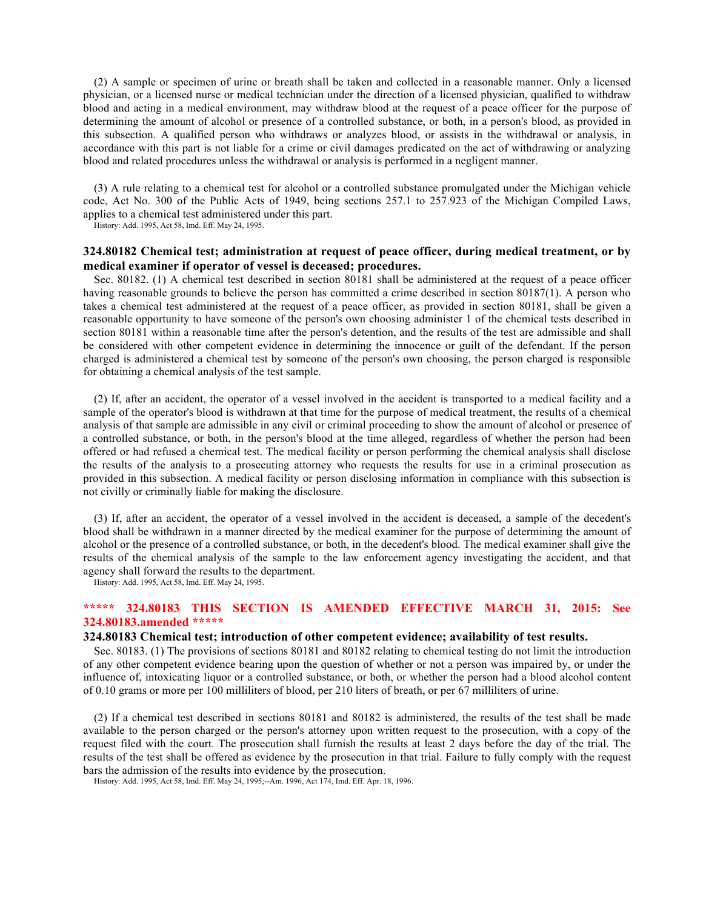(2) A sample or specimen of urine or breath shall be taken and collected in a reasonable manner. Only a licensed physician, or a licensed nurse or medical technician under the direction of a licensed physician, qualified to withdraw blood and acting in a medical environment, may withdraw blood at the request of a peace officer for the purpose of determining the amount of alcohol or presence of a controlled substance, or both, in a person's blood, as provided in this subsection. A qualified person who withdraws or analyzes blood, or assists in the withdrawal or analysis, in accordance with this part is not liable for a crime or civil damages predicated on the act of withdrawing or analyzing blood and related procedures unless the withdrawal or analysis is performed in a negligent manner.

(3) A rule relating to a chemical test for alcohol or a controlled substance promulgated under the Michigan vehicle code, Act No. 300 of the Public Acts of 1949, being sections 257.1 to 257.923 of the Michigan Compiled Laws, applies to a chemical test administered under this part.

History: Add. 1995, Act 58, Imd. Eff. May 24, 1995.

**324.80182 Chemical test; administration at request of peace officer, during medical treatment, or by medical examiner if operator of vessel is deceased; procedures.**

Sec. 80182. (1) A chemical test described in section 80181 shall be administered at the request of a peace officer having reasonable grounds to believe the person has committed a crime described in section 80187(1). A person who takes a chemical test administered at the request of a peace officer, as provided in section 80181, shall be given a reasonable opportunity to have someone of the person's own choosing administer 1 of the chemical tests described in section 80181 within a reasonable time after the person's detention, and the results of the test are admissible and shall be considered with other competent evidence in determining the innocence or guilt of the defendant. If the person charged is administered a chemical test by someone of the person's own choosing, the person charged is responsible for obtaining a chemical analysis of the test sample.

(2) If, after an accident, the operator of a vessel involved in the accident is transported to a medical facility and a sample of the operator's blood is withdrawn at that time for the purpose of medical treatment, the results of a chemical analysis of that sample are admissible in any civil or criminal proceeding to show the amount of alcohol or presence of a controlled substance, or both, in the person's blood at the time alleged, regardless of whether the person had been offered or had refused a chemical test. The medical facility or person performing the chemical analysis shall disclose the results of the analysis to a prosecuting attorney who requests the results for use in a criminal prosecution as provided in this subsection. A medical facility or person disclosing information in compliance with this subsection is not civilly or criminally liable for making the disclosure.

(3) If, after an accident, the operator of a vessel involved in the accident is deceased, a sample of the decedent's blood shall be withdrawn in a manner directed by the medical examiner for the purpose of determining the amount of alcohol or the presence of a controlled substance, or both, in the decedent's blood. The medical examiner shall give the results of the chemical analysis of the sample to the law enforcement agency investigating the accident, and that agency shall forward the results to the department.

History: Add. 1995, Act 58, Imd. Eff. May 24, 1995.

**\*\*\*\*\* 324.80183 THIS SECTION IS AMENDED EFFECTIVE MARCH 31, 2015: See 324.80183.amended \*\*\*\*\***

**324.80183 Chemical test; introduction of other competent evidence; availability of test results.**

Sec. 80183. (1) The provisions of sections 80181 and 80182 relating to chemical testing do not limit the introduction of any other competent evidence bearing upon the question of whether or not a person was impaired by, or under the influence of, intoxicating liquor or a controlled substance, or both, or whether the person had a blood alcohol content of 0.10 grams or more per 100 milliliters of blood, per 210 liters of breath, or per 67 milliliters of urine.

(2) If a chemical test described in sections 80181 and 80182 is administered, the results of the test shall be made available to the person charged or the person's attorney upon written request to the prosecution, with a copy of the request filed with the court. The prosecution shall furnish the results at least 2 days before the day of the trial. The results of the test shall be offered as evidence by the prosecution in that trial. Failure to fully comply with the request bars the admission of the results into evidence by the prosecution.

History: Add. 1995, Act 58, Imd. Eff. May 24, 1995;--Am. 1996, Act 174, Imd. Eff. Apr. 18, 1996.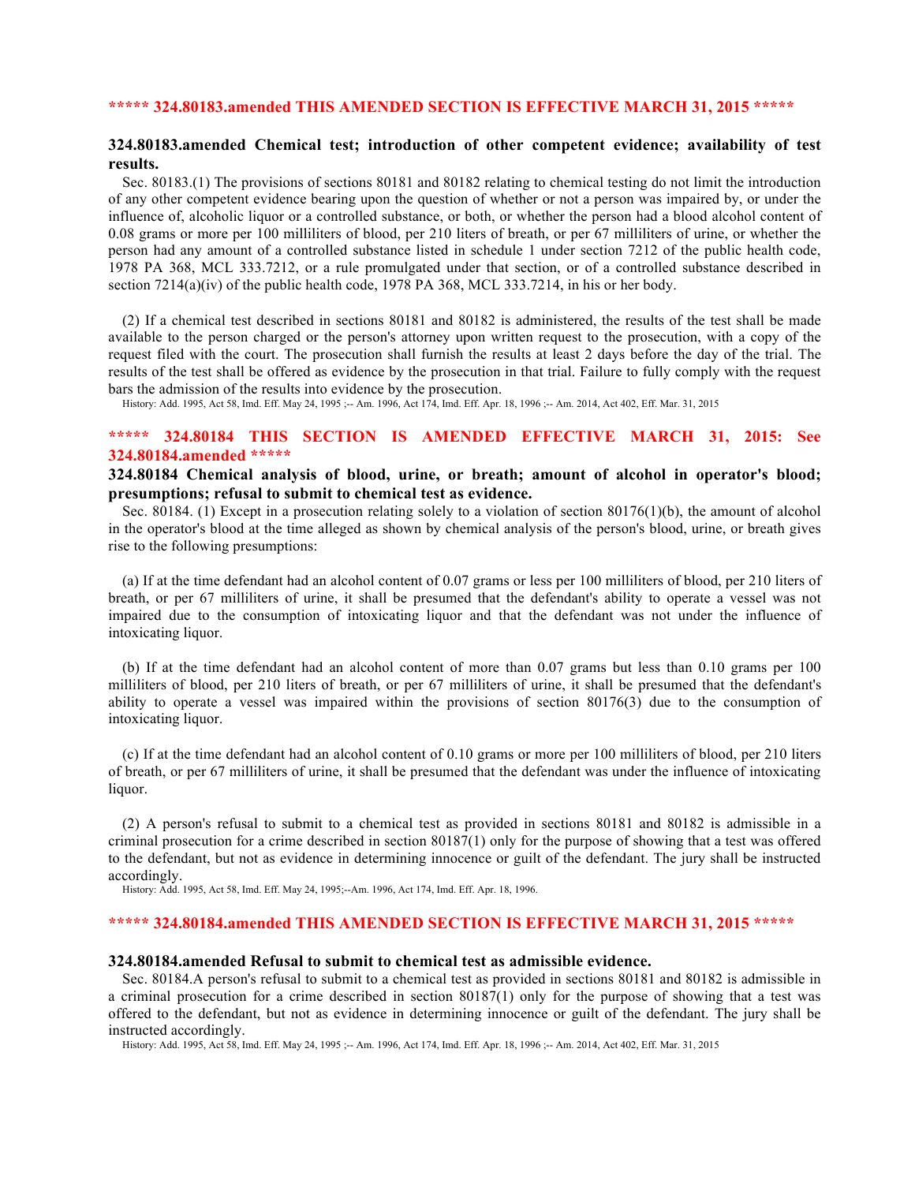**\*\*\*\*\* 324.80183.amended THIS AMENDED SECTION IS EFFECTIVE MARCH 31, 2015 \*\*\*\*\***

### 324.80183.amended Chemical test; introduction of other competent evidence; availability of test results.

Sec. 80183.(1) The provisions of sections 80181 and 80182 relating to chemical testing do not limit the introduction of any other competent evidence bearing upon the question of whether or not a person was impaired by, or under the influence of, alcoholic liquor or a controlled substance, or both, or whether the person had a blood alcohol content of 0.08 grams or more per 100 milliliters of blood, per 210 liters of breath, or per 67 milliliters of urine, or whether the person had any amount of a controlled substance listed in schedule 1 under section 7212 of the public health code, 1978 PA 368, MCL 333.7212, or a rule promulgated under that section, or of a controlled substance described in section 7214(a)(iv) of the public health code, 1978 PA 368, MCL 333.7214, in his or her body.

(2) If a chemical test described in sections 80181 and 80182 is administered, the results of the test shall be made available to the person charged or the person's attorney upon written request to the prosecution, with a copy of the request filed with the court. The prosecution shall furnish the results at least 2 days before the day of the trial. The results of the test shall be offered as evidence by the prosecution in that trial. Failure to fully comply with the request bars the admission of the results into evidence by the prosecution.

History: Add. 1995, Act 58, Imd. Eff. May 24, 1995 ;-- Am. 1996, Act 174, Imd. Eff. Apr. 18, 1996 ;-- Am. 2014, Act 402, Eff. Mar. 31, 2015

**\*\*\*\*\* 324.80184 THIS SECTION IS AMENDED EFFECTIVE MARCH 31, 2015: See 324.80184.amended \*\*\*\*\***

### 324.80184 Chemical analysis of blood, urine, or breath; amount of alcohol in operator's blood; presumptions; refusal to submit to chemical test as evidence.

Sec. 80184. (1) Except in a prosecution relating solely to a violation of section 80176(1)(b), the amount of alcohol in the operator's blood at the time alleged as shown by chemical analysis of the person's blood, urine, or breath gives rise to the following presumptions:

(a) If at the time defendant had an alcohol content of 0.07 grams or less per 100 milliliters of blood, per 210 liters of breath, or per 67 milliliters of urine, it shall be presumed that the defendant's ability to operate a vessel was not impaired due to the consumption of intoxicating liquor and that the defendant was not under the influence of intoxicating liquor.

(b) If at the time defendant had an alcohol content of more than 0.07 grams but less than 0.10 grams per 100 milliliters of blood, per 210 liters of breath, or per 67 milliliters of urine, it shall be presumed that the defendant's ability to operate a vessel was impaired within the provisions of section 80176(3) due to the consumption of intoxicating liquor.

(c) If at the time defendant had an alcohol content of 0.10 grams or more per 100 milliliters of blood, per 210 liters of breath, or per 67 milliliters of urine, it shall be presumed that the defendant was under the influence of intoxicating liquor.

(2) A person's refusal to submit to a chemical test as provided in sections 80181 and 80182 is admissible in a criminal prosecution for a crime described in section 80187(1) only for the purpose of showing that a test was offered to the defendant, but not as evidence in determining innocence or guilt of the defendant. The jury shall be instructed accordingly.

History: Add. 1995, Act 58, Imd. Eff. May 24, 1995;--Am. 1996, Act 174, Imd. Eff. Apr. 18, 1996.

**\*\*\*\*\* 324.80184.amended THIS AMENDED SECTION IS EFFECTIVE MARCH 31, 2015 \*\*\*\*\***

### 324.80184.amended Refusal to submit to chemical test as admissible evidence.

Sec. 80184.A person's refusal to submit to a chemical test as provided in sections 80181 and 80182 is admissible in a criminal prosecution for a crime described in section 80187(1) only for the purpose of showing that a test was offered to the defendant, but not as evidence in determining innocence or guilt of the defendant. The jury shall be instructed accordingly.

History: Add. 1995, Act 58, Imd. Eff. May 24, 1995 ;-- Am. 1996, Act 174, Imd. Eff. Apr. 18, 1996 ;-- Am. 2014, Act 402, Eff. Mar. 31, 2015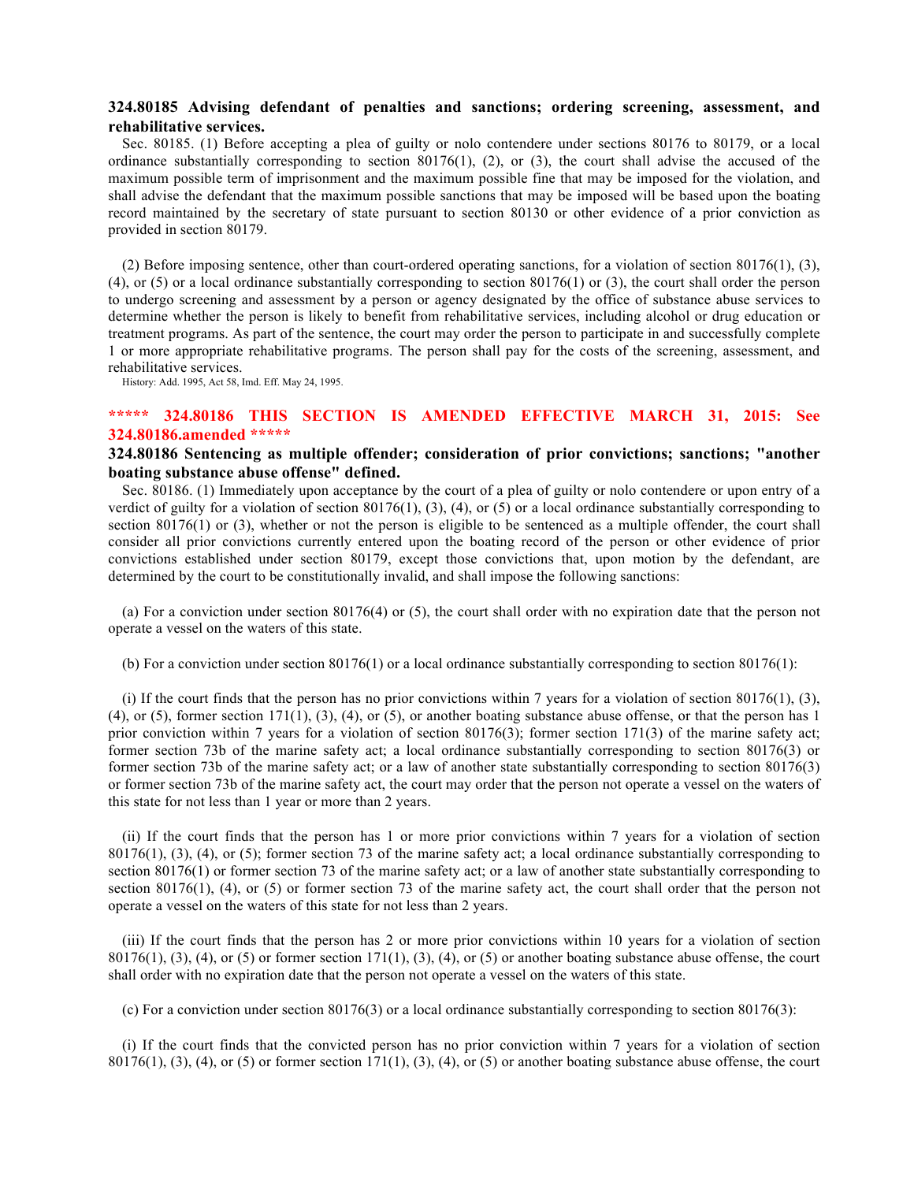**324.80185 Advising defendant of penalties and sanctions; ordering screening, assessment, and rehabilitative services.**

Sec. 80185. (1) Before accepting a plea of guilty or nolo contendere under sections 80176 to 80179, or a local ordinance substantially corresponding to section 80176(1), (2), or (3), the court shall advise the accused of the maximum possible term of imprisonment and the maximum possible fine that may be imposed for the violation, and shall advise the defendant that the maximum possible sanctions that may be imposed will be based upon the boating record maintained by the secretary of state pursuant to section 80130 or other evidence of a prior conviction as provided in section 80179.

(2) Before imposing sentence, other than court-ordered operating sanctions, for a violation of section 80176(1), (3), (4), or (5) or a local ordinance substantially corresponding to section 80176(1) or (3), the court shall order the person to undergo screening and assessment by a person or agency designated by the office of substance abuse services to determine whether the person is likely to benefit from rehabilitative services, including alcohol or drug education or treatment programs. As part of the sentence, the court may order the person to participate in and successfully complete 1 or more appropriate rehabilitative programs. The person shall pay for the costs of the screening, assessment, and rehabilitative services.

History: Add. 1995, Act 58, Imd. Eff. May 24, 1995.

**\*\*\*\*\* 324.80186 THIS SECTION IS AMENDED EFFECTIVE MARCH 31, 2015: See 324.80186.amended \*\*\*\*\***

**324.80186 Sentencing as multiple offender; consideration of prior convictions; sanctions; "another boating substance abuse offense" defined.**

Sec. 80186. (1) Immediately upon acceptance by the court of a plea of guilty or nolo contendere or upon entry of a verdict of guilty for a violation of section 80176(1), (3), (4), or (5) or a local ordinance substantially corresponding to section 80176(1) or (3), whether or not the person is eligible to be sentenced as a multiple offender, the court shall consider all prior convictions currently entered upon the boating record of the person or other evidence of prior convictions established under section 80179, except those convictions that, upon motion by the defendant, are determined by the court to be constitutionally invalid, and shall impose the following sanctions:

(a) For a conviction under section 80176(4) or (5), the court shall order with no expiration date that the person not operate a vessel on the waters of this state.

(b) For a conviction under section 80176(1) or a local ordinance substantially corresponding to section 80176(1):

(i) If the court finds that the person has no prior convictions within 7 years for a violation of section 80176(1), (3), (4), or (5), former section 171(1), (3), (4), or (5), or another boating substance abuse offense, or that the person has 1 prior conviction within 7 years for a violation of section 80176(3); former section 171(3) of the marine safety act; former section 73b of the marine safety act; a local ordinance substantially corresponding to section 80176(3) or former section 73b of the marine safety act; or a law of another state substantially corresponding to section 80176(3) or former section 73b of the marine safety act, the court may order that the person not operate a vessel on the waters of this state for not less than 1 year or more than 2 years.

(ii) If the court finds that the person has 1 or more prior convictions within 7 years for a violation of section 80176(1), (3), (4), or (5); former section 73 of the marine safety act; a local ordinance substantially corresponding to section 80176(1) or former section 73 of the marine safety act; or a law of another state substantially corresponding to section 80176(1), (4), or (5) or former section 73 of the marine safety act, the court shall order that the person not operate a vessel on the waters of this state for not less than 2 years.

(iii) If the court finds that the person has 2 or more prior convictions within 10 years for a violation of section 80176(1), (3), (4), or (5) or former section 171(1), (3), (4), or (5) or another boating substance abuse offense, the court shall order with no expiration date that the person not operate a vessel on the waters of this state.

(c) For a conviction under section 80176(3) or a local ordinance substantially corresponding to section 80176(3):

(i) If the court finds that the convicted person has no prior conviction within 7 years for a violation of section 80176(1), (3), (4), or (5) or former section 171(1), (3), (4), or (5) or another boating substance abuse offense, the court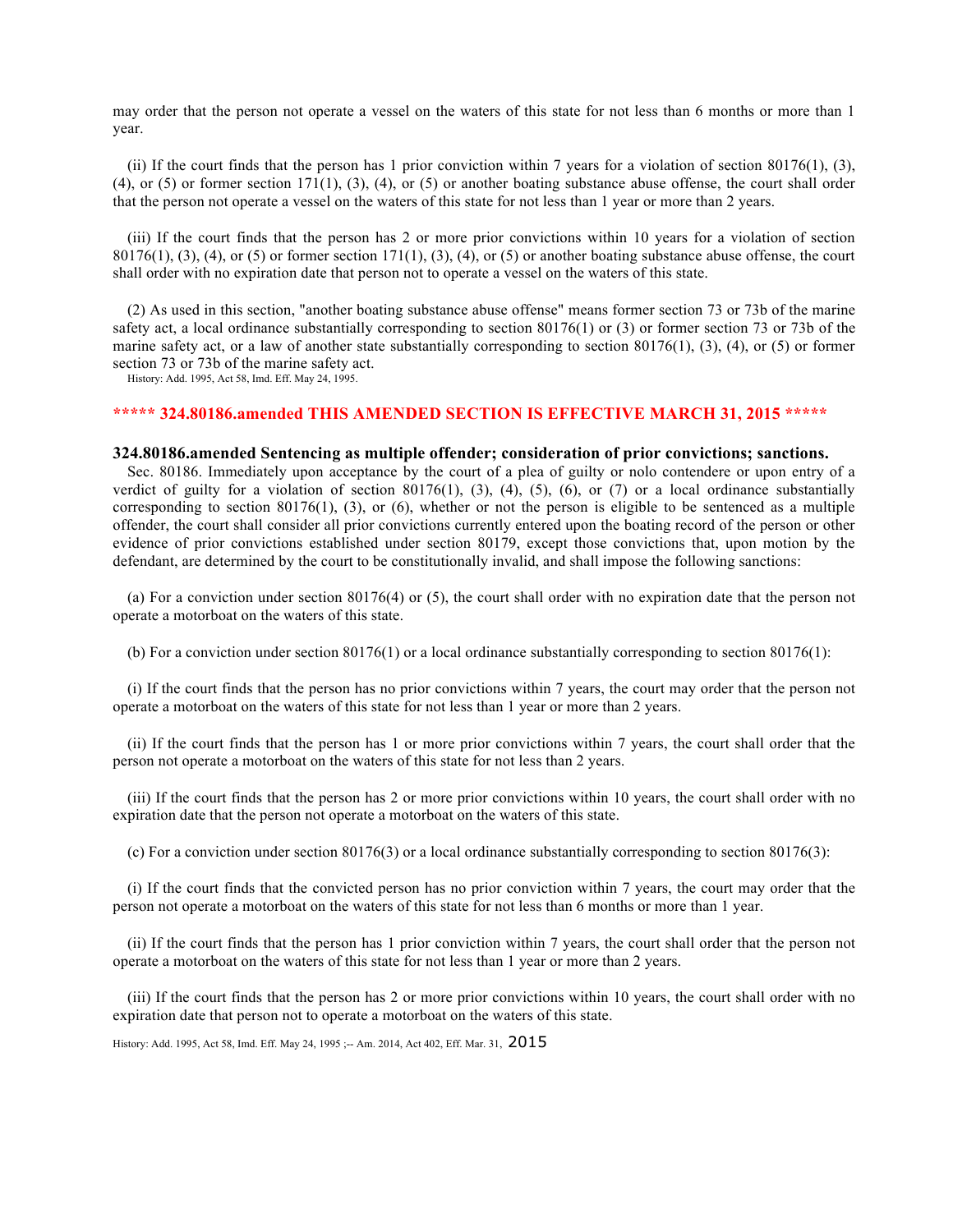may order that the person not operate a vessel on the waters of this state for not less than 6 months or more than 1 year.

(ii) If the court finds that the person has 1 prior conviction within 7 years for a violation of section 80176(1), (3), (4), or (5) or former section 171(1), (3), (4), or (5) or another boating substance abuse offense, the court shall order that the person not operate a vessel on the waters of this state for not less than 1 year or more than 2 years.

(iii) If the court finds that the person has 2 or more prior convictions within 10 years for a violation of section 80176(1), (3), (4), or (5) or former section 171(1), (3), (4), or (5) or another boating substance abuse offense, the court shall order with no expiration date that person not to operate a vessel on the waters of this state.

(2) As used in this section, "another boating substance abuse offense" means former section 73 or 73b of the marine safety act, a local ordinance substantially corresponding to section 80176(1) or (3) or former section 73 or 73b of the marine safety act, or a law of another state substantially corresponding to section 80176(1), (3), (4), or (5) or former section 73 or 73b of the marine safety act.

History: Add. 1995, Act 58, Imd. Eff. May 24, 1995.

**\*\*\*\*\* 324.80186.amended THIS AMENDED SECTION IS EFFECTIVE MARCH 31, 2015 \*\*\*\*\***

**324.80186.amended Sentencing as multiple offender; consideration of prior convictions; sanctions.**

Sec. 80186. Immediately upon acceptance by the court of a plea of guilty or nolo contendere or upon entry of a verdict of guilty for a violation of section 80176(1), (3), (4), (5), (6), or (7) or a local ordinance substantially corresponding to section 80176(1), (3), or (6), whether or not the person is eligible to be sentenced as a multiple offender, the court shall consider all prior convictions currently entered upon the boating record of the person or other evidence of prior convictions established under section 80179, except those convictions that, upon motion by the defendant, are determined by the court to be constitutionally invalid, and shall impose the following sanctions:

(a) For a conviction under section 80176(4) or (5), the court shall order with no expiration date that the person not operate a motorboat on the waters of this state.

(b) For a conviction under section 80176(1) or a local ordinance substantially corresponding to section 80176(1):

(i) If the court finds that the person has no prior convictions within 7 years, the court may order that the person not operate a motorboat on the waters of this state for not less than 1 year or more than 2 years.

(ii) If the court finds that the person has 1 or more prior convictions within 7 years, the court shall order that the person not operate a motorboat on the waters of this state for not less than 2 years.

(iii) If the court finds that the person has 2 or more prior convictions within 10 years, the court shall order with no expiration date that the person not operate a motorboat on the waters of this state.

(c) For a conviction under section 80176(3) or a local ordinance substantially corresponding to section 80176(3):

(i) If the court finds that the convicted person has no prior conviction within 7 years, the court may order that the person not operate a motorboat on the waters of this state for not less than 6 months or more than 1 year.

(ii) If the court finds that the person has 1 prior conviction within 7 years, the court shall order that the person not operate a motorboat on the waters of this state for not less than 1 year or more than 2 years.

(iii) If the court finds that the person has 2 or more prior convictions within 10 years, the court shall order with no expiration date that person not to operate a motorboat on the waters of this state.

History: Add. 1995, Act 58, Imd. Eff. May 24, 1995 ;-- Am. 2014, Act 402, Eff. Mar. 31, 2015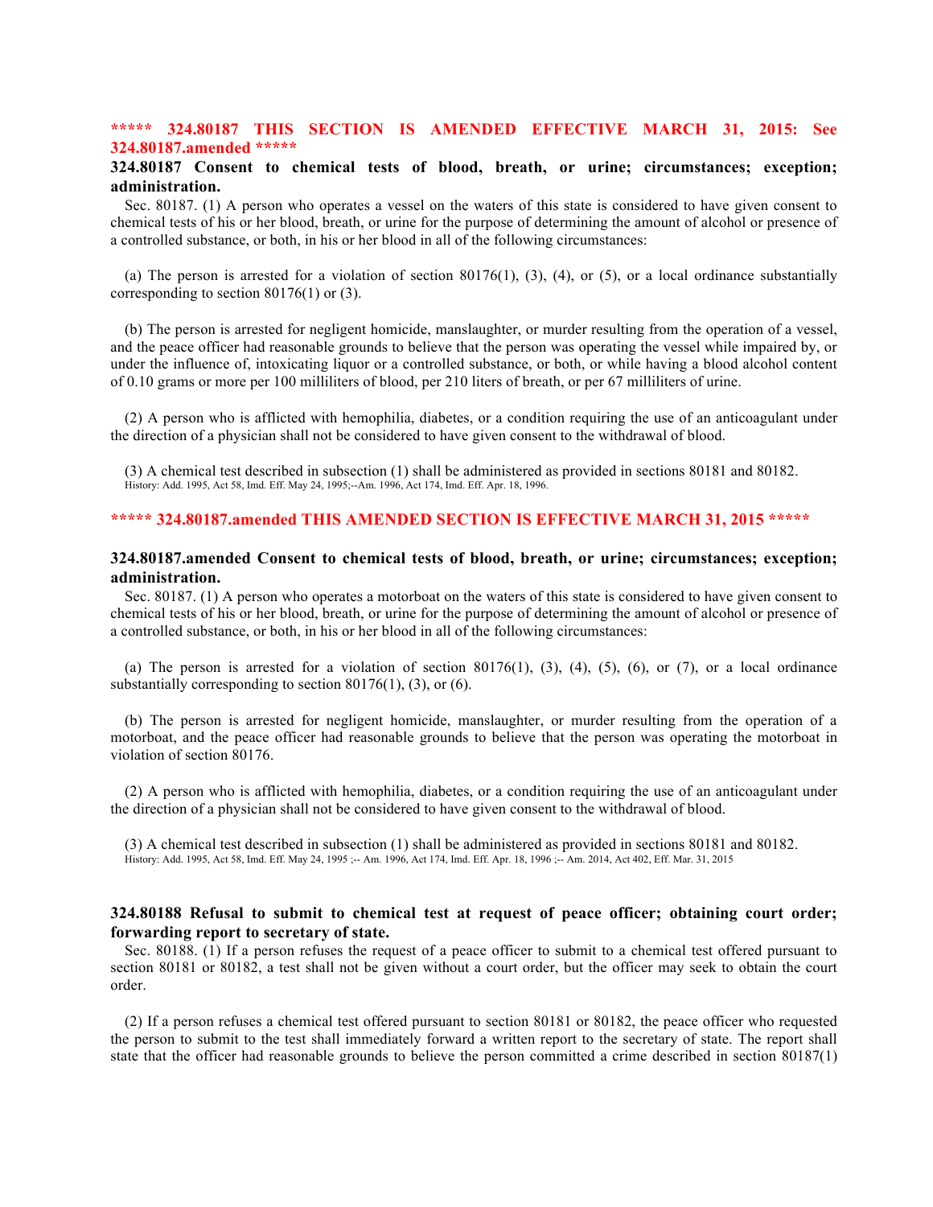**\*\*\*\*\* 324.80187 THIS SECTION IS AMENDED EFFECTIVE MARCH 31, 2015: See 324.80187.amended \*\*\*\*\***

**324.80187 Consent to chemical tests of blood, breath, or urine; circumstances; exception; administration.**

Sec. 80187. (1) A person who operates a vessel on the waters of this state is considered to have given consent to chemical tests of his or her blood, breath, or urine for the purpose of determining the amount of alcohol or presence of a controlled substance, or both, in his or her blood in all of the following circumstances:

(a) The person is arrested for a violation of section 80176(1), (3), (4), or (5), or a local ordinance substantially corresponding to section 80176(1) or (3).

(b) The person is arrested for negligent homicide, manslaughter, or murder resulting from the operation of a vessel, and the peace officer had reasonable grounds to believe that the person was operating the vessel while impaired by, or under the influence of, intoxicating liquor or a controlled substance, or both, or while having a blood alcohol content of 0.10 grams or more per 100 milliliters of blood, per 210 liters of breath, or per 67 milliliters of urine.

(2) A person who is afflicted with hemophilia, diabetes, or a condition requiring the use of an anticoagulant under the direction of a physician shall not be considered to have given consent to the withdrawal of blood.

(3) A chemical test described in subsection (1) shall be administered as provided in sections 80181 and 80182.

History: Add. 1995, Act 58, Imd. Eff. May 24, 1995;--Am. 1996, Act 174, Imd. Eff. Apr. 18, 1996.

**\*\*\*\*\* 324.80187.amended THIS AMENDED SECTION IS EFFECTIVE MARCH 31, 2015 \*\*\*\*\***

**324.80187.amended Consent to chemical tests of blood, breath, or urine; circumstances; exception; administration.**

Sec. 80187. (1) A person who operates a motorboat on the waters of this state is considered to have given consent to chemical tests of his or her blood, breath, or urine for the purpose of determining the amount of alcohol or presence of a controlled substance, or both, in his or her blood in all of the following circumstances:

(a) The person is arrested for a violation of section 80176(1), (3), (4), (5), (6), or (7), or a local ordinance substantially corresponding to section 80176(1), (3), or (6).

(b) The person is arrested for negligent homicide, manslaughter, or murder resulting from the operation of a motorboat, and the peace officer had reasonable grounds to believe that the person was operating the motorboat in violation of section 80176.

(2) A person who is afflicted with hemophilia, diabetes, or a condition requiring the use of an anticoagulant under the direction of a physician shall not be considered to have given consent to the withdrawal of blood.

(3) A chemical test described in subsection (1) shall be administered as provided in sections 80181 and 80182.

History: Add. 1995, Act 58, Imd. Eff. May 24, 1995 ;-- Am. 1996, Act 174, Imd. Eff. Apr. 18, 1996 ;-- Am. 2014, Act 402, Eff. Mar. 31, 2015

**324.80188 Refusal to submit to chemical test at request of peace officer; obtaining court order; forwarding report to secretary of state.**

Sec. 80188. (1) If a person refuses the request of a peace officer to submit to a chemical test offered pursuant to section 80181 or 80182, a test shall not be given without a court order, but the officer may seek to obtain the court order.

(2) If a person refuses a chemical test offered pursuant to section 80181 or 80182, the peace officer who requested the person to submit to the test shall immediately forward a written report to the secretary of state. The report shall state that the officer had reasonable grounds to believe the person committed a crime described in section 80187(1)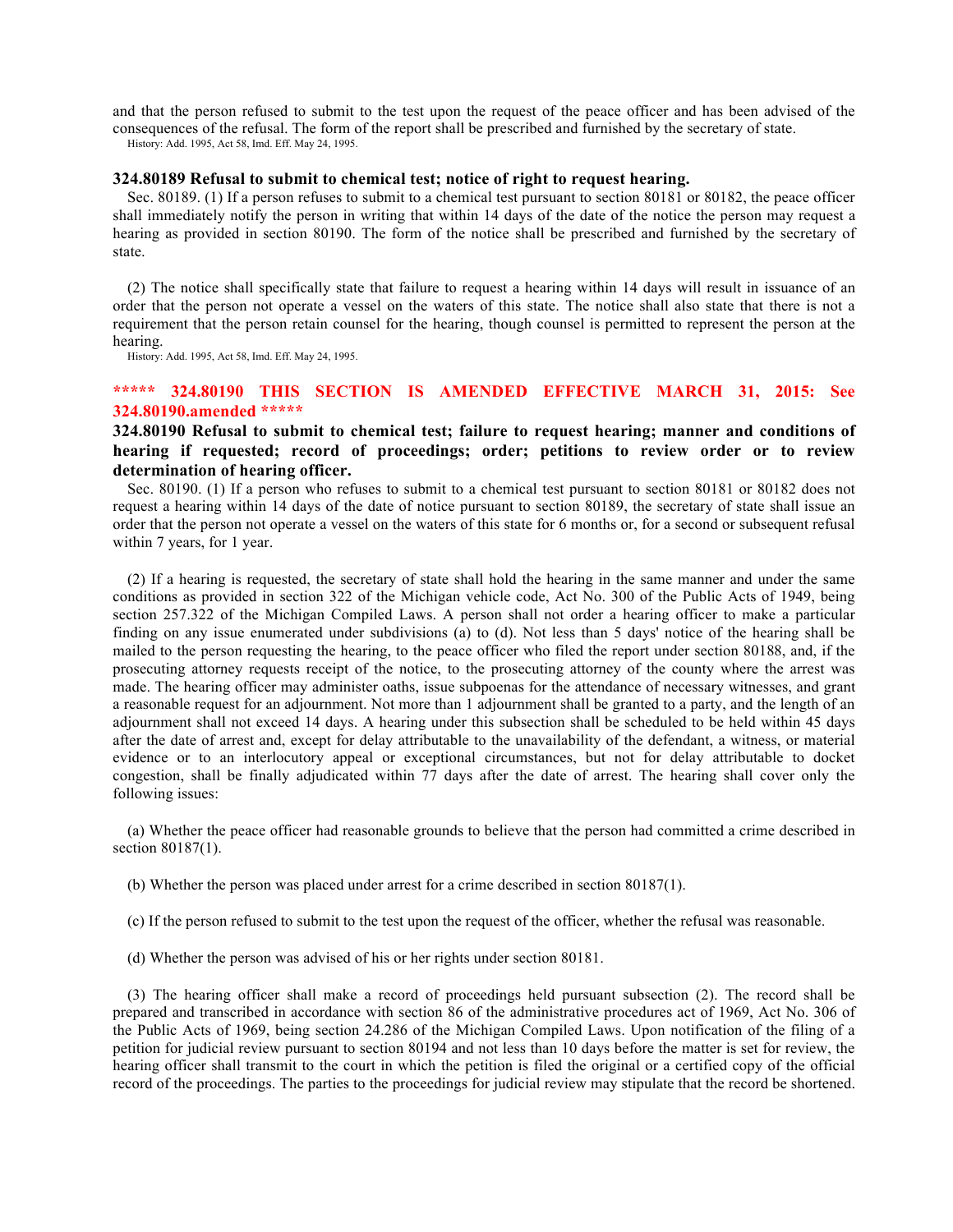and that the person refused to submit to the test upon the request of the peace officer and has been advised of the consequences of the refusal. The form of the report shall be prescribed and furnished by the secretary of state.

History: Add. 1995, Act 58, Imd. Eff. May 24, 1995.

### 324.80189 Refusal to submit to chemical test; notice of right to request hearing.

Sec. 80189. (1) If a person refuses to submit to a chemical test pursuant to section 80181 or 80182, the peace officer shall immediately notify the person in writing that within 14 days of the date of the notice the person may request a hearing as provided in section 80190. The form of the notice shall be prescribed and furnished by the secretary of state.

(2) The notice shall specifically state that failure to request a hearing within 14 days will result in issuance of an order that the person not operate a vessel on the waters of this state. The notice shall also state that there is not a requirement that the person retain counsel for the hearing, though counsel is permitted to represent the person at the hearing.

History: Add. 1995, Act 58, Imd. Eff. May 24, 1995.

**\*\*\*\*\* 324.80190 THIS SECTION IS AMENDED EFFECTIVE MARCH 31, 2015: See 324.80190.amended \*\*\*\*\***

### 324.80190 Refusal to submit to chemical test; failure to request hearing; manner and conditions of hearing if requested; record of proceedings; order; petitions to review order or to review determination of hearing officer.

Sec. 80190. (1) If a person who refuses to submit to a chemical test pursuant to section 80181 or 80182 does not request a hearing within 14 days of the date of notice pursuant to section 80189, the secretary of state shall issue an order that the person not operate a vessel on the waters of this state for 6 months or, for a second or subsequent refusal within 7 years, for 1 year.

(2) If a hearing is requested, the secretary of state shall hold the hearing in the same manner and under the same conditions as provided in section 322 of the Michigan vehicle code, Act No. 300 of the Public Acts of 1949, being section 257.322 of the Michigan Compiled Laws. A person shall not order a hearing officer to make a particular finding on any issue enumerated under subdivisions (a) to (d). Not less than 5 days' notice of the hearing shall be mailed to the person requesting the hearing, to the peace officer who filed the report under section 80188, and, if the prosecuting attorney requests receipt of the notice, to the prosecuting attorney of the county where the arrest was made. The hearing officer may administer oaths, issue subpoenas for the attendance of necessary witnesses, and grant a reasonable request for an adjournment. Not more than 1 adjournment shall be granted to a party, and the length of an adjournment shall not exceed 14 days. A hearing under this subsection shall be scheduled to be held within 45 days after the date of arrest and, except for delay attributable to the unavailability of the defendant, a witness, or material evidence or to an interlocutory appeal or exceptional circumstances, but not for delay attributable to docket congestion, shall be finally adjudicated within 77 days after the date of arrest. The hearing shall cover only the following issues:

(a) Whether the peace officer had reasonable grounds to believe that the person had committed a crime described in section 80187(1).

(b) Whether the person was placed under arrest for a crime described in section 80187(1).

(c) If the person refused to submit to the test upon the request of the officer, whether the refusal was reasonable.

(d) Whether the person was advised of his or her rights under section 80181.

(3) The hearing officer shall make a record of proceedings held pursuant subsection (2). The record shall be prepared and transcribed in accordance with section 86 of the administrative procedures act of 1969, Act No. 306 of the Public Acts of 1969, being section 24.286 of the Michigan Compiled Laws. Upon notification of the filing of a petition for judicial review pursuant to section 80194 and not less than 10 days before the matter is set for review, the hearing officer shall transmit to the court in which the petition is filed the original or a certified copy of the official record of the proceedings. The parties to the proceedings for judicial review may stipulate that the record be shortened.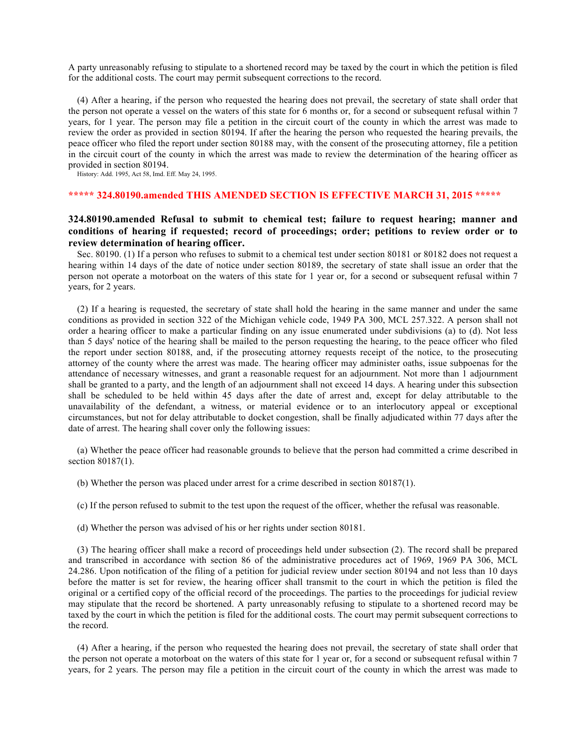A party unreasonably refusing to stipulate to a shortened record may be taxed by the court in which the petition is filed for the additional costs. The court may permit subsequent corrections to the record.

(4) After a hearing, if the person who requested the hearing does not prevail, the secretary of state shall order that the person not operate a vessel on the waters of this state for 6 months or, for a second or subsequent refusal within 7 years, for 1 year. The person may file a petition in the circuit court of the county in which the arrest was made to review the order as provided in section 80194. If after the hearing the person who requested the hearing prevails, the peace officer who filed the report under section 80188 may, with the consent of the prosecuting attorney, file a petition in the circuit court of the county in which the arrest was made to review the determination of the hearing officer as provided in section 80194.

History: Add. 1995, Act 58, Imd. Eff. May 24, 1995.

**\*\*\*\*\* 324.80190.amended THIS AMENDED SECTION IS EFFECTIVE MARCH 31, 2015 \*\*\*\*\***

### 324.80190.amended Refusal to submit to chemical test; failure to request hearing; manner and conditions of hearing if requested; record of proceedings; order; petitions to review order or to review determination of hearing officer.

Sec. 80190. (1) If a person who refuses to submit to a chemical test under section 80181 or 80182 does not request a hearing within 14 days of the date of notice under section 80189, the secretary of state shall issue an order that the person not operate a motorboat on the waters of this state for 1 year or, for a second or subsequent refusal within 7 years, for 2 years.

(2) If a hearing is requested, the secretary of state shall hold the hearing in the same manner and under the same conditions as provided in section 322 of the Michigan vehicle code, 1949 PA 300, MCL 257.322. A person shall not order a hearing officer to make a particular finding on any issue enumerated under subdivisions (a) to (d). Not less than 5 days' notice of the hearing shall be mailed to the person requesting the hearing, to the peace officer who filed the report under section 80188, and, if the prosecuting attorney requests receipt of the notice, to the prosecuting attorney of the county where the arrest was made. The hearing officer may administer oaths, issue subpoenas for the attendance of necessary witnesses, and grant a reasonable request for an adjournment. Not more than 1 adjournment shall be granted to a party, and the length of an adjournment shall not exceed 14 days. A hearing under this subsection shall be scheduled to be held within 45 days after the date of arrest and, except for delay attributable to the unavailability of the defendant, a witness, or material evidence or to an interlocutory appeal or exceptional circumstances, but not for delay attributable to docket congestion, shall be finally adjudicated within 77 days after the date of arrest. The hearing shall cover only the following issues:

(a) Whether the peace officer had reasonable grounds to believe that the person had committed a crime described in section 80187(1).

(b) Whether the person was placed under arrest for a crime described in section 80187(1).

(c) If the person refused to submit to the test upon the request of the officer, whether the refusal was reasonable.

(d) Whether the person was advised of his or her rights under section 80181.

(3) The hearing officer shall make a record of proceedings held under subsection (2). The record shall be prepared and transcribed in accordance with section 86 of the administrative procedures act of 1969, 1969 PA 306, MCL 24.286. Upon notification of the filing of a petition for judicial review under section 80194 and not less than 10 days before the matter is set for review, the hearing officer shall transmit to the court in which the petition is filed the original or a certified copy of the official record of the proceedings. The parties to the proceedings for judicial review may stipulate that the record be shortened. A party unreasonably refusing to stipulate to a shortened record may be taxed by the court in which the petition is filed for the additional costs. The court may permit subsequent corrections to the record.

(4) After a hearing, if the person who requested the hearing does not prevail, the secretary of state shall order that the person not operate a motorboat on the waters of this state for 1 year or, for a second or subsequent refusal within 7 years, for 2 years. The person may file a petition in the circuit court of the county in which the arrest was made to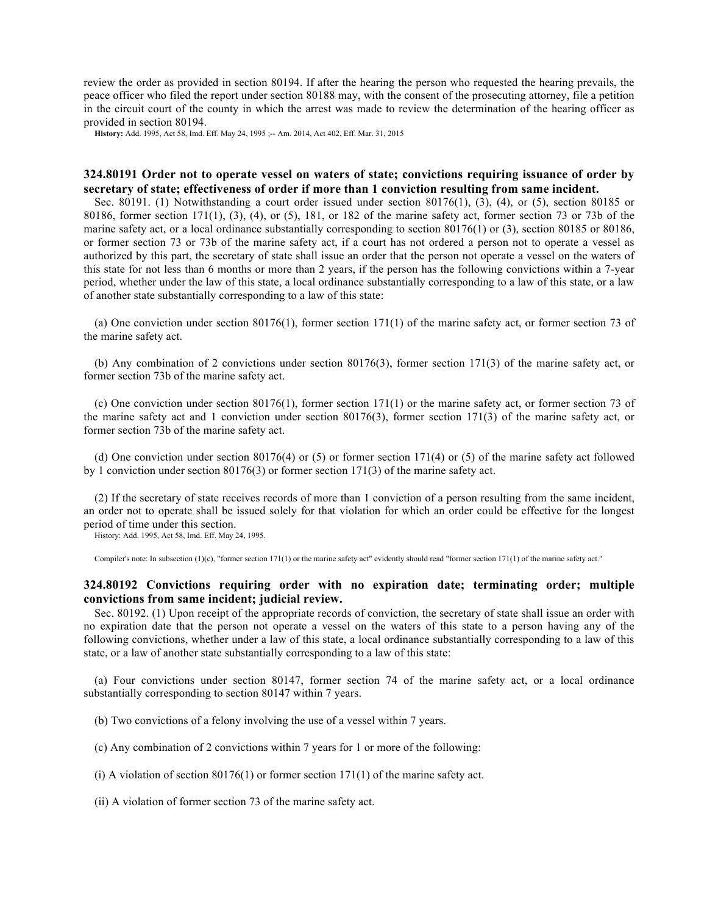review the order as provided in section 80194. If after the hearing the person who requested the hearing prevails, the peace officer who filed the report under section 80188 may, with the consent of the prosecuting attorney, file a petition in the circuit court of the county in which the arrest was made to review the determination of the hearing officer as provided in section 80194.

**History:** Add. 1995, Act 58, Imd. Eff. May 24, 1995 ;-- Am. 2014, Act 402, Eff. Mar. 31, 2015

### 324.80191 Order not to operate vessel on waters of state; convictions requiring issuance of order by secretary of state; effectiveness of order if more than 1 conviction resulting from same incident.

Sec. 80191. (1) Notwithstanding a court order issued under section 80176(1), (3), (4), or (5), section 80185 or 80186, former section 171(1), (3), (4), or (5), 181, or 182 of the marine safety act, former section 73 or 73b of the marine safety act, or a local ordinance substantially corresponding to section 80176(1) or (3), section 80185 or 80186, or former section 73 or 73b of the marine safety act, if a court has not ordered a person not to operate a vessel as authorized by this part, the secretary of state shall issue an order that the person not operate a vessel on the waters of this state for not less than 6 months or more than 2 years, if the person has the following convictions within a 7-year period, whether under the law of this state, a local ordinance substantially corresponding to a law of this state, or a law of another state substantially corresponding to a law of this state:

(a) One conviction under section 80176(1), former section 171(1) of the marine safety act, or former section 73 of the marine safety act.

(b) Any combination of 2 convictions under section 80176(3), former section 171(3) of the marine safety act, or former section 73b of the marine safety act.

(c) One conviction under section 80176(1), former section 171(1) or the marine safety act, or former section 73 of the marine safety act and 1 conviction under section 80176(3), former section 171(3) of the marine safety act, or former section 73b of the marine safety act.

(d) One conviction under section 80176(4) or (5) or former section 171(4) or (5) of the marine safety act followed by 1 conviction under section 80176(3) or former section 171(3) of the marine safety act.

(2) If the secretary of state receives records of more than 1 conviction of a person resulting from the same incident, an order not to operate shall be issued solely for that violation for which an order could be effective for the longest period of time under this section.

History: Add. 1995, Act 58, Imd. Eff. May 24, 1995.

Compiler's note: In subsection (1)(c), "former section 171(1) or the marine safety act" evidently should read "former section 171(1) of the marine safety act."

### 324.80192 Convictions requiring order with no expiration date; terminating order; multiple convictions from same incident; judicial review.

Sec. 80192. (1) Upon receipt of the appropriate records of conviction, the secretary of state shall issue an order with no expiration date that the person not operate a vessel on the waters of this state to a person having any of the following convictions, whether under a law of this state, a local ordinance substantially corresponding to a law of this state, or a law of another state substantially corresponding to a law of this state:

(a) Four convictions under section 80147, former section 74 of the marine safety act, or a local ordinance substantially corresponding to section 80147 within 7 years.

(b) Two convictions of a felony involving the use of a vessel within 7 years.

(c) Any combination of 2 convictions within 7 years for 1 or more of the following:

(i) A violation of section 80176(1) or former section 171(1) of the marine safety act.

(ii) A violation of former section 73 of the marine safety act.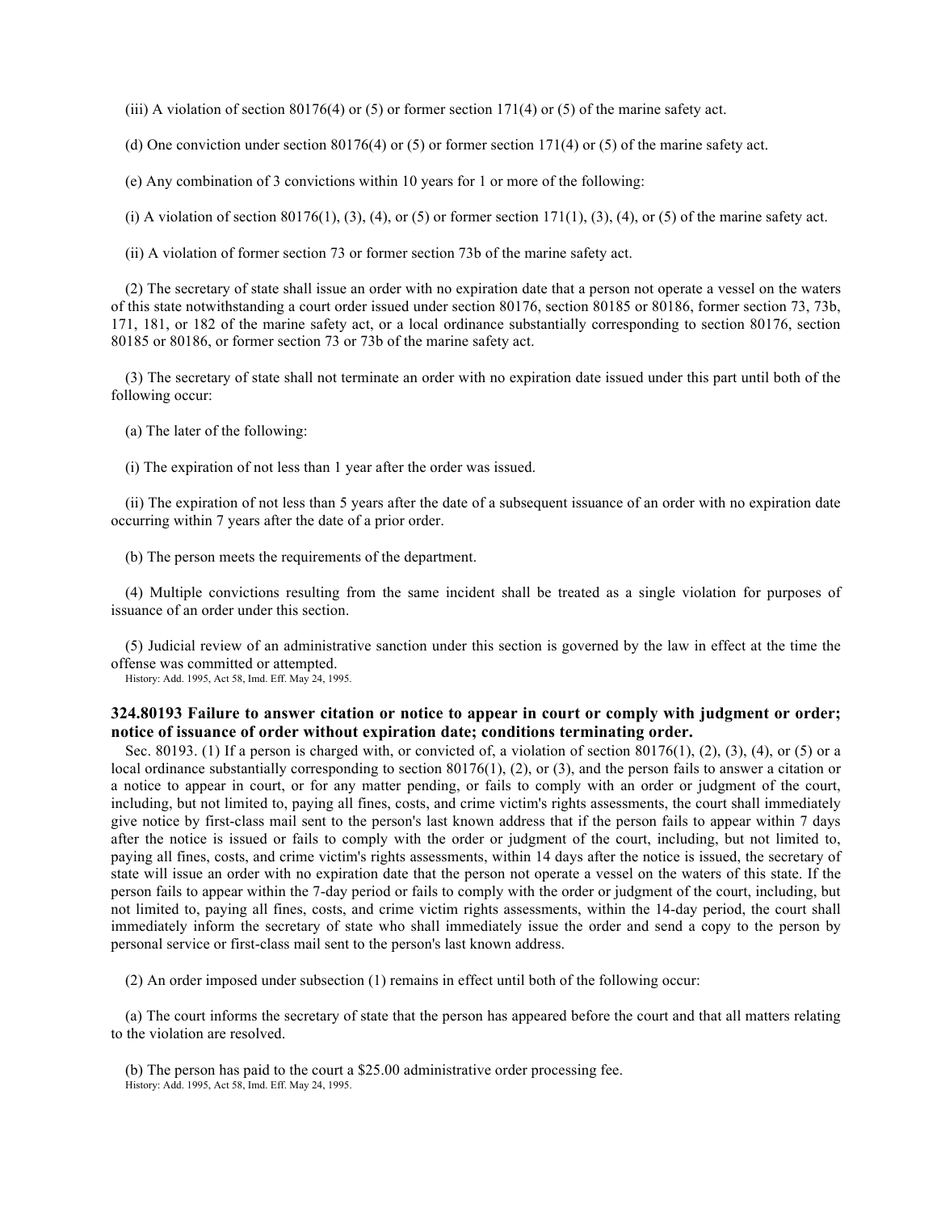(iii) A violation of section 80176(4) or (5) or former section 171(4) or (5) of the marine safety act.

(d) One conviction under section 80176(4) or (5) or former section 171(4) or (5) of the marine safety act.

(e) Any combination of 3 convictions within 10 years for 1 or more of the following:

(i) A violation of section 80176(1), (3), (4), or (5) or former section 171(1), (3), (4), or (5) of the marine safety act.

(ii) A violation of former section 73 or former section 73b of the marine safety act.

(2) The secretary of state shall issue an order with no expiration date that a person not operate a vessel on the waters of this state notwithstanding a court order issued under section 80176, section 80185 or 80186, former section 73, 73b, 171, 181, or 182 of the marine safety act, or a local ordinance substantially corresponding to section 80176, section 80185 or 80186, or former section 73 or 73b of the marine safety act.

(3) The secretary of state shall not terminate an order with no expiration date issued under this part until both of the following occur:

(a) The later of the following:

(i) The expiration of not less than 1 year after the order was issued.

(ii) The expiration of not less than 5 years after the date of a subsequent issuance of an order with no expiration date occurring within 7 years after the date of a prior order.

(b) The person meets the requirements of the department.

(4) Multiple convictions resulting from the same incident shall be treated as a single violation for purposes of issuance of an order under this section.

(5) Judicial review of an administrative sanction under this section is governed by the law in effect at the time the offense was committed or attempted.

History: Add. 1995, Act 58, Imd. Eff. May 24, 1995.

### 324.80193 Failure to answer citation or notice to appear in court or comply with judgment or order; notice of issuance of order without expiration date; conditions terminating order.

Sec. 80193. (1) If a person is charged with, or convicted of, a violation of section 80176(1), (2), (3), (4), or (5) or a local ordinance substantially corresponding to section 80176(1), (2), or (3), and the person fails to answer a citation or a notice to appear in court, or for any matter pending, or fails to comply with an order or judgment of the court, including, but not limited to, paying all fines, costs, and crime victim's rights assessments, the court shall immediately give notice by first-class mail sent to the person's last known address that if the person fails to appear within 7 days after the notice is issued or fails to comply with the order or judgment of the court, including, but not limited to, paying all fines, costs, and crime victim's rights assessments, within 14 days after the notice is issued, the secretary of state will issue an order with no expiration date that the person not operate a vessel on the waters of this state. If the person fails to appear within the 7-day period or fails to comply with the order or judgment of the court, including, but not limited to, paying all fines, costs, and crime victim rights assessments, within the 14-day period, the court shall immediately inform the secretary of state who shall immediately issue the order and send a copy to the person by personal service or first-class mail sent to the person's last known address.

(2) An order imposed under subsection (1) remains in effect until both of the following occur:

(a) The court informs the secretary of state that the person has appeared before the court and that all matters relating to the violation are resolved.

(b) The person has paid to the court a $25.00 administrative order processing fee.

History: Add. 1995, Act 58, Imd. Eff. May 24, 1995.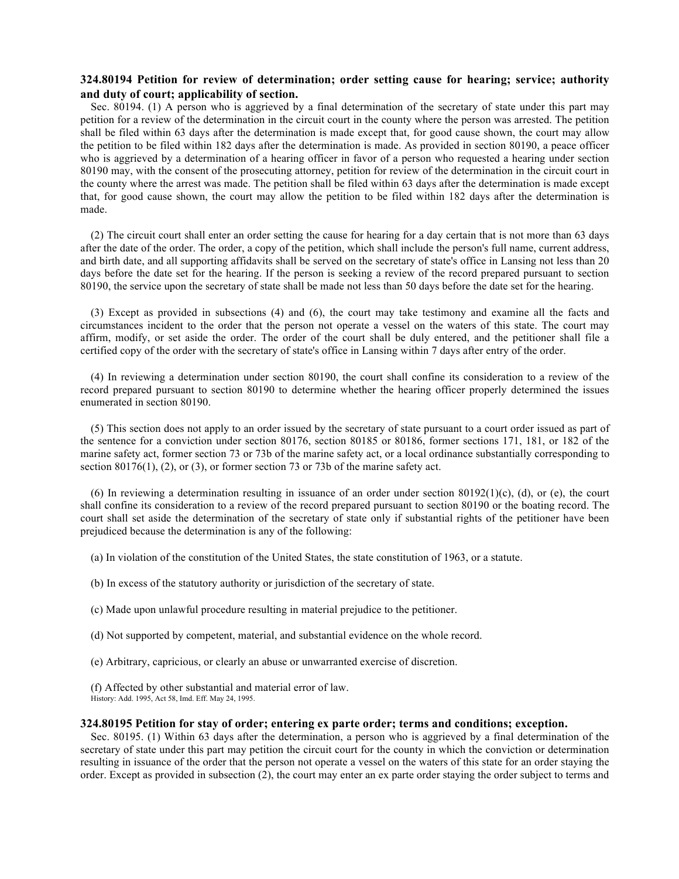**324.80194 Petition for review of determination; order setting cause for hearing; service; authority and duty of court; applicability of section.**

Sec. 80194. (1) A person who is aggrieved by a final determination of the secretary of state under this part may petition for a review of the determination in the circuit court in the county where the person was arrested. The petition shall be filed within 63 days after the determination is made except that, for good cause shown, the court may allow the petition to be filed within 182 days after the determination is made. As provided in section 80190, a peace officer who is aggrieved by a determination of a hearing officer in favor of a person who requested a hearing under section 80190 may, with the consent of the prosecuting attorney, petition for review of the determination in the circuit court in the county where the arrest was made. The petition shall be filed within 63 days after the determination is made except that, for good cause shown, the court may allow the petition to be filed within 182 days after the determination is made.

(2) The circuit court shall enter an order setting the cause for hearing for a day certain that is not more than 63 days after the date of the order. The order, a copy of the petition, which shall include the person's full name, current address, and birth date, and all supporting affidavits shall be served on the secretary of state's office in Lansing not less than 20 days before the date set for the hearing. If the person is seeking a review of the record prepared pursuant to section 80190, the service upon the secretary of state shall be made not less than 50 days before the date set for the hearing.

(3) Except as provided in subsections (4) and (6), the court may take testimony and examine all the facts and circumstances incident to the order that the person not operate a vessel on the waters of this state. The court may affirm, modify, or set aside the order. The order of the court shall be duly entered, and the petitioner shall file a certified copy of the order with the secretary of state's office in Lansing within 7 days after entry of the order.

(4) In reviewing a determination under section 80190, the court shall confine its consideration to a review of the record prepared pursuant to section 80190 to determine whether the hearing officer properly determined the issues enumerated in section 80190.

(5) This section does not apply to an order issued by the secretary of state pursuant to a court order issued as part of the sentence for a conviction under section 80176, section 80185 or 80186, former sections 171, 181, or 182 of the marine safety act, former section 73 or 73b of the marine safety act, or a local ordinance substantially corresponding to section 80176(1), (2), or (3), or former section 73 or 73b of the marine safety act.

(6) In reviewing a determination resulting in issuance of an order under section 80192(1)(c), (d), or (e), the court shall confine its consideration to a review of the record prepared pursuant to section 80190 or the boating record. The court shall set aside the determination of the secretary of state only if substantial rights of the petitioner have been prejudiced because the determination is any of the following:

(a) In violation of the constitution of the United States, the state constitution of 1963, or a statute.

(b) In excess of the statutory authority or jurisdiction of the secretary of state.

(c) Made upon unlawful procedure resulting in material prejudice to the petitioner.

(d) Not supported by competent, material, and substantial evidence on the whole record.

(e) Arbitrary, capricious, or clearly an abuse or unwarranted exercise of discretion.

(f) Affected by other substantial and material error of law.

History: Add. 1995, Act 58, Imd. Eff. May 24, 1995.

**324.80195 Petition for stay of order; entering ex parte order; terms and conditions; exception.**

Sec. 80195. (1) Within 63 days after the determination, a person who is aggrieved by a final determination of the secretary of state under this part may petition the circuit court for the county in which the conviction or determination resulting in issuance of the order that the person not operate a vessel on the waters of this state for an order staying the order. Except as provided in subsection (2), the court may enter an ex parte order staying the order subject to terms and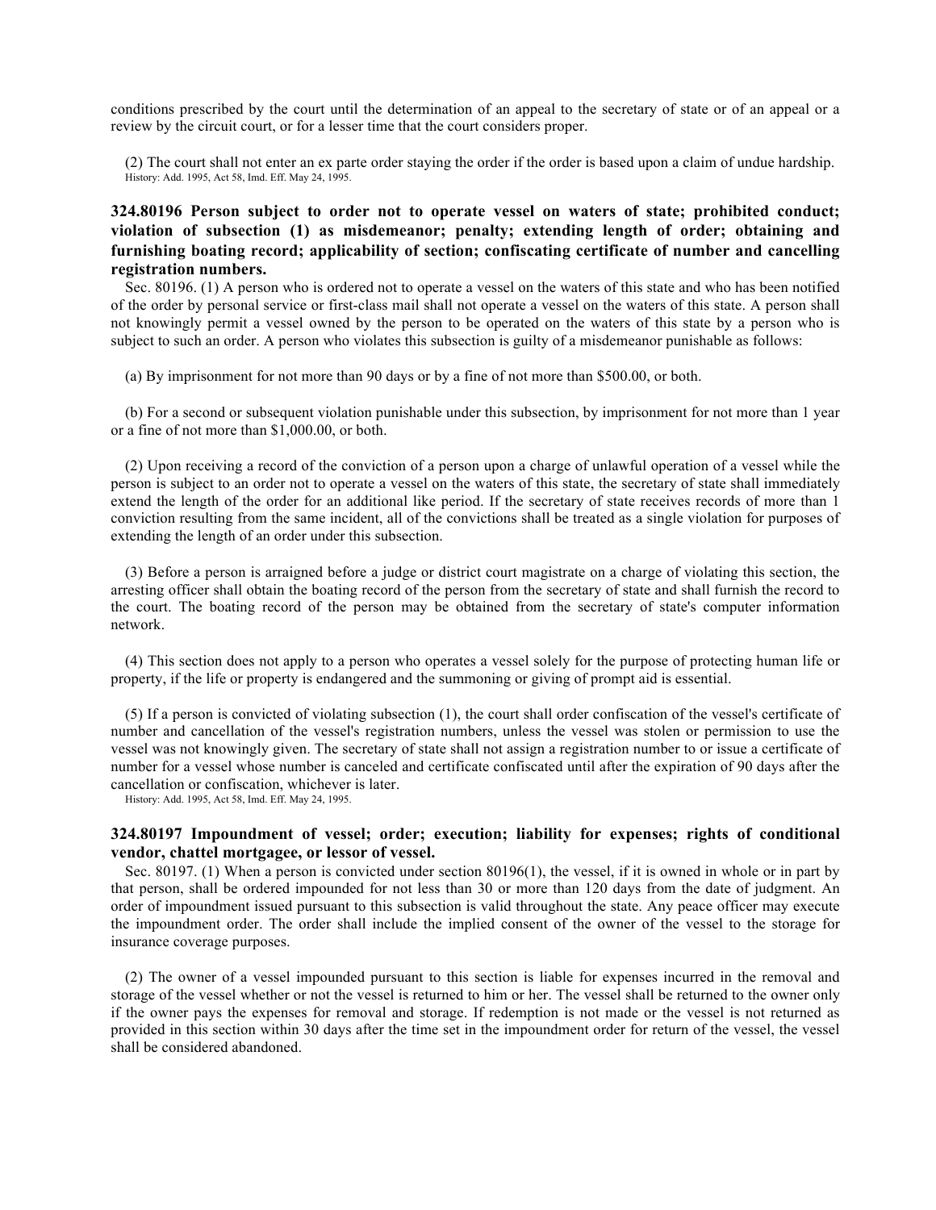conditions prescribed by the court until the determination of an appeal to the secretary of state or of an appeal or a review by the circuit court, or for a lesser time that the court considers proper.

(2) The court shall not enter an ex parte order staying the order if the order is based upon a claim of undue hardship.

History: Add. 1995, Act 58, Imd. Eff. May 24, 1995.

### 324.80196 Person subject to order not to operate vessel on waters of state; prohibited conduct; violation of subsection (1) as misdemeanor; penalty; extending length of order; obtaining and furnishing boating record; applicability of section; confiscating certificate of number and cancelling registration numbers.

Sec. 80196. (1) A person who is ordered not to operate a vessel on the waters of this state and who has been notified of the order by personal service or first-class mail shall not operate a vessel on the waters of this state. A person shall not knowingly permit a vessel owned by the person to be operated on the waters of this state by a person who is subject to such an order. A person who violates this subsection is guilty of a misdemeanor punishable as follows:

(a) By imprisonment for not more than 90 days or by a fine of not more than $500.00, or both.

(b) For a second or subsequent violation punishable under this subsection, by imprisonment for not more than 1 year or a fine of not more than $1,000.00, or both.

(2) Upon receiving a record of the conviction of a person upon a charge of unlawful operation of a vessel while the person is subject to an order not to operate a vessel on the waters of this state, the secretary of state shall immediately extend the length of the order for an additional like period. If the secretary of state receives records of more than 1 conviction resulting from the same incident, all of the convictions shall be treated as a single violation for purposes of extending the length of an order under this subsection.

(3) Before a person is arraigned before a judge or district court magistrate on a charge of violating this section, the arresting officer shall obtain the boating record of the person from the secretary of state and shall furnish the record to the court. The boating record of the person may be obtained from the secretary of state's computer information network.

(4) This section does not apply to a person who operates a vessel solely for the purpose of protecting human life or property, if the life or property is endangered and the summoning or giving of prompt aid is essential.

(5) If a person is convicted of violating subsection (1), the court shall order confiscation of the vessel's certificate of number and cancellation of the vessel's registration numbers, unless the vessel was stolen or permission to use the vessel was not knowingly given. The secretary of state shall not assign a registration number to or issue a certificate of number for a vessel whose number is canceled and certificate confiscated until after the expiration of 90 days after the cancellation or confiscation, whichever is later.

History: Add. 1995, Act 58, Imd. Eff. May 24, 1995.

### 324.80197 Impoundment of vessel; order; execution; liability for expenses; rights of conditional vendor, chattel mortgagee, or lessor of vessel.

Sec. 80197. (1) When a person is convicted under section 80196(1), the vessel, if it is owned in whole or in part by that person, shall be ordered impounded for not less than 30 or more than 120 days from the date of judgment. An order of impoundment issued pursuant to this subsection is valid throughout the state. Any peace officer may execute the impoundment order. The order shall include the implied consent of the owner of the vessel to the storage for insurance coverage purposes.

(2) The owner of a vessel impounded pursuant to this section is liable for expenses incurred in the removal and storage of the vessel whether or not the vessel is returned to him or her. The vessel shall be returned to the owner only if the owner pays the expenses for removal and storage. If redemption is not made or the vessel is not returned as provided in this section within 30 days after the time set in the impoundment order for return of the vessel, the vessel shall be considered abandoned.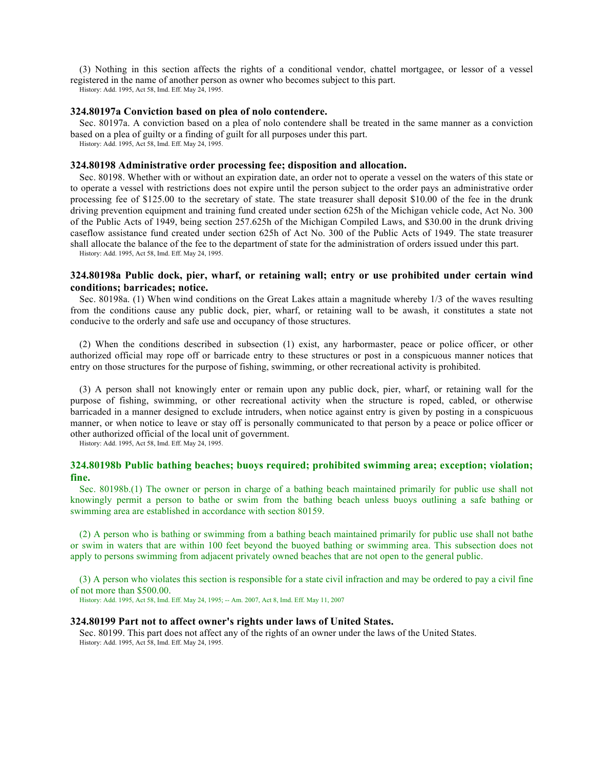(3) Nothing in this section affects the rights of a conditional vendor, chattel mortgagee, or lessor of a vessel registered in the name of another person as owner who becomes subject to this part.

History: Add. 1995, Act 58, Imd. Eff. May 24, 1995.

### 324.80197a Conviction based on plea of nolo contendere.

Sec. 80197a. A conviction based on a plea of nolo contendere shall be treated in the same manner as a conviction based on a plea of guilty or a finding of guilt for all purposes under this part.

History: Add. 1995, Act 58, Imd. Eff. May 24, 1995.

### 324.80198 Administrative order processing fee; disposition and allocation.

Sec. 80198. Whether with or without an expiration date, an order not to operate a vessel on the waters of this state or to operate a vessel with restrictions does not expire until the person subject to the order pays an administrative order processing fee of $125.00 to the secretary of state. The state treasurer shall deposit $10.00 of the fee in the drunk driving prevention equipment and training fund created under section 625h of the Michigan vehicle code, Act No. 300 of the Public Acts of 1949, being section 257.625h of the Michigan Compiled Laws, and $30.00 in the drunk driving caseflow assistance fund created under section 625h of Act No. 300 of the Public Acts of 1949. The state treasurer shall allocate the balance of the fee to the department of state for the administration of orders issued under this part.

History: Add. 1995, Act 58, Imd. Eff. May 24, 1995.

### 324.80198a Public dock, pier, wharf, or retaining wall; entry or use prohibited under certain wind conditions; barricades; notice.

Sec. 80198a. (1) When wind conditions on the Great Lakes attain a magnitude whereby 1/3 of the waves resulting from the conditions cause any public dock, pier, wharf, or retaining wall to be awash, it constitutes a state not conducive to the orderly and safe use and occupancy of those structures.

(2) When the conditions described in subsection (1) exist, any harbormaster, peace or police officer, or other authorized official may rope off or barricade entry to these structures or post in a conspicuous manner notices that entry on those structures for the purpose of fishing, swimming, or other recreational activity is prohibited.

(3) A person shall not knowingly enter or remain upon any public dock, pier, wharf, or retaining wall for the purpose of fishing, swimming, or other recreational activity when the structure is roped, cabled, or otherwise barricaded in a manner designed to exclude intruders, when notice against entry is given by posting in a conspicuous manner, or when notice to leave or stay off is personally communicated to that person by a peace or police officer or other authorized official of the local unit of government.

History: Add. 1995, Act 58, Imd. Eff. May 24, 1995.

### 324.80198b Public bathing beaches; buoys required; prohibited swimming area; exception; violation; fine.

Sec. 80198b.(1) The owner or person in charge of a bathing beach maintained primarily for public use shall not knowingly permit a person to bathe or swim from the bathing beach unless buoys outlining a safe bathing or swimming area are established in accordance with section 80159.

(2) A person who is bathing or swimming from a bathing beach maintained primarily for public use shall not bathe or swim in waters that are within 100 feet beyond the buoyed bathing or swimming area. This subsection does not apply to persons swimming from adjacent privately owned beaches that are not open to the general public.

(3) A person who violates this section is responsible for a state civil infraction and may be ordered to pay a civil fine of not more than $500.00.

History: Add. 1995, Act 58, Imd. Eff. May 24, 1995; -- Am. 2007, Act 8, Imd. Eff. May 11, 2007

### 324.80199 Part not to affect owner's rights under laws of United States.

Sec. 80199. This part does not affect any of the rights of an owner under the laws of the United States.

History: Add. 1995, Act 58, Imd. Eff. May 24, 1995.